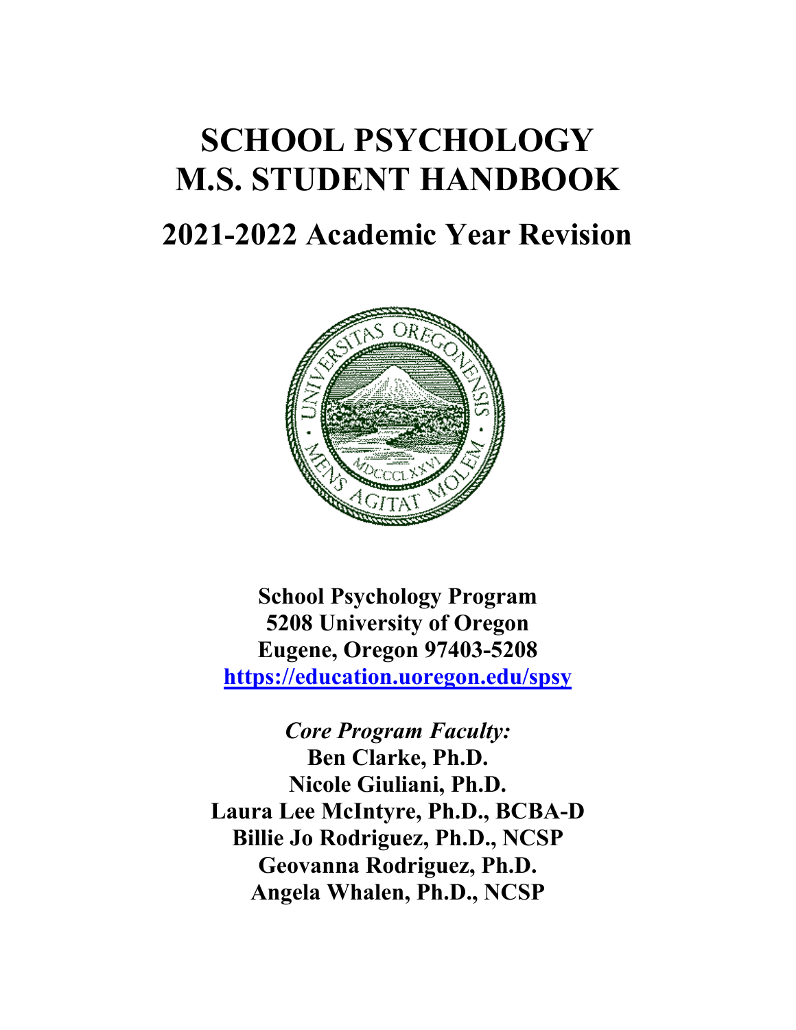# SCHOOL PSYCHOLOGY
# M.S. STUDENT HANDBOOK

## 2021-2022 Academic Year Revision

**School Psychology Program**
**5208 University of Oregon**
**Eugene, Oregon 97403-5208**
**https://education.uoregon.edu/spsy**

***Core Program Faculty:***
**Ben Clarke, Ph.D.**
**Nicole Giuliani, Ph.D.**
**Laura Lee McIntyre, Ph.D., BCBA-D**
**Billie Jo Rodriguez, Ph.D., NCSP**
**Geovanna Rodriguez, Ph.D.**
**Angela Whalen, Ph.D., NCSP**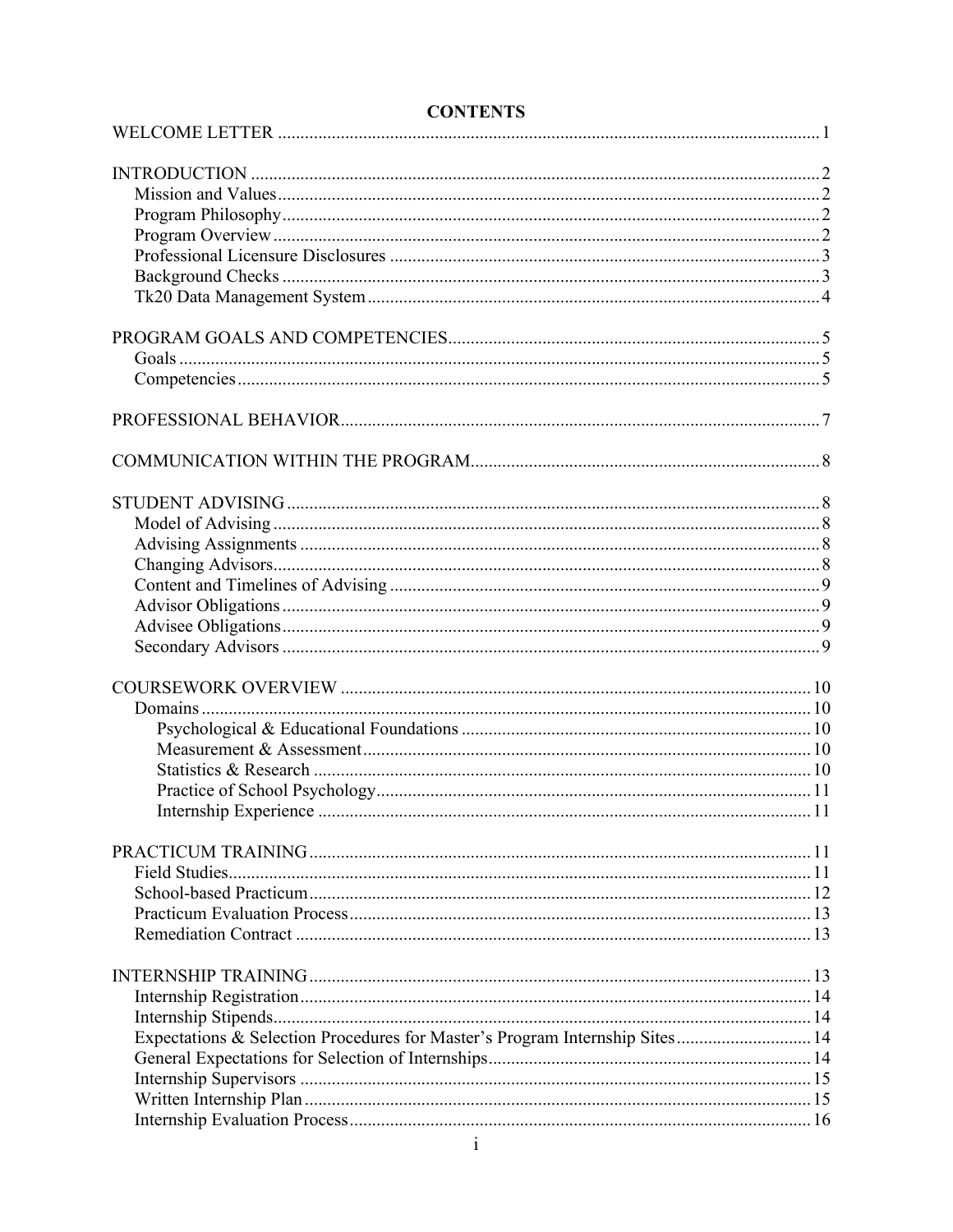# CONTENTS

WELCOME LETTER ........................................................................................................................ 1

INTRODUCTION ............................................................................................................................. 2
- Mission and Values ........................................................................................................................ 2
- Program Philosophy ....................................................................................................................... 2
- Program Overview ......................................................................................................................... 2
- Professional Licensure Disclosures ............................................................................................... 3
- Background Checks ....................................................................................................................... 3
- Tk20 Data Management System .................................................................................................... 4

PROGRAM GOALS AND COMPETENCIES .................................................................................. 5
- Goals ............................................................................................................................................. 5
- Competencies ................................................................................................................................ 5

PROFESSIONAL BEHAVIOR .......................................................................................................... 7

COMMUNICATION WITHIN THE PROGRAM ............................................................................. 8

STUDENT ADVISING ...................................................................................................................... 8
- Model of Advising ......................................................................................................................... 8
- Advising Assignments ................................................................................................................... 8
- Changing Advisors ......................................................................................................................... 8
- Content and Timelines of Advising ............................................................................................... 9
- Advisor Obligations ....................................................................................................................... 9
- Advisee Obligations ....................................................................................................................... 9
- Secondary Advisors ....................................................................................................................... 9

COURSEWORK OVERVIEW ........................................................................................................ 10
- Domains ....................................................................................................................................... 10
  - Psychological & Educational Foundations ............................................................................. 10
  - Measurement & Assessment ................................................................................................... 10
  - Statistics & Research .............................................................................................................. 10
  - Practice of School Psychology ................................................................................................ 11
  - Internship Experience ............................................................................................................. 11

PRACTICUM TRAINING ............................................................................................................... 11
- Field Studies ................................................................................................................................. 11
- School-based Practicum ............................................................................................................... 12
- Practicum Evaluation Process ...................................................................................................... 13
- Remediation Contract .................................................................................................................. 13

INTERNSHIP TRAINING ............................................................................................................... 13
- Internship Registration ................................................................................................................. 14
- Internship Stipends ........................................................................................................................ 14
- Expectations & Selection Procedures for Master's Program Internship Sites .............................. 14
- General Expectations for Selection of Internships ....................................................................... 14
- Internship Supervisors ................................................................................................................. 15
- Written Internship Plan ................................................................................................................ 15
- Internship Evaluation Process ...................................................................................................... 16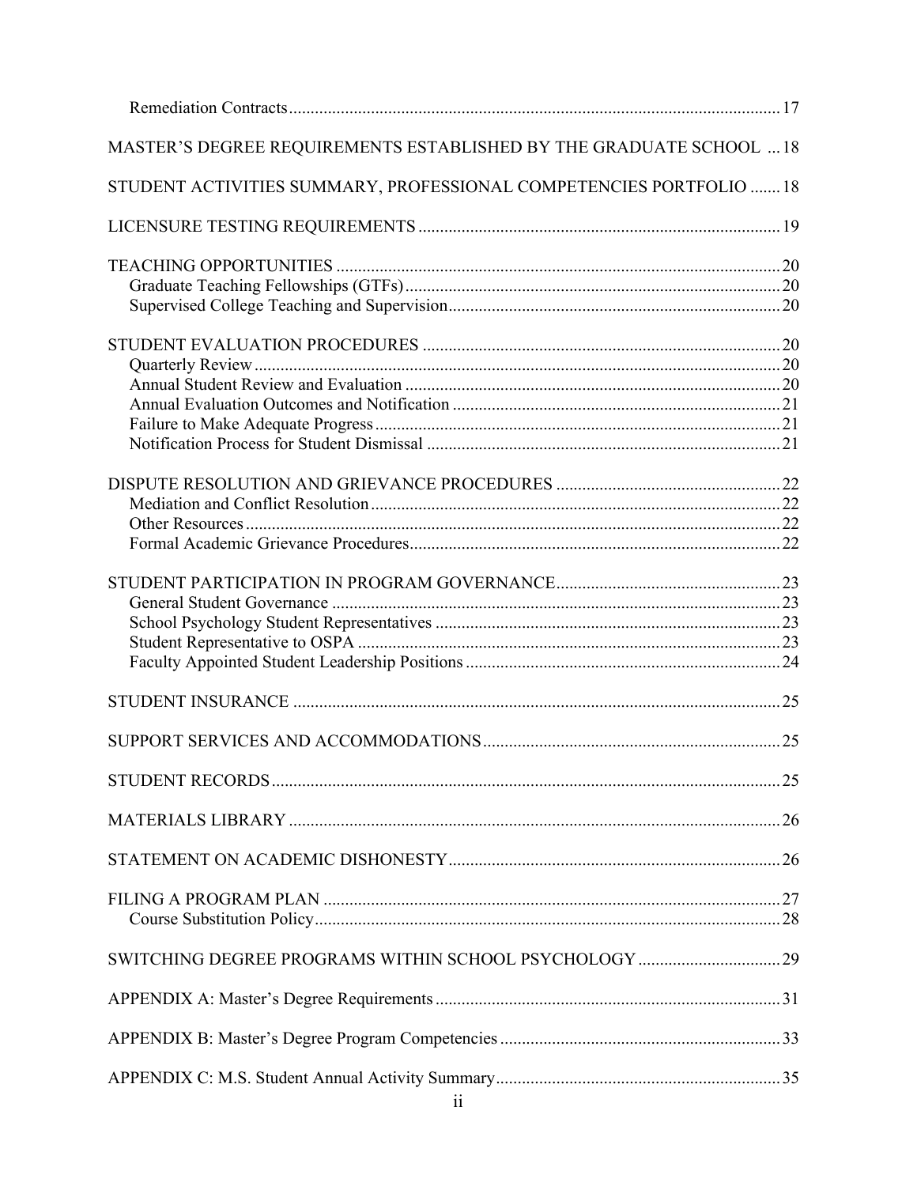Remediation Contracts ... 17

MASTER'S DEGREE REQUIREMENTS ESTABLISHED BY THE GRADUATE SCHOOL ... 18

STUDENT ACTIVITIES SUMMARY, PROFESSIONAL COMPETENCIES PORTFOLIO ... 18

LICENSURE TESTING REQUIREMENTS ... 19

TEACHING OPPORTUNITIES ... 20
- Graduate Teaching Fellowships (GTFs) ... 20
- Supervised College Teaching and Supervision ... 20

STUDENT EVALUATION PROCEDURES ... 20
- Quarterly Review ... 20
- Annual Student Review and Evaluation ... 20
- Annual Evaluation Outcomes and Notification ... 21
- Failure to Make Adequate Progress ... 21
- Notification Process for Student Dismissal ... 21

DISPUTE RESOLUTION AND GRIEVANCE PROCEDURES ... 22
- Mediation and Conflict Resolution ... 22
- Other Resources ... 22
- Formal Academic Grievance Procedures ... 22

STUDENT PARTICIPATION IN PROGRAM GOVERNANCE ... 23
- General Student Governance ... 23
- School Psychology Student Representatives ... 23
- Student Representative to OSPA ... 23
- Faculty Appointed Student Leadership Positions ... 24

STUDENT INSURANCE ... 25

SUPPORT SERVICES AND ACCOMMODATIONS ... 25

STUDENT RECORDS ... 25

MATERIALS LIBRARY ... 26

STATEMENT ON ACADEMIC DISHONESTY ... 26

FILING A PROGRAM PLAN ... 27
- Course Substitution Policy ... 28

SWITCHING DEGREE PROGRAMS WITHIN SCHOOL PSYCHOLOGY ... 29

APPENDIX A: Master's Degree Requirements ... 31

APPENDIX B: Master's Degree Program Competencies ... 33

APPENDIX C: M.S. Student Annual Activity Summary ... 35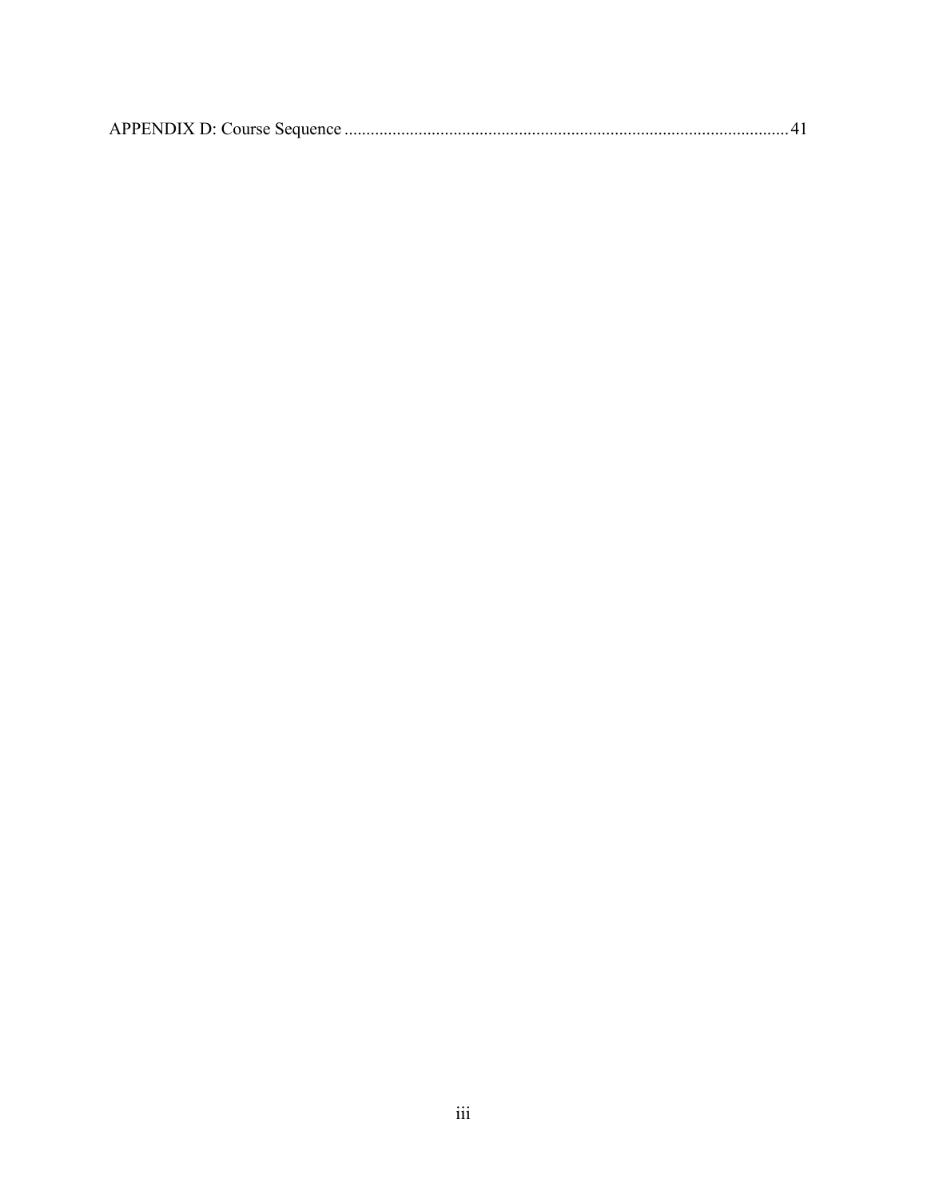APPENDIX D: Course Sequence ...................................................................................................... 41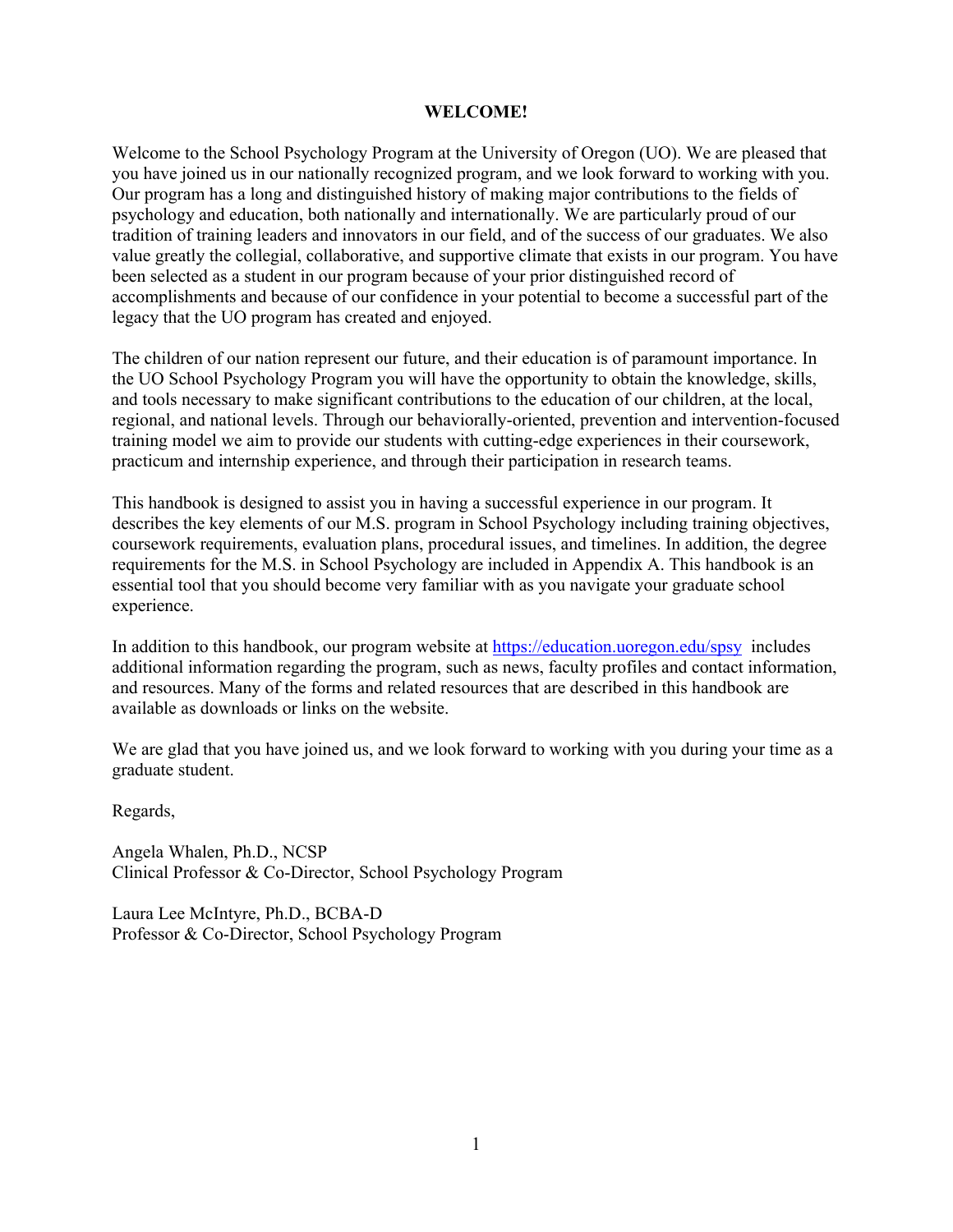# WELCOME!

Welcome to the School Psychology Program at the University of Oregon (UO). We are pleased that you have joined us in our nationally recognized program, and we look forward to working with you. Our program has a long and distinguished history of making major contributions to the fields of psychology and education, both nationally and internationally. We are particularly proud of our tradition of training leaders and innovators in our field, and of the success of our graduates. We also value greatly the collegial, collaborative, and supportive climate that exists in our program. You have been selected as a student in our program because of your prior distinguished record of accomplishments and because of our confidence in your potential to become a successful part of the legacy that the UO program has created and enjoyed.

The children of our nation represent our future, and their education is of paramount importance. In the UO School Psychology Program you will have the opportunity to obtain the knowledge, skills, and tools necessary to make significant contributions to the education of our children, at the local, regional, and national levels. Through our behaviorally-oriented, prevention and intervention-focused training model we aim to provide our students with cutting-edge experiences in their coursework, practicum and internship experience, and through their participation in research teams.

This handbook is designed to assist you in having a successful experience in our program. It describes the key elements of our M.S. program in School Psychology including training objectives, coursework requirements, evaluation plans, procedural issues, and timelines. In addition, the degree requirements for the M.S. in School Psychology are included in Appendix A. This handbook is an essential tool that you should become very familiar with as you navigate your graduate school experience.

In addition to this handbook, our program website at [https://education.uoregon.edu/spsy](https://education.uoregon.edu/spsy) includes additional information regarding the program, such as news, faculty profiles and contact information, and resources. Many of the forms and related resources that are described in this handbook are available as downloads or links on the website.

We are glad that you have joined us, and we look forward to working with you during your time as a graduate student.

Regards,

Angela Whalen, Ph.D., NCSP
Clinical Professor & Co-Director, School Psychology Program

Laura Lee McIntyre, Ph.D., BCBA-D
Professor & Co-Director, School Psychology Program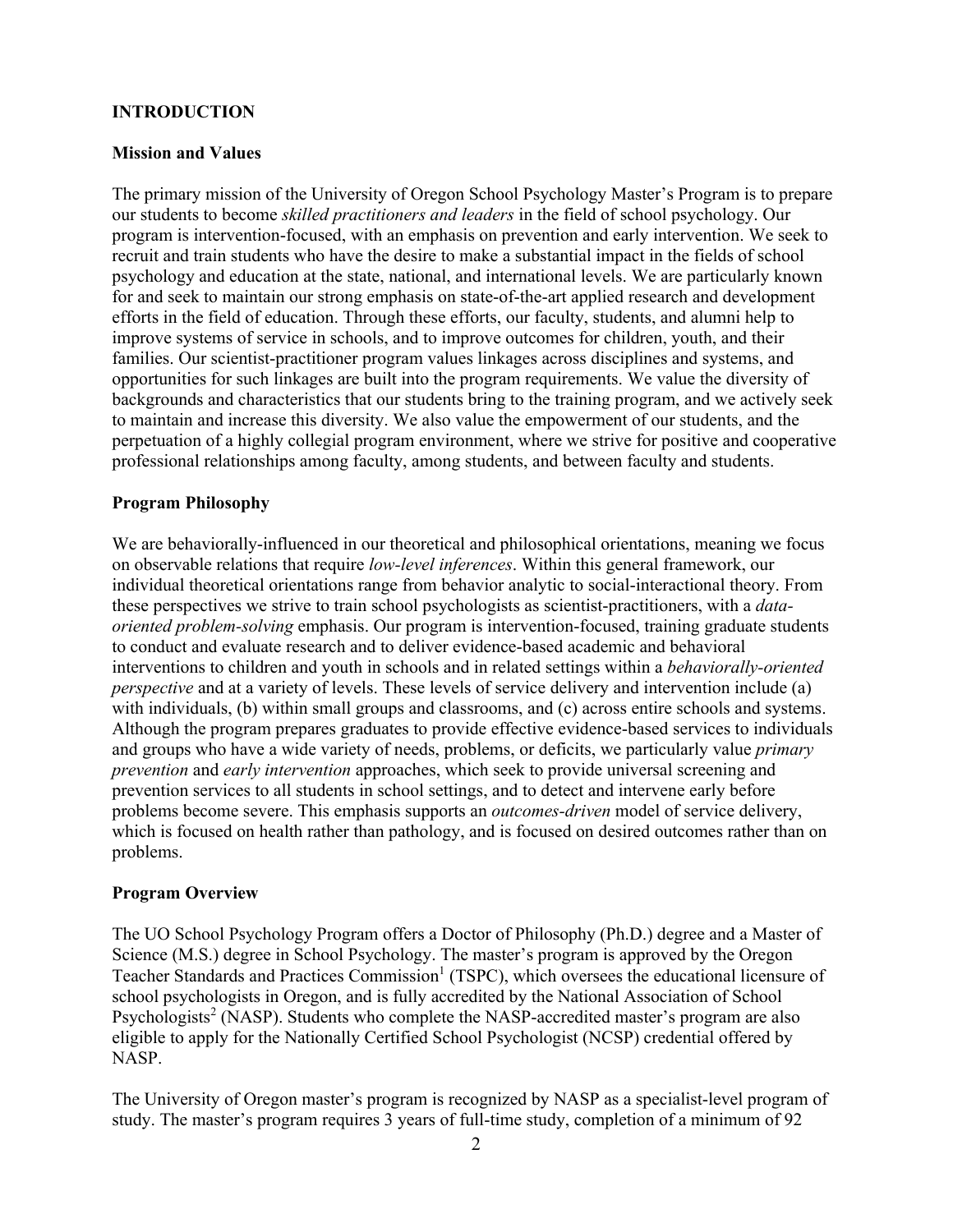## INTRODUCTION

### Mission and Values

The primary mission of the University of Oregon School Psychology Master's Program is to prepare our students to become *skilled practitioners and leaders* in the field of school psychology. Our program is intervention-focused, with an emphasis on prevention and early intervention. We seek to recruit and train students who have the desire to make a substantial impact in the fields of school psychology and education at the state, national, and international levels. We are particularly known for and seek to maintain our strong emphasis on state-of-the-art applied research and development efforts in the field of education. Through these efforts, our faculty, students, and alumni help to improve systems of service in schools, and to improve outcomes for children, youth, and their families. Our scientist-practitioner program values linkages across disciplines and systems, and opportunities for such linkages are built into the program requirements. We value the diversity of backgrounds and characteristics that our students bring to the training program, and we actively seek to maintain and increase this diversity. We also value the empowerment of our students, and the perpetuation of a highly collegial program environment, where we strive for positive and cooperative professional relationships among faculty, among students, and between faculty and students.

### Program Philosophy

We are behaviorally-influenced in our theoretical and philosophical orientations, meaning we focus on observable relations that require *low-level inferences*. Within this general framework, our individual theoretical orientations range from behavior analytic to social-interactional theory. From these perspectives we strive to train school psychologists as scientist-practitioners, with a *data-oriented problem-solving* emphasis. Our program is intervention-focused, training graduate students to conduct and evaluate research and to deliver evidence-based academic and behavioral interventions to children and youth in schools and in related settings within a *behaviorally-oriented perspective* and at a variety of levels. These levels of service delivery and intervention include (a) with individuals, (b) within small groups and classrooms, and (c) across entire schools and systems. Although the program prepares graduates to provide effective evidence-based services to individuals and groups who have a wide variety of needs, problems, or deficits, we particularly value *primary prevention* and *early intervention* approaches, which seek to provide universal screening and prevention services to all students in school settings, and to detect and intervene early before problems become severe. This emphasis supports an *outcomes-driven* model of service delivery, which is focused on health rather than pathology, and is focused on desired outcomes rather than on problems.

### Program Overview

The UO School Psychology Program offers a Doctor of Philosophy (Ph.D.) degree and a Master of Science (M.S.) degree in School Psychology. The master's program is approved by the Oregon Teacher Standards and Practices Commission[1] (TSPC), which oversees the educational licensure of school psychologists in Oregon, and is fully accredited by the National Association of School Psychologists[2] (NASP). Students who complete the NASP-accredited master's program are also eligible to apply for the Nationally Certified School Psychologist (NCSP) credential offered by NASP.

The University of Oregon master's program is recognized by NASP as a specialist-level program of study. The master's program requires 3 years of full-time study, completion of a minimum of 92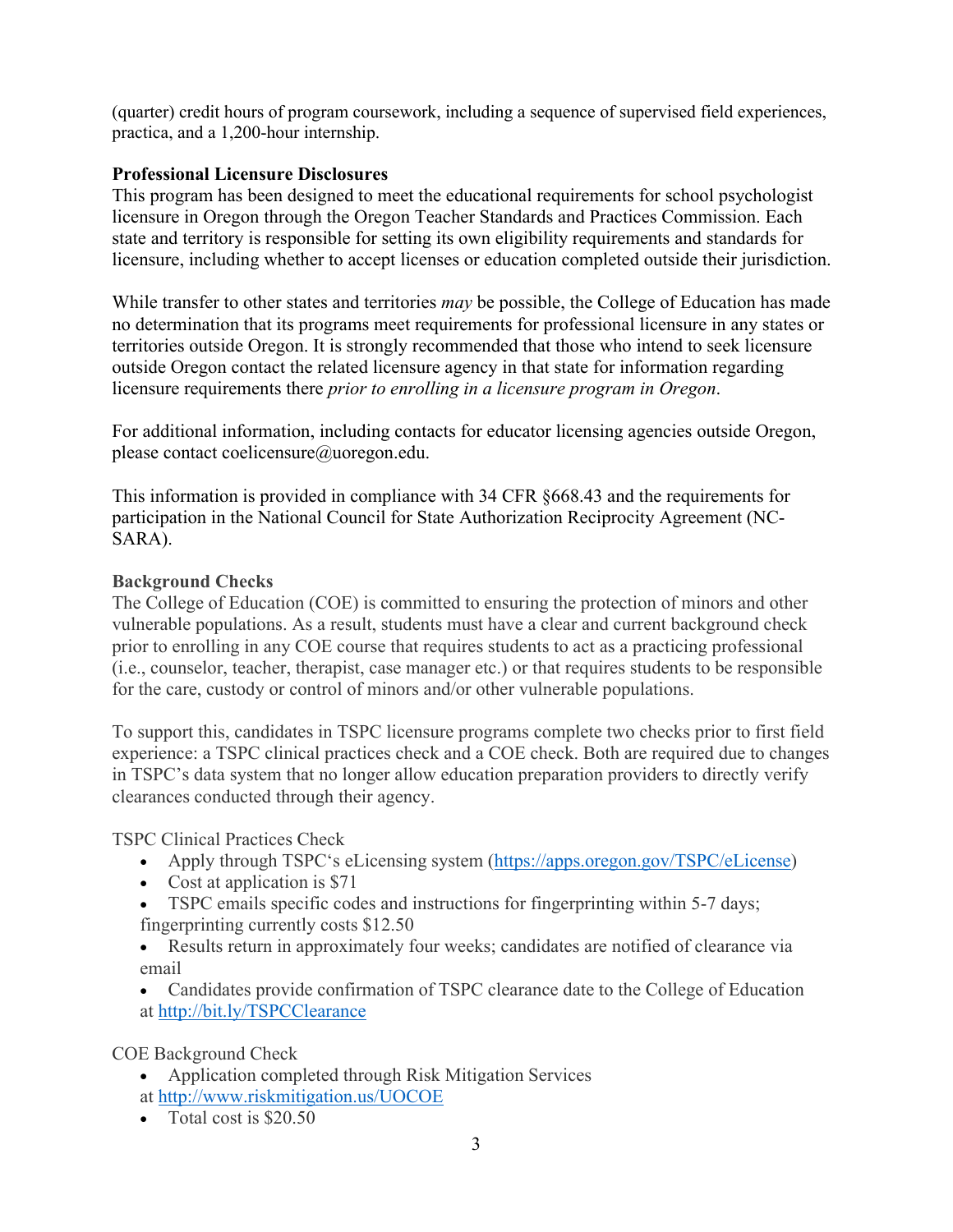(quarter) credit hours of program coursework, including a sequence of supervised field experiences, practica, and a 1,200-hour internship.

### Professional Licensure Disclosures

This program has been designed to meet the educational requirements for school psychologist licensure in Oregon through the Oregon Teacher Standards and Practices Commission. Each state and territory is responsible for setting its own eligibility requirements and standards for licensure, including whether to accept licenses or education completed outside their jurisdiction.

While transfer to other states and territories *may* be possible, the College of Education has made no determination that its programs meet requirements for professional licensure in any states or territories outside Oregon. It is strongly recommended that those who intend to seek licensure outside Oregon contact the related licensure agency in that state for information regarding licensure requirements there *prior to enrolling in a licensure program in Oregon*.

For additional information, including contacts for educator licensing agencies outside Oregon, please contact coelicensure@uoregon.edu.

This information is provided in compliance with 34 CFR §668.43 and the requirements for participation in the National Council for State Authorization Reciprocity Agreement (NC-SARA).

### Background Checks

The College of Education (COE) is committed to ensuring the protection of minors and other vulnerable populations. As a result, students must have a clear and current background check prior to enrolling in any COE course that requires students to act as a practicing professional (i.e., counselor, teacher, therapist, case manager etc.) or that requires students to be responsible for the care, custody or control of minors and/or other vulnerable populations.

To support this, candidates in TSPC licensure programs complete two checks prior to first field experience: a TSPC clinical practices check and a COE check. Both are required due to changes in TSPC's data system that no longer allow education preparation providers to directly verify clearances conducted through their agency.

TSPC Clinical Practices Check

- Apply through TSPC's eLicensing system (https://apps.oregon.gov/TSPC/eLicense)
- Cost at application is $71
- TSPC emails specific codes and instructions for fingerprinting within 5-7 days; fingerprinting currently costs $12.50
- Results return in approximately four weeks; candidates are notified of clearance via email
- Candidates provide confirmation of TSPC clearance date to the College of Education at http://bit.ly/TSPCClearance

COE Background Check

- Application completed through Risk Mitigation Services at http://www.riskmitigation.us/UOCOE
- Total cost is $20.50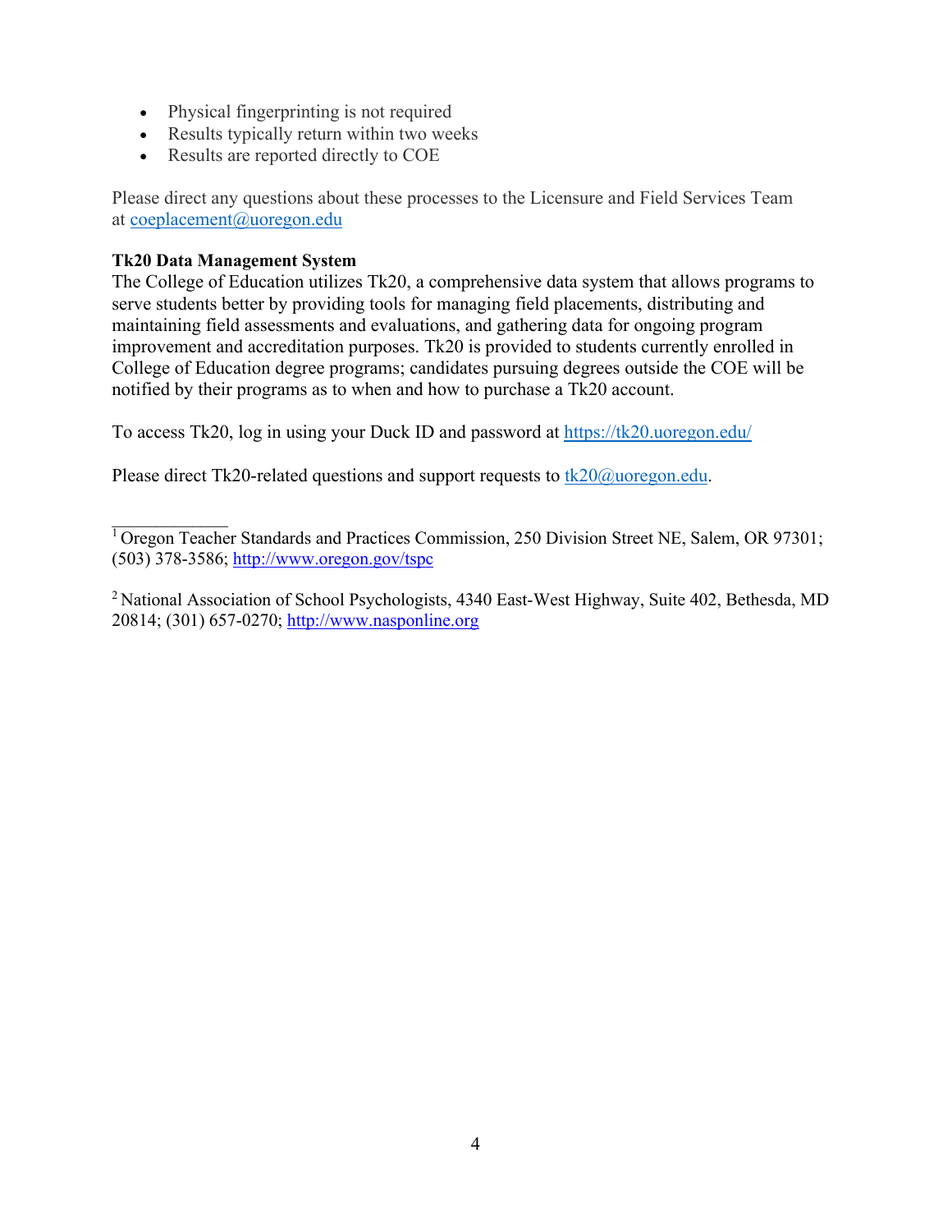- Physical fingerprinting is not required
- Results typically return within two weeks
- Results are reported directly to COE

Please direct any questions about these processes to the Licensure and Field Services Team at coeplacement@uoregon.edu

**Tk20 Data Management System**

The College of Education utilizes Tk20, a comprehensive data system that allows programs to serve students better by providing tools for managing field placements, distributing and maintaining field assessments and evaluations, and gathering data for ongoing program improvement and accreditation purposes. Tk20 is provided to students currently enrolled in College of Education degree programs; candidates pursuing degrees outside the COE will be notified by their programs as to when and how to purchase a Tk20 account.

To access Tk20, log in using your Duck ID and password at https://tk20.uoregon.edu/

Please direct Tk20-related questions and support requests to tk20@uoregon.edu.

---

[1] Oregon Teacher Standards and Practices Commission, 250 Division Street NE, Salem, OR 97301; (503) 378-3586; http://www.oregon.gov/tspc

[2] National Association of School Psychologists, 4340 East-West Highway, Suite 402, Bethesda, MD 20814; (301) 657-0270; http://www.nasponline.org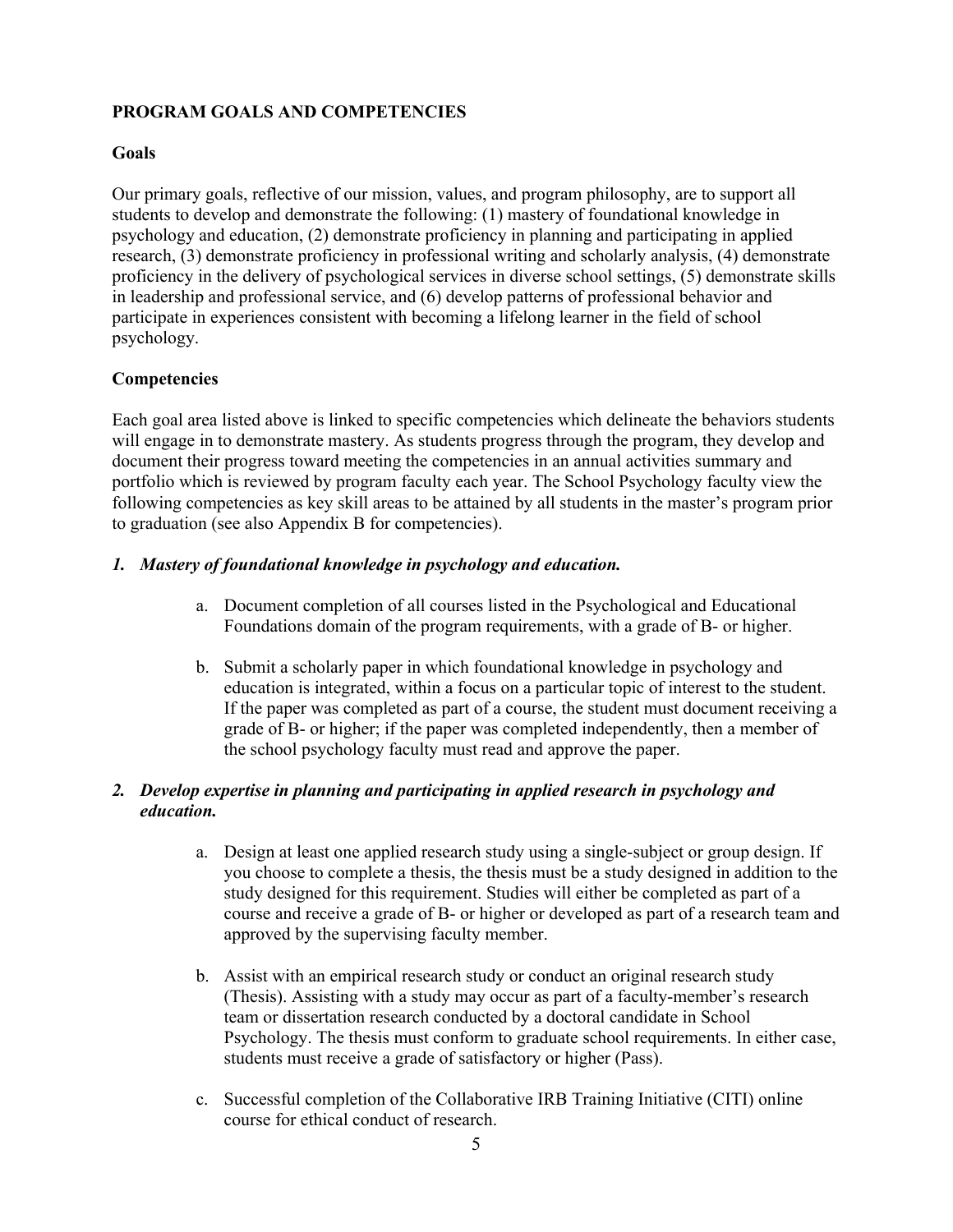## PROGRAM GOALS AND COMPETENCIES

### Goals

Our primary goals, reflective of our mission, values, and program philosophy, are to support all students to develop and demonstrate the following: (1) mastery of foundational knowledge in psychology and education, (2) demonstrate proficiency in planning and participating in applied research, (3) demonstrate proficiency in professional writing and scholarly analysis, (4) demonstrate proficiency in the delivery of psychological services in diverse school settings, (5) demonstrate skills in leadership and professional service, and (6) develop patterns of professional behavior and participate in experiences consistent with becoming a lifelong learner in the field of school psychology.

### Competencies

Each goal area listed above is linked to specific competencies which delineate the behaviors students will engage in to demonstrate mastery. As students progress through the program, they develop and document their progress toward meeting the competencies in an annual activities summary and portfolio which is reviewed by program faculty each year. The School Psychology faculty view the following competencies as key skill areas to be attained by all students in the master's program prior to graduation (see also Appendix B for competencies).

1. ***Mastery of foundational knowledge in psychology and education.***

   a. Document completion of all courses listed in the Psychological and Educational Foundations domain of the program requirements, with a grade of B- or higher.

   b. Submit a scholarly paper in which foundational knowledge in psychology and education is integrated, within a focus on a particular topic of interest to the student. If the paper was completed as part of a course, the student must document receiving a grade of B- or higher; if the paper was completed independently, then a member of the school psychology faculty must read and approve the paper.

2. ***Develop expertise in planning and participating in applied research in psychology and education.***

   a. Design at least one applied research study using a single-subject or group design. If you choose to complete a thesis, the thesis must be a study designed in addition to the study designed for this requirement. Studies will either be completed as part of a course and receive a grade of B- or higher or developed as part of a research team and approved by the supervising faculty member.

   b. Assist with an empirical research study or conduct an original research study (Thesis). Assisting with a study may occur as part of a faculty-member's research team or dissertation research conducted by a doctoral candidate in School Psychology. The thesis must conform to graduate school requirements. In either case, students must receive a grade of satisfactory or higher (Pass).

   c. Successful completion of the Collaborative IRB Training Initiative (CITI) online course for ethical conduct of research.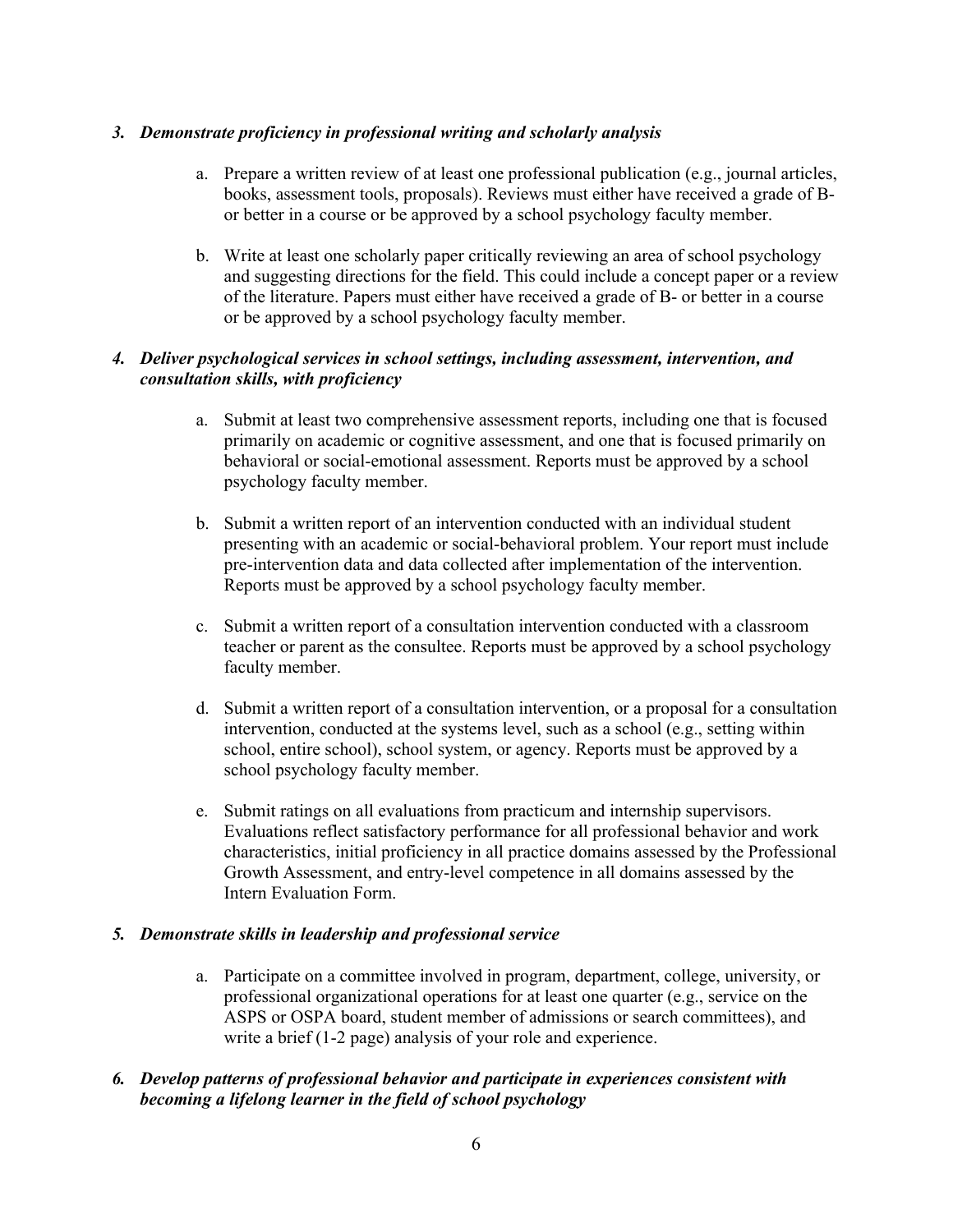3. ***Demonstrate proficiency in professional writing and scholarly analysis***

    a. Prepare a written review of at least one professional publication (e.g., journal articles, books, assessment tools, proposals). Reviews must either have received a grade of B- or better in a course or be approved by a school psychology faculty member.

    b. Write at least one scholarly paper critically reviewing an area of school psychology and suggesting directions for the field. This could include a concept paper or a review of the literature. Papers must either have received a grade of B- or better in a course or be approved by a school psychology faculty member.

4. ***Deliver psychological services in school settings, including assessment, intervention, and consultation skills, with proficiency***

    a. Submit at least two comprehensive assessment reports, including one that is focused primarily on academic or cognitive assessment, and one that is focused primarily on behavioral or social-emotional assessment. Reports must be approved by a school psychology faculty member.

    b. Submit a written report of an intervention conducted with an individual student presenting with an academic or social-behavioral problem. Your report must include pre-intervention data and data collected after implementation of the intervention. Reports must be approved by a school psychology faculty member.

    c. Submit a written report of a consultation intervention conducted with a classroom teacher or parent as the consultee. Reports must be approved by a school psychology faculty member.

    d. Submit a written report of a consultation intervention, or a proposal for a consultation intervention, conducted at the systems level, such as a school (e.g., setting within school, entire school), school system, or agency. Reports must be approved by a school psychology faculty member.

    e. Submit ratings on all evaluations from practicum and internship supervisors. Evaluations reflect satisfactory performance for all professional behavior and work characteristics, initial proficiency in all practice domains assessed by the Professional Growth Assessment, and entry-level competence in all domains assessed by the Intern Evaluation Form.

5. ***Demonstrate skills in leadership and professional service***

    a. Participate on a committee involved in program, department, college, university, or professional organizational operations for at least one quarter (e.g., service on the ASPS or OSPA board, student member of admissions or search committees), and write a brief (1-2 page) analysis of your role and experience.

6. ***Develop patterns of professional behavior and participate in experiences consistent with becoming a lifelong learner in the field of school psychology***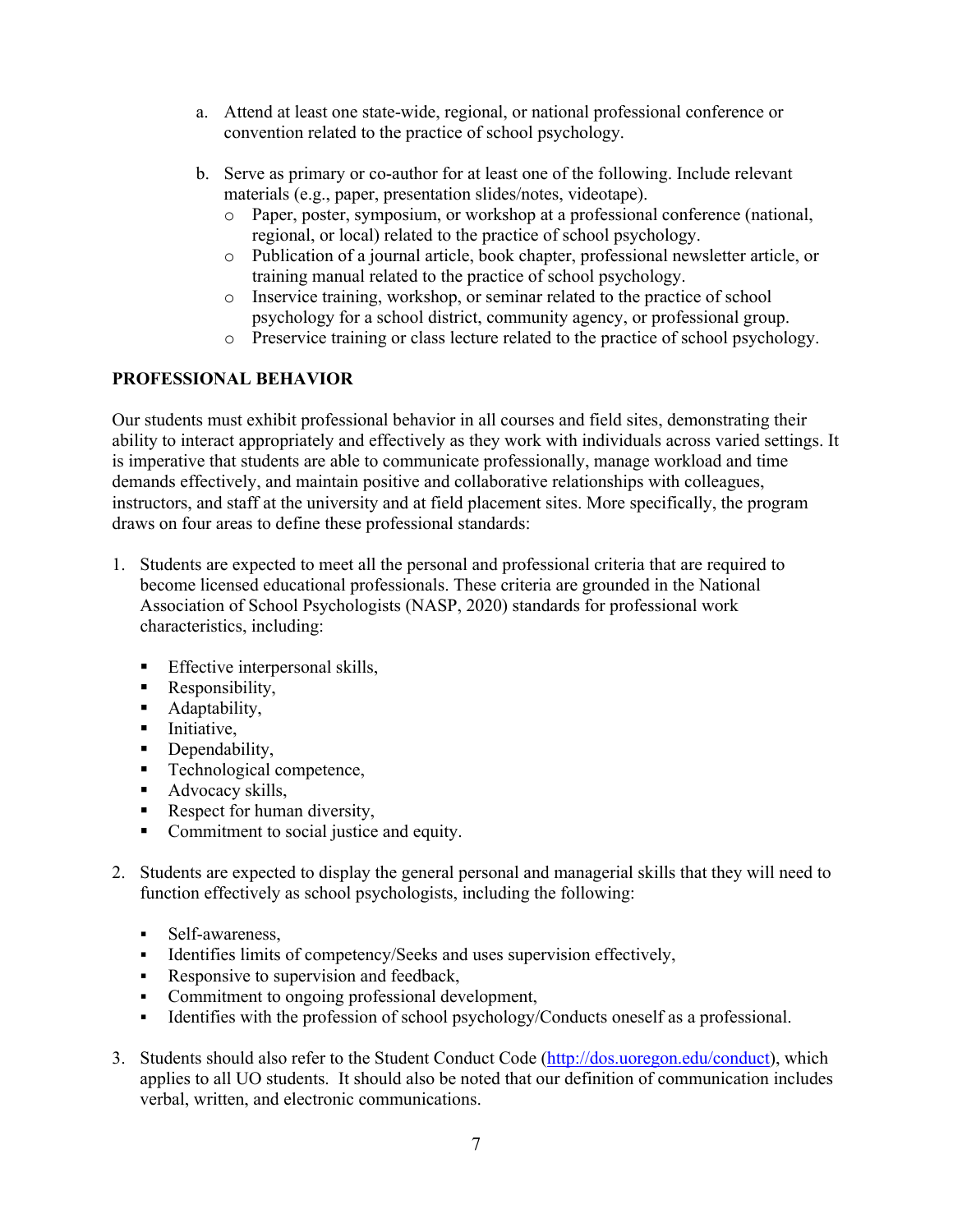a. Attend at least one state-wide, regional, or national professional conference or convention related to the practice of school psychology.

b. Serve as primary or co-author for at least one of the following. Include relevant materials (e.g., paper, presentation slides/notes, videotape).
   - Paper, poster, symposium, or workshop at a professional conference (national, regional, or local) related to the practice of school psychology.
   - Publication of a journal article, book chapter, professional newsletter article, or training manual related to the practice of school psychology.
   - Inservice training, workshop, or seminar related to the practice of school psychology for a school district, community agency, or professional group.
   - Preservice training or class lecture related to the practice of school psychology.

## PROFESSIONAL BEHAVIOR

Our students must exhibit professional behavior in all courses and field sites, demonstrating their ability to interact appropriately and effectively as they work with individuals across varied settings. It is imperative that students are able to communicate professionally, manage workload and time demands effectively, and maintain positive and collaborative relationships with colleagues, instructors, and staff at the university and at field placement sites. More specifically, the program draws on four areas to define these professional standards:

1. Students are expected to meet all the personal and professional criteria that are required to become licensed educational professionals. These criteria are grounded in the National Association of School Psychologists (NASP, 2020) standards for professional work characteristics, including:

   - Effective interpersonal skills,
   - Responsibility,
   - Adaptability,
   - Initiative,
   - Dependability,
   - Technological competence,
   - Advocacy skills,
   - Respect for human diversity,
   - Commitment to social justice and equity.

2. Students are expected to display the general personal and managerial skills that they will need to function effectively as school psychologists, including the following:

   - Self-awareness,
   - Identifies limits of competency/Seeks and uses supervision effectively,
   - Responsive to supervision and feedback,
   - Commitment to ongoing professional development,
   - Identifies with the profession of school psychology/Conducts oneself as a professional.

3. Students should also refer to the Student Conduct Code (http://dos.uoregon.edu/conduct), which applies to all UO students. It should also be noted that our definition of communication includes verbal, written, and electronic communications.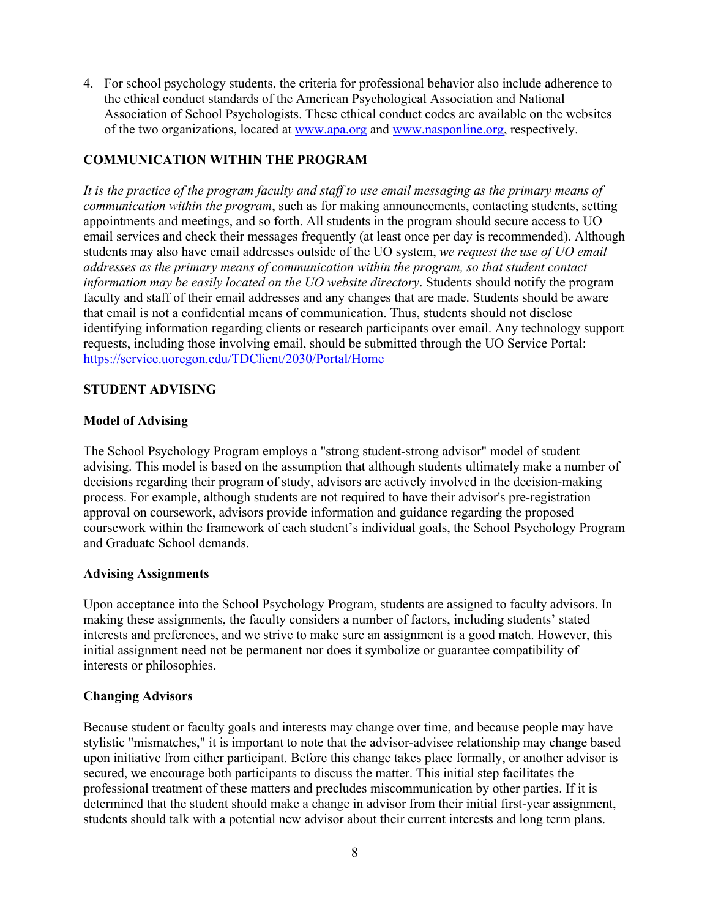4. For school psychology students, the criteria for professional behavior also include adherence to the ethical conduct standards of the American Psychological Association and National Association of School Psychologists. These ethical conduct codes are available on the websites of the two organizations, located at [www.apa.org](http://www.apa.org) and [www.nasponline.org](http://www.nasponline.org), respectively.

## COMMUNICATION WITHIN THE PROGRAM

*It is the practice of the program faculty and staff to use email messaging as the primary means of communication within the program*, such as for making announcements, contacting students, setting appointments and meetings, and so forth. All students in the program should secure access to UO email services and check their messages frequently (at least once per day is recommended). Although students may also have email addresses outside of the UO system, *we request the use of UO email addresses as the primary means of communication within the program, so that student contact information may be easily located on the UO website directory*. Students should notify the program faculty and staff of their email addresses and any changes that are made. Students should be aware that email is not a confidential means of communication. Thus, students should not disclose identifying information regarding clients or research participants over email. Any technology support requests, including those involving email, should be submitted through the UO Service Portal: [https://service.uoregon.edu/TDClient/2030/Portal/Home](https://service.uoregon.edu/TDClient/2030/Portal/Home)

## STUDENT ADVISING

### Model of Advising

The School Psychology Program employs a "strong student-strong advisor" model of student advising. This model is based on the assumption that although students ultimately make a number of decisions regarding their program of study, advisors are actively involved in the decision-making process. For example, although students are not required to have their advisor's pre-registration approval on coursework, advisors provide information and guidance regarding the proposed coursework within the framework of each student's individual goals, the School Psychology Program and Graduate School demands.

### Advising Assignments

Upon acceptance into the School Psychology Program, students are assigned to faculty advisors. In making these assignments, the faculty considers a number of factors, including students' stated interests and preferences, and we strive to make sure an assignment is a good match. However, this initial assignment need not be permanent nor does it symbolize or guarantee compatibility of interests or philosophies.

### Changing Advisors

Because student or faculty goals and interests may change over time, and because people may have stylistic "mismatches," it is important to note that the advisor-advisee relationship may change based upon initiative from either participant. Before this change takes place formally, or another advisor is secured, we encourage both participants to discuss the matter. This initial step facilitates the professional treatment of these matters and precludes miscommunication by other parties. If it is determined that the student should make a change in advisor from their initial first-year assignment, students should talk with a potential new advisor about their current interests and long term plans.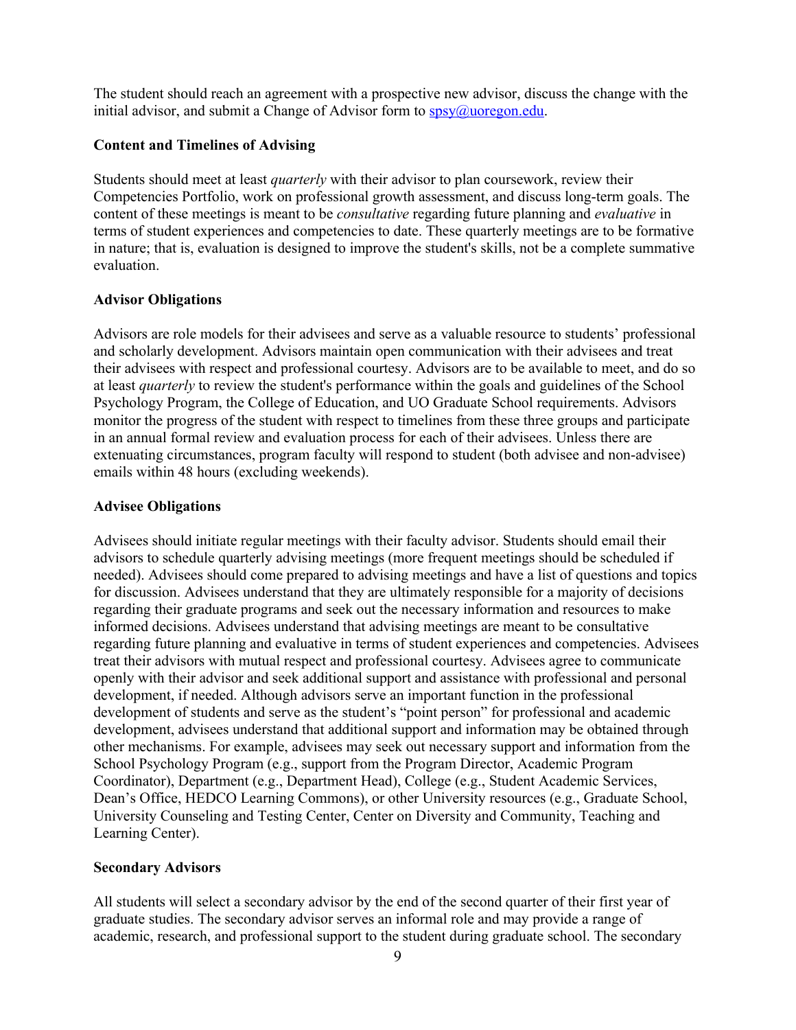The student should reach an agreement with a prospective new advisor, discuss the change with the initial advisor, and submit a Change of Advisor form to spsy@uoregon.edu.

**Content and Timelines of Advising**

Students should meet at least *quarterly* with their advisor to plan coursework, review their Competencies Portfolio, work on professional growth assessment, and discuss long-term goals. The content of these meetings is meant to be *consultative* regarding future planning and *evaluative* in terms of student experiences and competencies to date. These quarterly meetings are to be formative in nature; that is, evaluation is designed to improve the student's skills, not be a complete summative evaluation.

**Advisor Obligations**

Advisors are role models for their advisees and serve as a valuable resource to students' professional and scholarly development. Advisors maintain open communication with their advisees and treat their advisees with respect and professional courtesy. Advisors are to be available to meet, and do so at least *quarterly* to review the student's performance within the goals and guidelines of the School Psychology Program, the College of Education, and UO Graduate School requirements. Advisors monitor the progress of the student with respect to timelines from these three groups and participate in an annual formal review and evaluation process for each of their advisees. Unless there are extenuating circumstances, program faculty will respond to student (both advisee and non-advisee) emails within 48 hours (excluding weekends).

**Advisee Obligations**

Advisees should initiate regular meetings with their faculty advisor. Students should email their advisors to schedule quarterly advising meetings (more frequent meetings should be scheduled if needed). Advisees should come prepared to advising meetings and have a list of questions and topics for discussion. Advisees understand that they are ultimately responsible for a majority of decisions regarding their graduate programs and seek out the necessary information and resources to make informed decisions. Advisees understand that advising meetings are meant to be consultative regarding future planning and evaluative in terms of student experiences and competencies. Advisees treat their advisors with mutual respect and professional courtesy. Advisees agree to communicate openly with their advisor and seek additional support and assistance with professional and personal development, if needed. Although advisors serve an important function in the professional development of students and serve as the student's "point person" for professional and academic development, advisees understand that additional support and information may be obtained through other mechanisms. For example, advisees may seek out necessary support and information from the School Psychology Program (e.g., support from the Program Director, Academic Program Coordinator), Department (e.g., Department Head), College (e.g., Student Academic Services, Dean's Office, HEDCO Learning Commons), or other University resources (e.g., Graduate School, University Counseling and Testing Center, Center on Diversity and Community, Teaching and Learning Center).

**Secondary Advisors**

All students will select a secondary advisor by the end of the second quarter of their first year of graduate studies. The secondary advisor serves an informal role and may provide a range of academic, research, and professional support to the student during graduate school. The secondary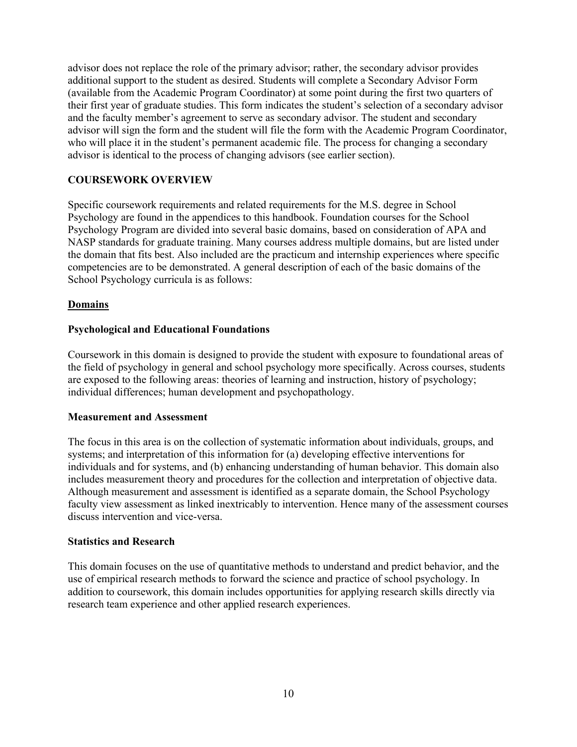advisor does not replace the role of the primary advisor; rather, the secondary advisor provides additional support to the student as desired. Students will complete a Secondary Advisor Form (available from the Academic Program Coordinator) at some point during the first two quarters of their first year of graduate studies. This form indicates the student's selection of a secondary advisor and the faculty member's agreement to serve as secondary advisor. The student and secondary advisor will sign the form and the student will file the form with the Academic Program Coordinator, who will place it in the student's permanent academic file. The process for changing a secondary advisor is identical to the process of changing advisors (see earlier section).

## COURSEWORK OVERVIEW

Specific coursework requirements and related requirements for the M.S. degree in School Psychology are found in the appendices to this handbook. Foundation courses for the School Psychology Program are divided into several basic domains, based on consideration of APA and NASP standards for graduate training. Many courses address multiple domains, but are listed under the domain that fits best. Also included are the practicum and internship experiences where specific competencies are to be demonstrated. A general description of each of the basic domains of the School Psychology curricula is as follows:

### Domains

#### Psychological and Educational Foundations

Coursework in this domain is designed to provide the student with exposure to foundational areas of the field of psychology in general and school psychology more specifically. Across courses, students are exposed to the following areas: theories of learning and instruction, history of psychology; individual differences; human development and psychopathology.

#### Measurement and Assessment

The focus in this area is on the collection of systematic information about individuals, groups, and systems; and interpretation of this information for (a) developing effective interventions for individuals and for systems, and (b) enhancing understanding of human behavior. This domain also includes measurement theory and procedures for the collection and interpretation of objective data. Although measurement and assessment is identified as a separate domain, the School Psychology faculty view assessment as linked inextricably to intervention. Hence many of the assessment courses discuss intervention and vice-versa.

#### Statistics and Research

This domain focuses on the use of quantitative methods to understand and predict behavior, and the use of empirical research methods to forward the science and practice of school psychology. In addition to coursework, this domain includes opportunities for applying research skills directly via research team experience and other applied research experiences.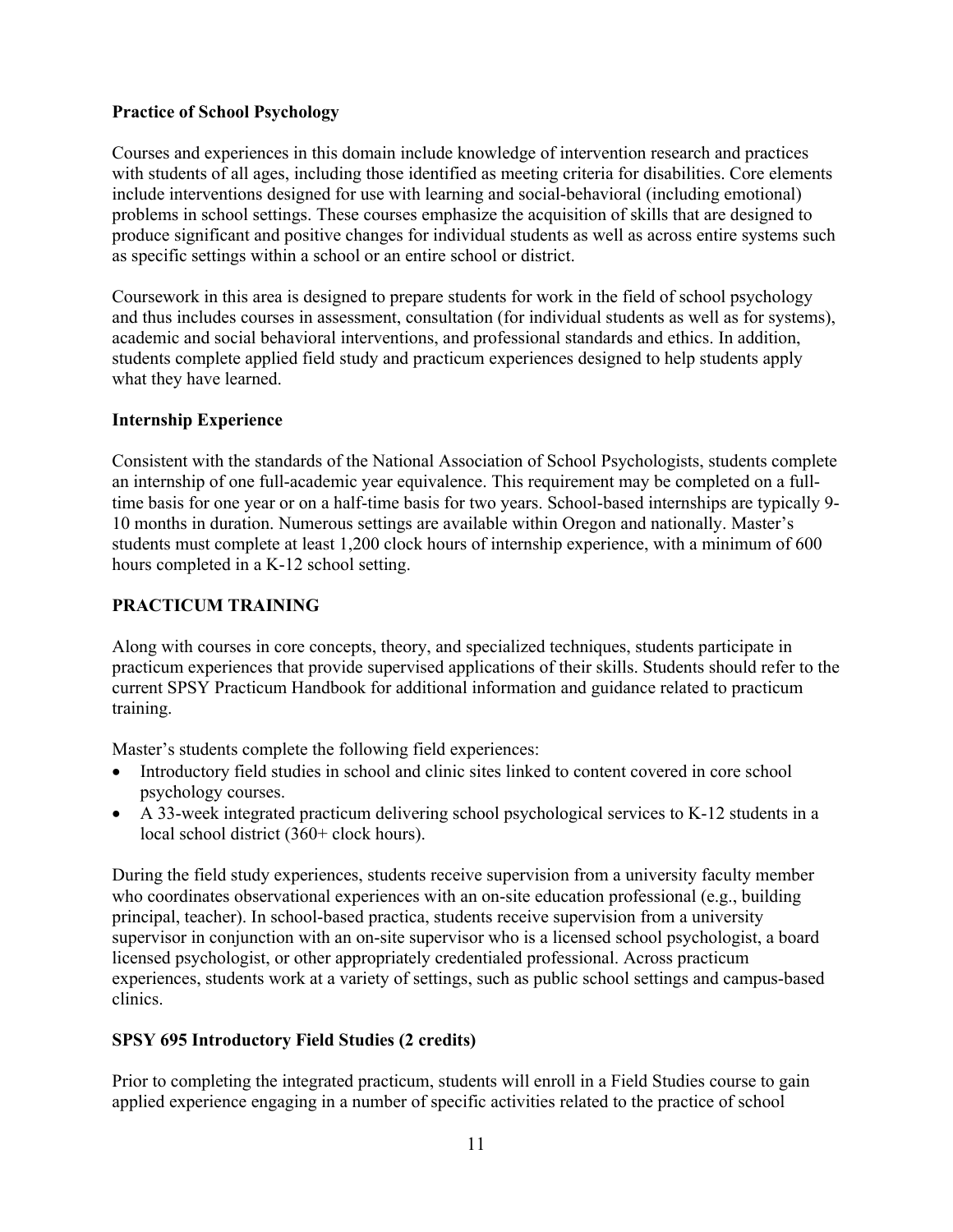### Practice of School Psychology

Courses and experiences in this domain include knowledge of intervention research and practices with students of all ages, including those identified as meeting criteria for disabilities. Core elements include interventions designed for use with learning and social-behavioral (including emotional) problems in school settings. These courses emphasize the acquisition of skills that are designed to produce significant and positive changes for individual students as well as across entire systems such as specific settings within a school or an entire school or district.

Coursework in this area is designed to prepare students for work in the field of school psychology and thus includes courses in assessment, consultation (for individual students as well as for systems), academic and social behavioral interventions, and professional standards and ethics. In addition, students complete applied field study and practicum experiences designed to help students apply what they have learned.

### Internship Experience

Consistent with the standards of the National Association of School Psychologists, students complete an internship of one full-academic year equivalence. This requirement may be completed on a full-time basis for one year or on a half-time basis for two years. School-based internships are typically 9-10 months in duration. Numerous settings are available within Oregon and nationally. Master's students must complete at least 1,200 clock hours of internship experience, with a minimum of 600 hours completed in a K-12 school setting.

## PRACTICUM TRAINING

Along with courses in core concepts, theory, and specialized techniques, students participate in practicum experiences that provide supervised applications of their skills. Students should refer to the current SPSY Practicum Handbook for additional information and guidance related to practicum training.

Master's students complete the following field experiences:

- Introductory field studies in school and clinic sites linked to content covered in core school psychology courses.
- A 33-week integrated practicum delivering school psychological services to K-12 students in a local school district (360+ clock hours).

During the field study experiences, students receive supervision from a university faculty member who coordinates observational experiences with an on-site education professional (e.g., building principal, teacher). In school-based practica, students receive supervision from a university supervisor in conjunction with an on-site supervisor who is a licensed school psychologist, a board licensed psychologist, or other appropriately credentialed professional. Across practicum experiences, students work at a variety of settings, such as public school settings and campus-based clinics.

### SPSY 695 Introductory Field Studies (2 credits)

Prior to completing the integrated practicum, students will enroll in a Field Studies course to gain applied experience engaging in a number of specific activities related to the practice of school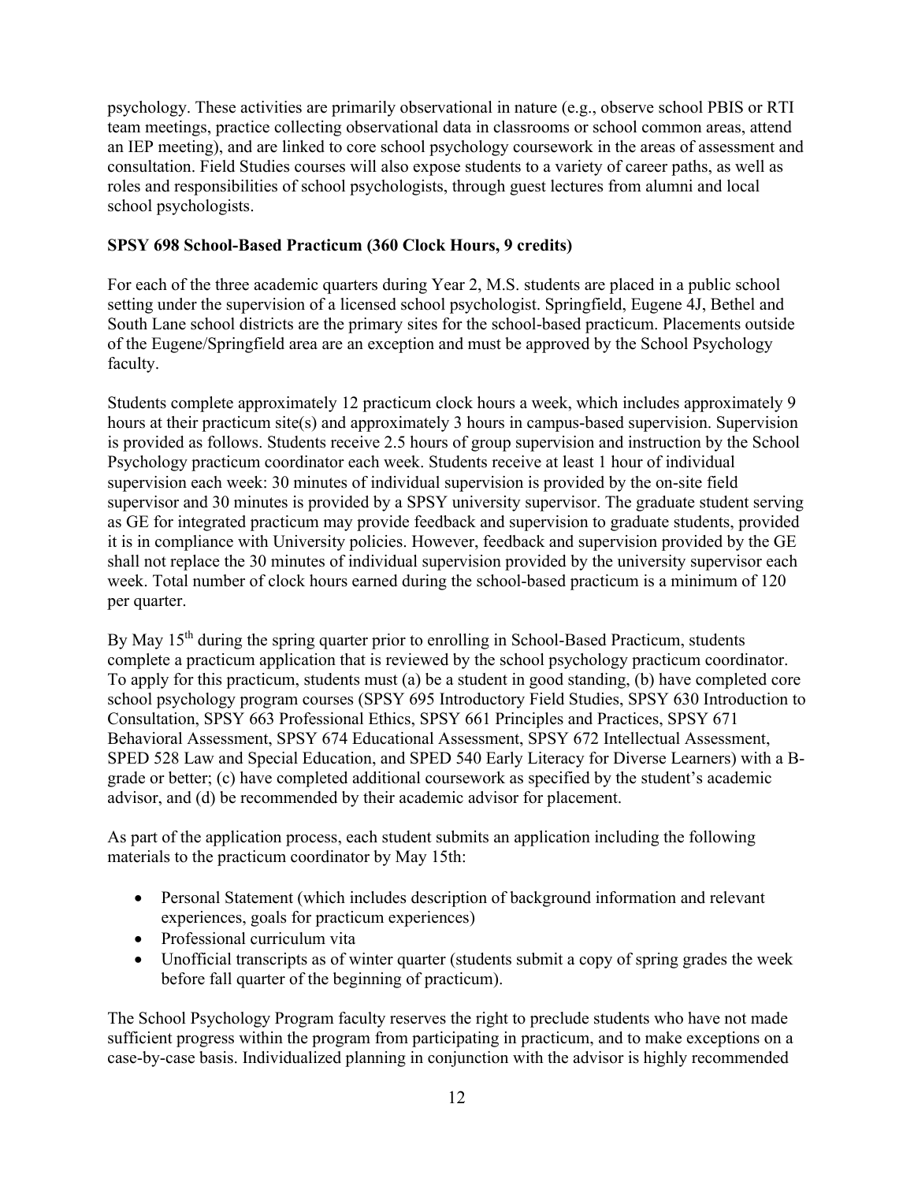psychology. These activities are primarily observational in nature (e.g., observe school PBIS or RTI team meetings, practice collecting observational data in classrooms or school common areas, attend an IEP meeting), and are linked to core school psychology coursework in the areas of assessment and consultation. Field Studies courses will also expose students to a variety of career paths, as well as roles and responsibilities of school psychologists, through guest lectures from alumni and local school psychologists.

**SPSY 698 School-Based Practicum (360 Clock Hours, 9 credits)**

For each of the three academic quarters during Year 2, M.S. students are placed in a public school setting under the supervision of a licensed school psychologist. Springfield, Eugene 4J, Bethel and South Lane school districts are the primary sites for the school-based practicum. Placements outside of the Eugene/Springfield area are an exception and must be approved by the School Psychology faculty.

Students complete approximately 12 practicum clock hours a week, which includes approximately 9 hours at their practicum site(s) and approximately 3 hours in campus-based supervision. Supervision is provided as follows. Students receive 2.5 hours of group supervision and instruction by the School Psychology practicum coordinator each week. Students receive at least 1 hour of individual supervision each week: 30 minutes of individual supervision is provided by the on-site field supervisor and 30 minutes is provided by a SPSY university supervisor. The graduate student serving as GE for integrated practicum may provide feedback and supervision to graduate students, provided it is in compliance with University policies. However, feedback and supervision provided by the GE shall not replace the 30 minutes of individual supervision provided by the university supervisor each week. Total number of clock hours earned during the school-based practicum is a minimum of 120 per quarter.

By May 15th during the spring quarter prior to enrolling in School-Based Practicum, students complete a practicum application that is reviewed by the school psychology practicum coordinator. To apply for this practicum, students must (a) be a student in good standing, (b) have completed core school psychology program courses (SPSY 695 Introductory Field Studies, SPSY 630 Introduction to Consultation, SPSY 663 Professional Ethics, SPSY 661 Principles and Practices, SPSY 671 Behavioral Assessment, SPSY 674 Educational Assessment, SPSY 672 Intellectual Assessment, SPED 528 Law and Special Education, and SPED 540 Early Literacy for Diverse Learners) with a B- grade or better; (c) have completed additional coursework as specified by the student's academic advisor, and (d) be recommended by their academic advisor for placement.

As part of the application process, each student submits an application including the following materials to the practicum coordinator by May 15th:

- Personal Statement (which includes description of background information and relevant experiences, goals for practicum experiences)
- Professional curriculum vita
- Unofficial transcripts as of winter quarter (students submit a copy of spring grades the week before fall quarter of the beginning of practicum).

The School Psychology Program faculty reserves the right to preclude students who have not made sufficient progress within the program from participating in practicum, and to make exceptions on a case-by-case basis. Individualized planning in conjunction with the advisor is highly recommended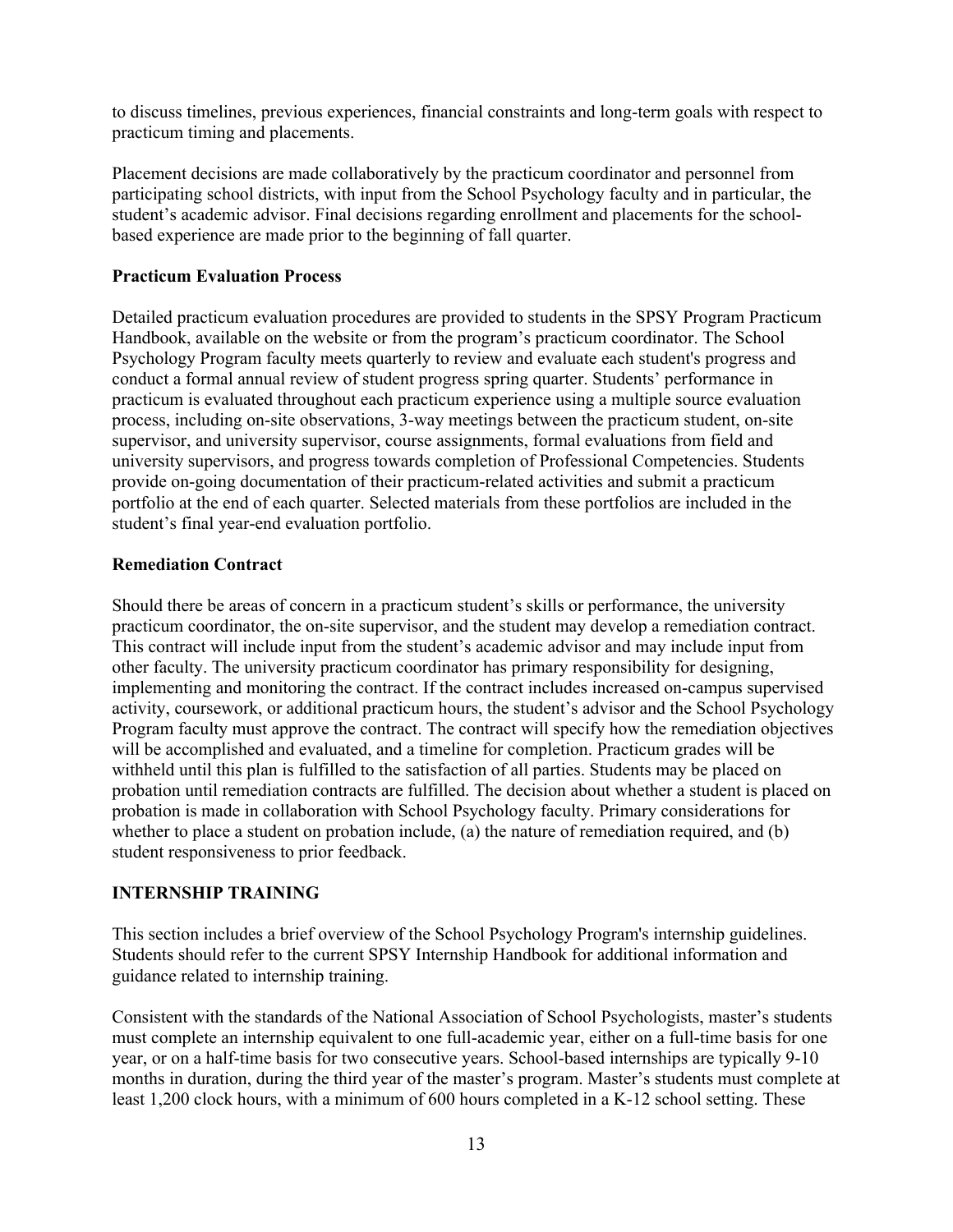to discuss timelines, previous experiences, financial constraints and long-term goals with respect to practicum timing and placements.

Placement decisions are made collaboratively by the practicum coordinator and personnel from participating school districts, with input from the School Psychology faculty and in particular, the student's academic advisor. Final decisions regarding enrollment and placements for the school-based experience are made prior to the beginning of fall quarter.

### Practicum Evaluation Process

Detailed practicum evaluation procedures are provided to students in the SPSY Program Practicum Handbook, available on the website or from the program's practicum coordinator. The School Psychology Program faculty meets quarterly to review and evaluate each student's progress and conduct a formal annual review of student progress spring quarter. Students' performance in practicum is evaluated throughout each practicum experience using a multiple source evaluation process, including on-site observations, 3-way meetings between the practicum student, on-site supervisor, and university supervisor, course assignments, formal evaluations from field and university supervisors, and progress towards completion of Professional Competencies. Students provide on-going documentation of their practicum-related activities and submit a practicum portfolio at the end of each quarter. Selected materials from these portfolios are included in the student's final year-end evaluation portfolio.

### Remediation Contract

Should there be areas of concern in a practicum student's skills or performance, the university practicum coordinator, the on-site supervisor, and the student may develop a remediation contract. This contract will include input from the student's academic advisor and may include input from other faculty. The university practicum coordinator has primary responsibility for designing, implementing and monitoring the contract. If the contract includes increased on-campus supervised activity, coursework, or additional practicum hours, the student's advisor and the School Psychology Program faculty must approve the contract. The contract will specify how the remediation objectives will be accomplished and evaluated, and a timeline for completion. Practicum grades will be withheld until this plan is fulfilled to the satisfaction of all parties. Students may be placed on probation until remediation contracts are fulfilled. The decision about whether a student is placed on probation is made in collaboration with School Psychology faculty. Primary considerations for whether to place a student on probation include, (a) the nature of remediation required, and (b) student responsiveness to prior feedback.

## INTERNSHIP TRAINING

This section includes a brief overview of the School Psychology Program's internship guidelines. Students should refer to the current SPSY Internship Handbook for additional information and guidance related to internship training.

Consistent with the standards of the National Association of School Psychologists, master's students must complete an internship equivalent to one full-academic year, either on a full-time basis for one year, or on a half-time basis for two consecutive years. School-based internships are typically 9-10 months in duration, during the third year of the master's program. Master's students must complete at least 1,200 clock hours, with a minimum of 600 hours completed in a K-12 school setting. These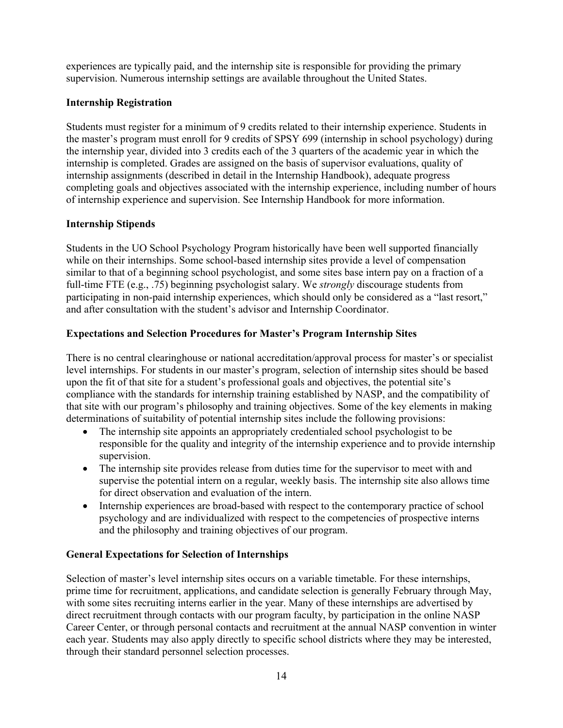experiences are typically paid, and the internship site is responsible for providing the primary supervision. Numerous internship settings are available throughout the United States.

**Internship Registration**

Students must register for a minimum of 9 credits related to their internship experience. Students in the master's program must enroll for 9 credits of SPSY 699 (internship in school psychology) during the internship year, divided into 3 credits each of the 3 quarters of the academic year in which the internship is completed. Grades are assigned on the basis of supervisor evaluations, quality of internship assignments (described in detail in the Internship Handbook), adequate progress completing goals and objectives associated with the internship experience, including number of hours of internship experience and supervision. See Internship Handbook for more information.

**Internship Stipends**

Students in the UO School Psychology Program historically have been well supported financially while on their internships. Some school-based internship sites provide a level of compensation similar to that of a beginning school psychologist, and some sites base intern pay on a fraction of a full-time FTE (e.g., .75) beginning psychologist salary. We *strongly* discourage students from participating in non-paid internship experiences, which should only be considered as a "last resort," and after consultation with the student's advisor and Internship Coordinator.

**Expectations and Selection Procedures for Master's Program Internship Sites**

There is no central clearinghouse or national accreditation/approval process for master's or specialist level internships. For students in our master's program, selection of internship sites should be based upon the fit of that site for a student's professional goals and objectives, the potential site's compliance with the standards for internship training established by NASP, and the compatibility of that site with our program's philosophy and training objectives. Some of the key elements in making determinations of suitability of potential internship sites include the following provisions:

- The internship site appoints an appropriately credentialed school psychologist to be responsible for the quality and integrity of the internship experience and to provide internship supervision.
- The internship site provides release from duties time for the supervisor to meet with and supervise the potential intern on a regular, weekly basis. The internship site also allows time for direct observation and evaluation of the intern.
- Internship experiences are broad-based with respect to the contemporary practice of school psychology and are individualized with respect to the competencies of prospective interns and the philosophy and training objectives of our program.

**General Expectations for Selection of Internships**

Selection of master's level internship sites occurs on a variable timetable. For these internships, prime time for recruitment, applications, and candidate selection is generally February through May, with some sites recruiting interns earlier in the year. Many of these internships are advertised by direct recruitment through contacts with our program faculty, by participation in the online NASP Career Center, or through personal contacts and recruitment at the annual NASP convention in winter each year. Students may also apply directly to specific school districts where they may be interested, through their standard personnel selection processes.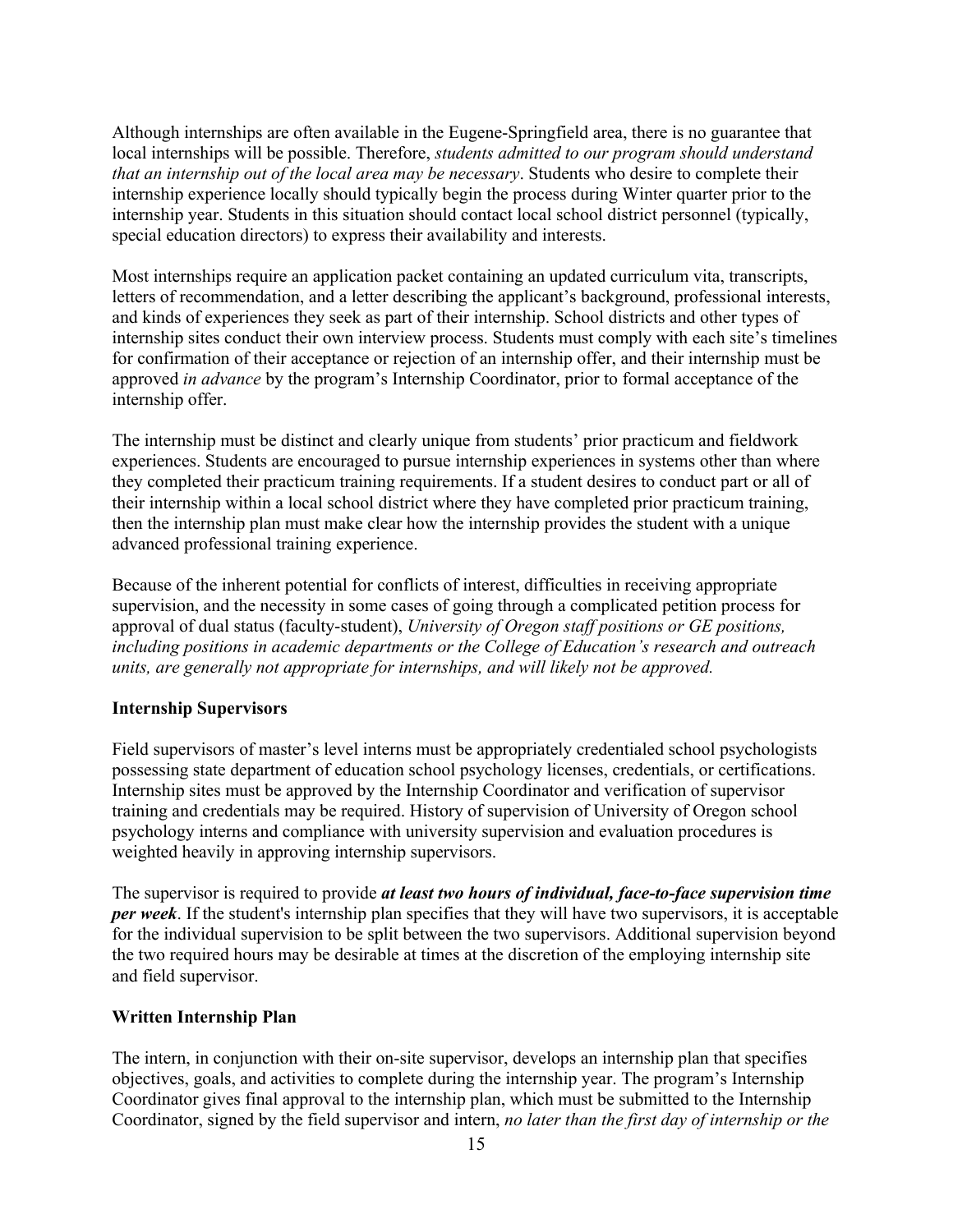Although internships are often available in the Eugene-Springfield area, there is no guarantee that local internships will be possible. Therefore, *students admitted to our program should understand that an internship out of the local area may be necessary*. Students who desire to complete their internship experience locally should typically begin the process during Winter quarter prior to the internship year. Students in this situation should contact local school district personnel (typically, special education directors) to express their availability and interests.

Most internships require an application packet containing an updated curriculum vita, transcripts, letters of recommendation, and a letter describing the applicant's background, professional interests, and kinds of experiences they seek as part of their internship. School districts and other types of internship sites conduct their own interview process. Students must comply with each site's timelines for confirmation of their acceptance or rejection of an internship offer, and their internship must be approved *in advance* by the program's Internship Coordinator, prior to formal acceptance of the internship offer.

The internship must be distinct and clearly unique from students' prior practicum and fieldwork experiences. Students are encouraged to pursue internship experiences in systems other than where they completed their practicum training requirements. If a student desires to conduct part or all of their internship within a local school district where they have completed prior practicum training, then the internship plan must make clear how the internship provides the student with a unique advanced professional training experience.

Because of the inherent potential for conflicts of interest, difficulties in receiving appropriate supervision, and the necessity in some cases of going through a complicated petition process for approval of dual status (faculty-student), *University of Oregon staff positions or GE positions, including positions in academic departments or the College of Education's research and outreach units, are generally not appropriate for internships, and will likely not be approved.*

**Internship Supervisors**

Field supervisors of master's level interns must be appropriately credentialed school psychologists possessing state department of education school psychology licenses, credentials, or certifications. Internship sites must be approved by the Internship Coordinator and verification of supervisor training and credentials may be required. History of supervision of University of Oregon school psychology interns and compliance with university supervision and evaluation procedures is weighted heavily in approving internship supervisors.

The supervisor is required to provide ***at least two hours of individual, face-to-face supervision time per week***. If the student's internship plan specifies that they will have two supervisors, it is acceptable for the individual supervision to be split between the two supervisors. Additional supervision beyond the two required hours may be desirable at times at the discretion of the employing internship site and field supervisor.

**Written Internship Plan**

The intern, in conjunction with their on-site supervisor, develops an internship plan that specifies objectives, goals, and activities to complete during the internship year. The program's Internship Coordinator gives final approval to the internship plan, which must be submitted to the Internship Coordinator, signed by the field supervisor and intern, *no later than the first day of internship or the*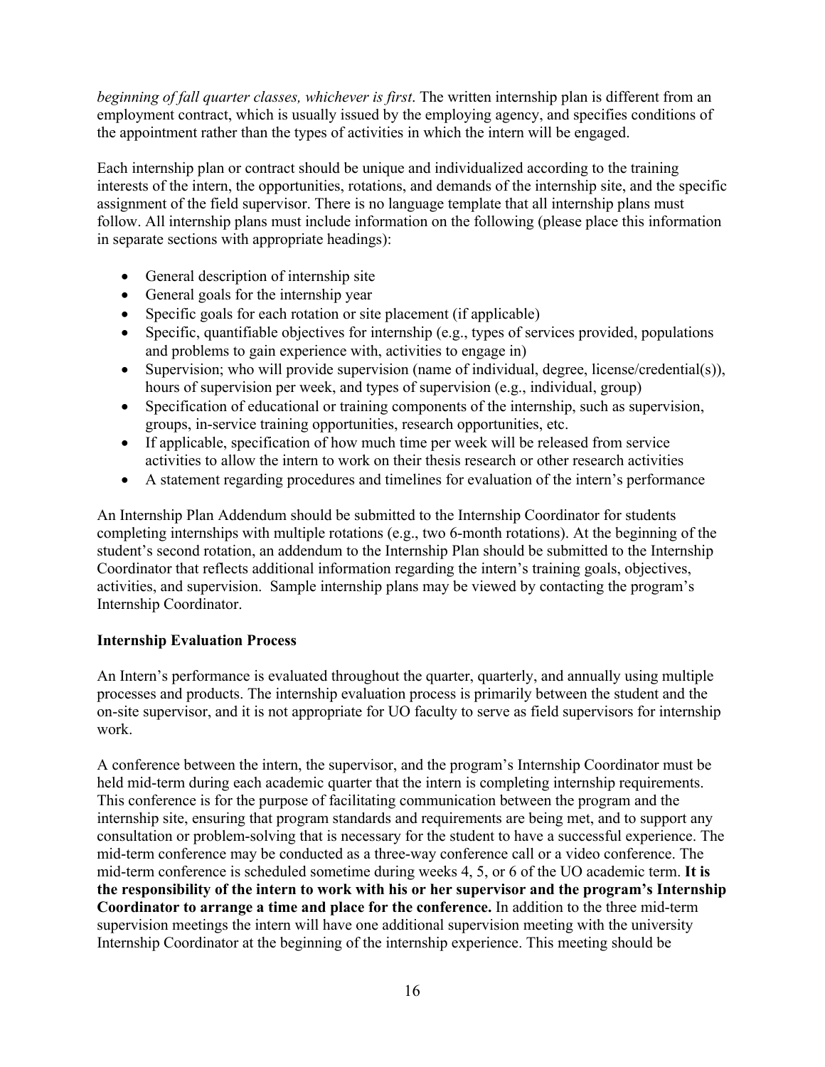*beginning of fall quarter classes, whichever is first*. The written internship plan is different from an employment contract, which is usually issued by the employing agency, and specifies conditions of the appointment rather than the types of activities in which the intern will be engaged.

Each internship plan or contract should be unique and individualized according to the training interests of the intern, the opportunities, rotations, and demands of the internship site, and the specific assignment of the field supervisor. There is no language template that all internship plans must follow. All internship plans must include information on the following (please place this information in separate sections with appropriate headings):

- General description of internship site
- General goals for the internship year
- Specific goals for each rotation or site placement (if applicable)
- Specific, quantifiable objectives for internship (e.g., types of services provided, populations and problems to gain experience with, activities to engage in)
- Supervision; who will provide supervision (name of individual, degree, license/credential(s)), hours of supervision per week, and types of supervision (e.g., individual, group)
- Specification of educational or training components of the internship, such as supervision, groups, in-service training opportunities, research opportunities, etc.
- If applicable, specification of how much time per week will be released from service activities to allow the intern to work on their thesis research or other research activities
- A statement regarding procedures and timelines for evaluation of the intern's performance

An Internship Plan Addendum should be submitted to the Internship Coordinator for students completing internships with multiple rotations (e.g., two 6-month rotations). At the beginning of the student's second rotation, an addendum to the Internship Plan should be submitted to the Internship Coordinator that reflects additional information regarding the intern's training goals, objectives, activities, and supervision. Sample internship plans may be viewed by contacting the program's Internship Coordinator.

**Internship Evaluation Process**

An Intern's performance is evaluated throughout the quarter, quarterly, and annually using multiple processes and products. The internship evaluation process is primarily between the student and the on-site supervisor, and it is not appropriate for UO faculty to serve as field supervisors for internship work.

A conference between the intern, the supervisor, and the program's Internship Coordinator must be held mid-term during each academic quarter that the intern is completing internship requirements. This conference is for the purpose of facilitating communication between the program and the internship site, ensuring that program standards and requirements are being met, and to support any consultation or problem-solving that is necessary for the student to have a successful experience. The mid-term conference may be conducted as a three-way conference call or a video conference. The mid-term conference is scheduled sometime during weeks 4, 5, or 6 of the UO academic term. **It is the responsibility of the intern to work with his or her supervisor and the program's Internship Coordinator to arrange a time and place for the conference.** In addition to the three mid-term supervision meetings the intern will have one additional supervision meeting with the university Internship Coordinator at the beginning of the internship experience. This meeting should be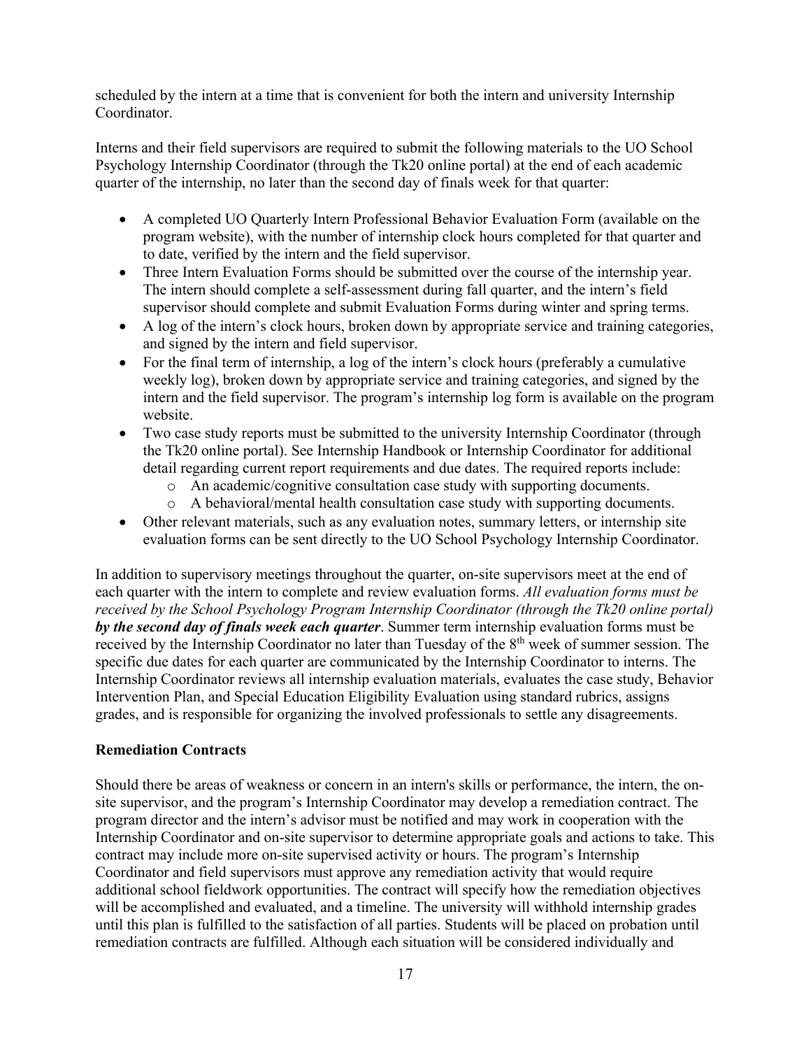scheduled by the intern at a time that is convenient for both the intern and university Internship Coordinator.

Interns and their field supervisors are required to submit the following materials to the UO School Psychology Internship Coordinator (through the Tk20 online portal) at the end of each academic quarter of the internship, no later than the second day of finals week for that quarter:

- A completed UO Quarterly Intern Professional Behavior Evaluation Form (available on the program website), with the number of internship clock hours completed for that quarter and to date, verified by the intern and the field supervisor.
- Three Intern Evaluation Forms should be submitted over the course of the internship year. The intern should complete a self-assessment during fall quarter, and the intern's field supervisor should complete and submit Evaluation Forms during winter and spring terms.
- A log of the intern's clock hours, broken down by appropriate service and training categories, and signed by the intern and field supervisor.
- For the final term of internship, a log of the intern's clock hours (preferably a cumulative weekly log), broken down by appropriate service and training categories, and signed by the intern and the field supervisor. The program's internship log form is available on the program website.
- Two case study reports must be submitted to the university Internship Coordinator (through the Tk20 online portal). See Internship Handbook or Internship Coordinator for additional detail regarding current report requirements and due dates. The required reports include:
  - An academic/cognitive consultation case study with supporting documents.
  - A behavioral/mental health consultation case study with supporting documents.
- Other relevant materials, such as any evaluation notes, summary letters, or internship site evaluation forms can be sent directly to the UO School Psychology Internship Coordinator.

In addition to supervisory meetings throughout the quarter, on-site supervisors meet at the end of each quarter with the intern to complete and review evaluation forms. *All evaluation forms must be received by the School Psychology Program Internship Coordinator (through the Tk20 online portal)* ***by the second day of finals week each quarter***. Summer term internship evaluation forms must be received by the Internship Coordinator no later than Tuesday of the 8th week of summer session. The specific due dates for each quarter are communicated by the Internship Coordinator to interns. The Internship Coordinator reviews all internship evaluation materials, evaluates the case study, Behavior Intervention Plan, and Special Education Eligibility Evaluation using standard rubrics, assigns grades, and is responsible for organizing the involved professionals to settle any disagreements.

**Remediation Contracts**

Should there be areas of weakness or concern in an intern's skills or performance, the intern, the on-site supervisor, and the program's Internship Coordinator may develop a remediation contract. The program director and the intern's advisor must be notified and may work in cooperation with the Internship Coordinator and on-site supervisor to determine appropriate goals and actions to take. This contract may include more on-site supervised activity or hours. The program's Internship Coordinator and field supervisors must approve any remediation activity that would require additional school fieldwork opportunities. The contract will specify how the remediation objectives will be accomplished and evaluated, and a timeline. The university will withhold internship grades until this plan is fulfilled to the satisfaction of all parties. Students will be placed on probation until remediation contracts are fulfilled. Although each situation will be considered individually and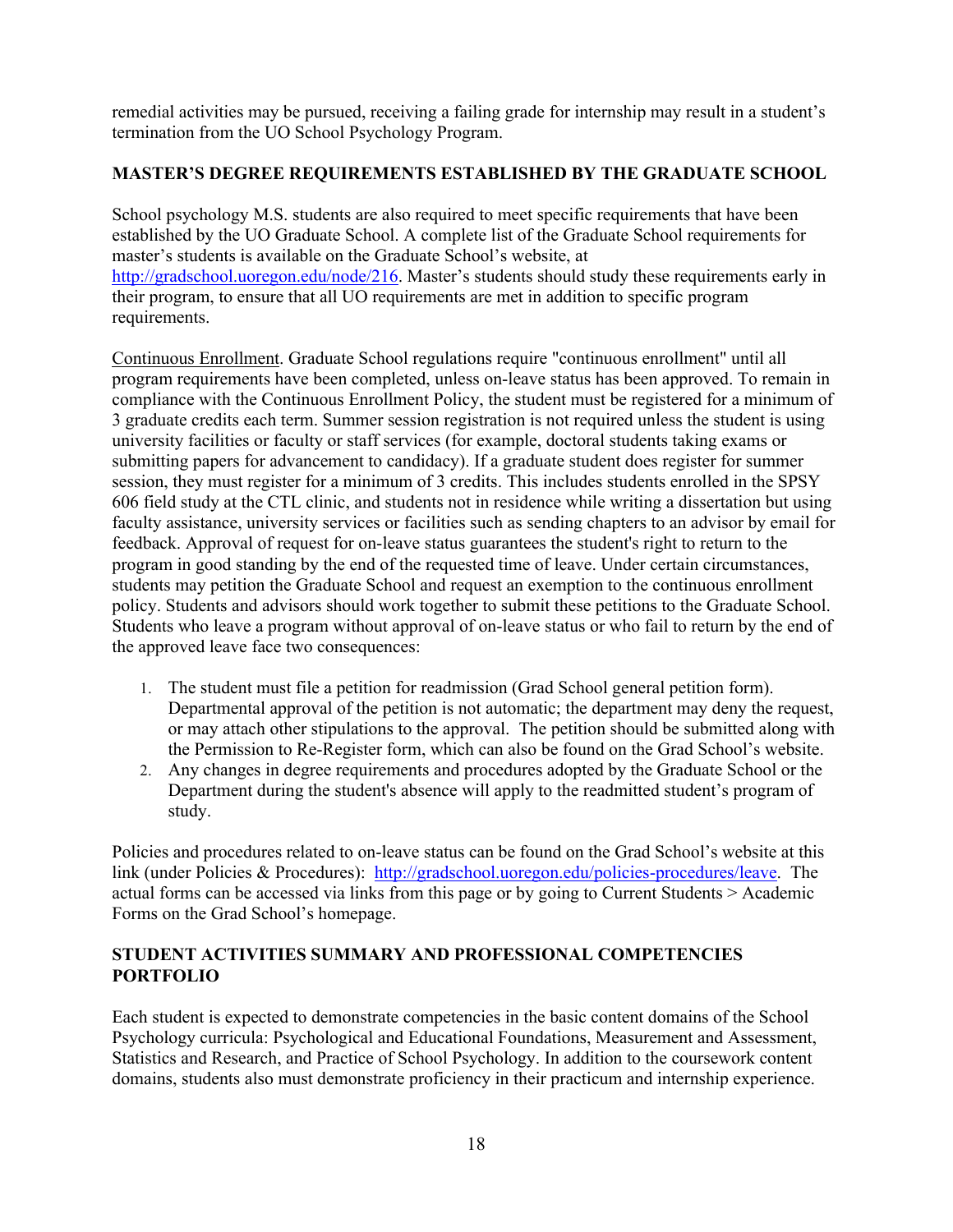remedial activities may be pursued, receiving a failing grade for internship may result in a student's termination from the UO School Psychology Program.

## MASTER'S DEGREE REQUIREMENTS ESTABLISHED BY THE GRADUATE SCHOOL

School psychology M.S. students are also required to meet specific requirements that have been established by the UO Graduate School. A complete list of the Graduate School requirements for master's students is available on the Graduate School's website, at http://gradschool.uoregon.edu/node/216. Master's students should study these requirements early in their program, to ensure that all UO requirements are met in addition to specific program requirements.

Continuous Enrollment. Graduate School regulations require "continuous enrollment" until all program requirements have been completed, unless on-leave status has been approved. To remain in compliance with the Continuous Enrollment Policy, the student must be registered for a minimum of 3 graduate credits each term. Summer session registration is not required unless the student is using university facilities or faculty or staff services (for example, doctoral students taking exams or submitting papers for advancement to candidacy). If a graduate student does register for summer session, they must register for a minimum of 3 credits. This includes students enrolled in the SPSY 606 field study at the CTL clinic, and students not in residence while writing a dissertation but using faculty assistance, university services or facilities such as sending chapters to an advisor by email for feedback. Approval of request for on-leave status guarantees the student's right to return to the program in good standing by the end of the requested time of leave. Under certain circumstances, students may petition the Graduate School and request an exemption to the continuous enrollment policy. Students and advisors should work together to submit these petitions to the Graduate School. Students who leave a program without approval of on-leave status or who fail to return by the end of the approved leave face two consequences:

1. The student must file a petition for readmission (Grad School general petition form). Departmental approval of the petition is not automatic; the department may deny the request, or may attach other stipulations to the approval. The petition should be submitted along with the Permission to Re-Register form, which can also be found on the Grad School's website.
2. Any changes in degree requirements and procedures adopted by the Graduate School or the Department during the student's absence will apply to the readmitted student's program of study.

Policies and procedures related to on-leave status can be found on the Grad School's website at this link (under Policies & Procedures): http://gradschool.uoregon.edu/policies-procedures/leave. The actual forms can be accessed via links from this page or by going to Current Students > Academic Forms on the Grad School's homepage.

## STUDENT ACTIVITIES SUMMARY AND PROFESSIONAL COMPETENCIES PORTFOLIO

Each student is expected to demonstrate competencies in the basic content domains of the School Psychology curricula: Psychological and Educational Foundations, Measurement and Assessment, Statistics and Research, and Practice of School Psychology. In addition to the coursework content domains, students also must demonstrate proficiency in their practicum and internship experience.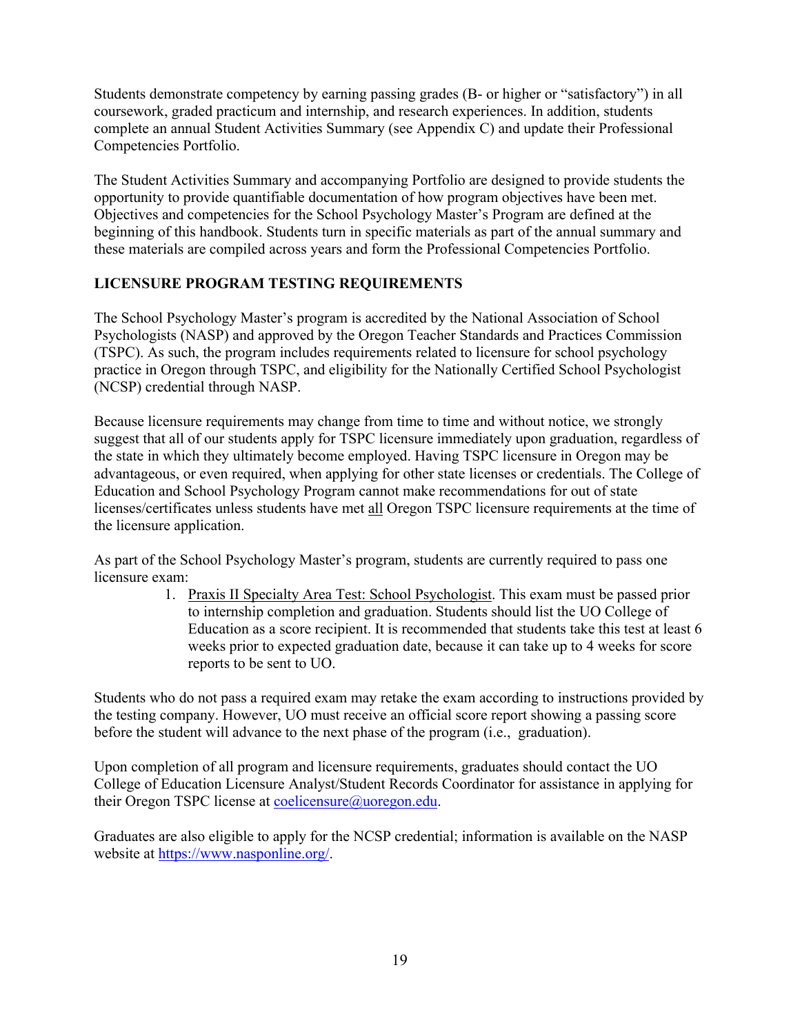Students demonstrate competency by earning passing grades (B- or higher or "satisfactory") in all coursework, graded practicum and internship, and research experiences. In addition, students complete an annual Student Activities Summary (see Appendix C) and update their Professional Competencies Portfolio.

The Student Activities Summary and accompanying Portfolio are designed to provide students the opportunity to provide quantifiable documentation of how program objectives have been met. Objectives and competencies for the School Psychology Master's Program are defined at the beginning of this handbook. Students turn in specific materials as part of the annual summary and these materials are compiled across years and form the Professional Competencies Portfolio.

## LICENSURE PROGRAM TESTING REQUIREMENTS

The School Psychology Master's program is accredited by the National Association of School Psychologists (NASP) and approved by the Oregon Teacher Standards and Practices Commission (TSPC). As such, the program includes requirements related to licensure for school psychology practice in Oregon through TSPC, and eligibility for the Nationally Certified School Psychologist (NCSP) credential through NASP.

Because licensure requirements may change from time to time and without notice, we strongly suggest that all of our students apply for TSPC licensure immediately upon graduation, regardless of the state in which they ultimately become employed. Having TSPC licensure in Oregon may be advantageous, or even required, when applying for other state licenses or credentials. The College of Education and School Psychology Program cannot make recommendations for out of state licenses/certificates unless students have met <u>all</u> Oregon TSPC licensure requirements at the time of the licensure application.

As part of the School Psychology Master's program, students are currently required to pass one licensure exam:

1. <u>Praxis II Specialty Area Test: School Psychologist</u>. This exam must be passed prior to internship completion and graduation. Students should list the UO College of Education as a score recipient. It is recommended that students take this test at least 6 weeks prior to expected graduation date, because it can take up to 4 weeks for score reports to be sent to UO.

Students who do not pass a required exam may retake the exam according to instructions provided by the testing company. However, UO must receive an official score report showing a passing score before the student will advance to the next phase of the program (i.e., graduation).

Upon completion of all program and licensure requirements, graduates should contact the UO College of Education Licensure Analyst/Student Records Coordinator for assistance in applying for their Oregon TSPC license at coelicensure@uoregon.edu.

Graduates are also eligible to apply for the NCSP credential; information is available on the NASP website at https://www.nasponline.org/.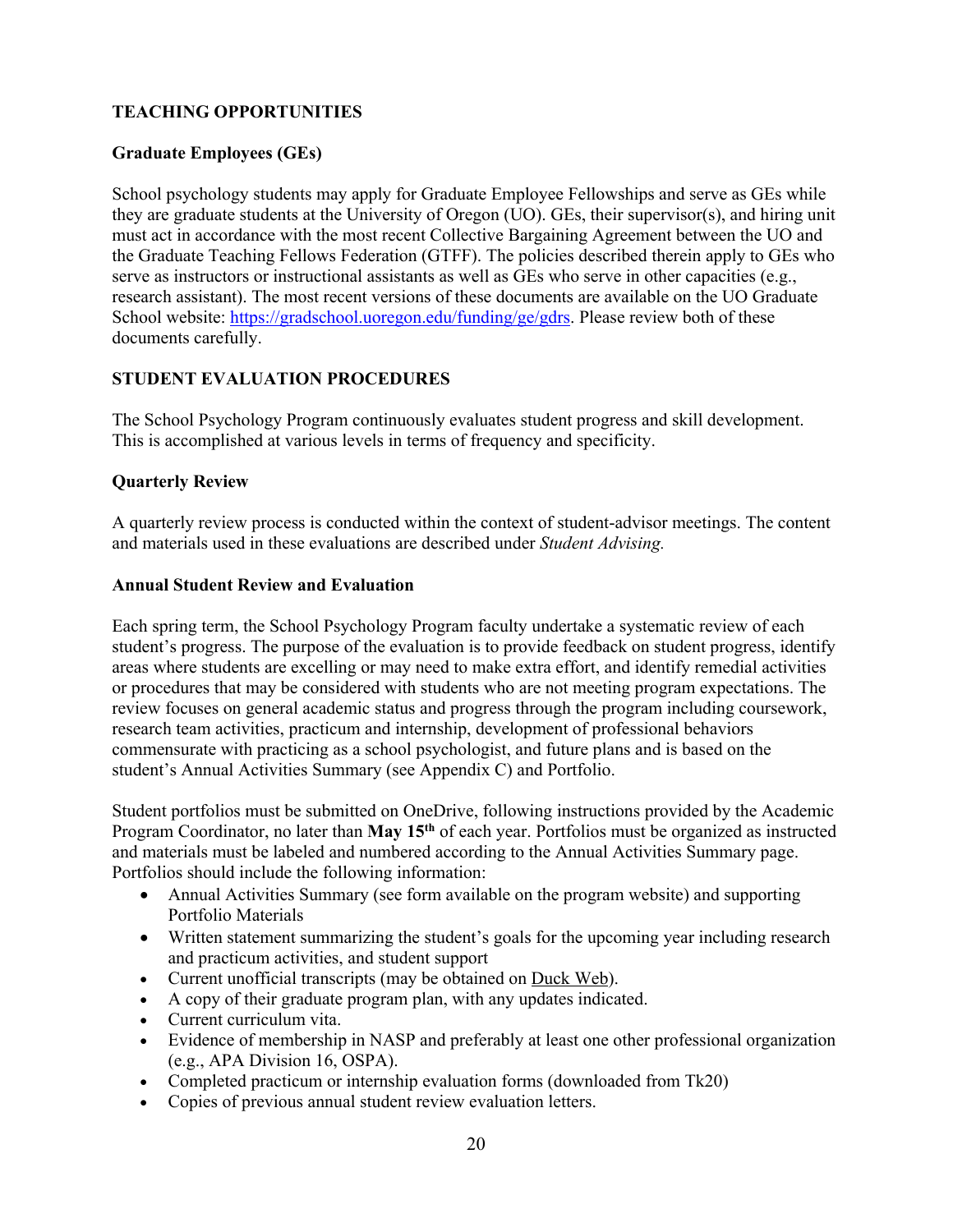## TEACHING OPPORTUNITIES

### Graduate Employees (GEs)

School psychology students may apply for Graduate Employee Fellowships and serve as GEs while they are graduate students at the University of Oregon (UO). GEs, their supervisor(s), and hiring unit must act in accordance with the most recent Collective Bargaining Agreement between the UO and the Graduate Teaching Fellows Federation (GTFF). The policies described therein apply to GEs who serve as instructors or instructional assistants as well as GEs who serve in other capacities (e.g., research assistant). The most recent versions of these documents are available on the UO Graduate School website: [https://gradschool.uoregon.edu/funding/ge/gdrs](https://gradschool.uoregon.edu/funding/ge/gdrs). Please review both of these documents carefully.

## STUDENT EVALUATION PROCEDURES

The School Psychology Program continuously evaluates student progress and skill development. This is accomplished at various levels in terms of frequency and specificity.

### Quarterly Review

A quarterly review process is conducted within the context of student-advisor meetings. The content and materials used in these evaluations are described under *Student Advising.*

### Annual Student Review and Evaluation

Each spring term, the School Psychology Program faculty undertake a systematic review of each student's progress. The purpose of the evaluation is to provide feedback on student progress, identify areas where students are excelling or may need to make extra effort, and identify remedial activities or procedures that may be considered with students who are not meeting program expectations. The review focuses on general academic status and progress through the program including coursework, research team activities, practicum and internship, development of professional behaviors commensurate with practicing as a school psychologist, and future plans and is based on the student's Annual Activities Summary (see Appendix C) and Portfolio.

Student portfolios must be submitted on OneDrive, following instructions provided by the Academic Program Coordinator, no later than **May 15th** of each year. Portfolios must be organized as instructed and materials must be labeled and numbered according to the Annual Activities Summary page. Portfolios should include the following information:

- Annual Activities Summary (see form available on the program website) and supporting Portfolio Materials
- Written statement summarizing the student's goals for the upcoming year including research and practicum activities, and student support
- Current unofficial transcripts (may be obtained on Duck Web).
- A copy of their graduate program plan, with any updates indicated.
- Current curriculum vita.
- Evidence of membership in NASP and preferably at least one other professional organization (e.g., APA Division 16, OSPA).
- Completed practicum or internship evaluation forms (downloaded from Tk20)
- Copies of previous annual student review evaluation letters.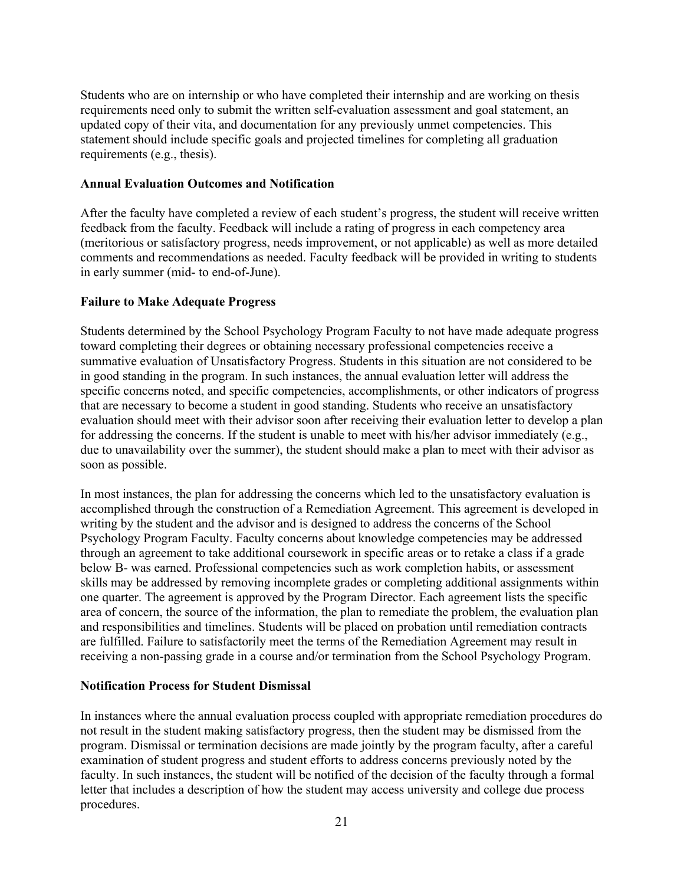Students who are on internship or who have completed their internship and are working on thesis requirements need only to submit the written self-evaluation assessment and goal statement, an updated copy of their vita, and documentation for any previously unmet competencies. This statement should include specific goals and projected timelines for completing all graduation requirements (e.g., thesis).

**Annual Evaluation Outcomes and Notification**

After the faculty have completed a review of each student's progress, the student will receive written feedback from the faculty. Feedback will include a rating of progress in each competency area (meritorious or satisfactory progress, needs improvement, or not applicable) as well as more detailed comments and recommendations as needed. Faculty feedback will be provided in writing to students in early summer (mid- to end-of-June).

**Failure to Make Adequate Progress**

Students determined by the School Psychology Program Faculty to not have made adequate progress toward completing their degrees or obtaining necessary professional competencies receive a summative evaluation of Unsatisfactory Progress. Students in this situation are not considered to be in good standing in the program. In such instances, the annual evaluation letter will address the specific concerns noted, and specific competencies, accomplishments, or other indicators of progress that are necessary to become a student in good standing. Students who receive an unsatisfactory evaluation should meet with their advisor soon after receiving their evaluation letter to develop a plan for addressing the concerns. If the student is unable to meet with his/her advisor immediately (e.g., due to unavailability over the summer), the student should make a plan to meet with their advisor as soon as possible.

In most instances, the plan for addressing the concerns which led to the unsatisfactory evaluation is accomplished through the construction of a Remediation Agreement. This agreement is developed in writing by the student and the advisor and is designed to address the concerns of the School Psychology Program Faculty. Faculty concerns about knowledge competencies may be addressed through an agreement to take additional coursework in specific areas or to retake a class if a grade below B- was earned. Professional competencies such as work completion habits, or assessment skills may be addressed by removing incomplete grades or completing additional assignments within one quarter. The agreement is approved by the Program Director. Each agreement lists the specific area of concern, the source of the information, the plan to remediate the problem, the evaluation plan and responsibilities and timelines. Students will be placed on probation until remediation contracts are fulfilled. Failure to satisfactorily meet the terms of the Remediation Agreement may result in receiving a non-passing grade in a course and/or termination from the School Psychology Program.

**Notification Process for Student Dismissal**

In instances where the annual evaluation process coupled with appropriate remediation procedures do not result in the student making satisfactory progress, then the student may be dismissed from the program. Dismissal or termination decisions are made jointly by the program faculty, after a careful examination of student progress and student efforts to address concerns previously noted by the faculty. In such instances, the student will be notified of the decision of the faculty through a formal letter that includes a description of how the student may access university and college due process procedures.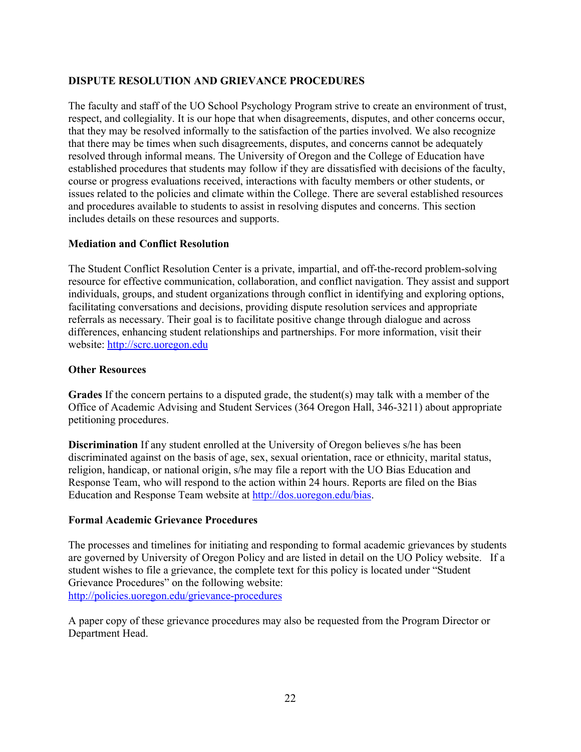## DISPUTE RESOLUTION AND GRIEVANCE PROCEDURES

The faculty and staff of the UO School Psychology Program strive to create an environment of trust, respect, and collegiality. It is our hope that when disagreements, disputes, and other concerns occur, that they may be resolved informally to the satisfaction of the parties involved. We also recognize that there may be times when such disagreements, disputes, and concerns cannot be adequately resolved through informal means. The University of Oregon and the College of Education have established procedures that students may follow if they are dissatisfied with decisions of the faculty, course or progress evaluations received, interactions with faculty members or other students, or issues related to the policies and climate within the College. There are several established resources and procedures available to students to assist in resolving disputes and concerns. This section includes details on these resources and supports.

### Mediation and Conflict Resolution

The Student Conflict Resolution Center is a private, impartial, and off-the-record problem-solving resource for effective communication, collaboration, and conflict navigation. They assist and support individuals, groups, and student organizations through conflict in identifying and exploring options, facilitating conversations and decisions, providing dispute resolution services and appropriate referrals as necessary. Their goal is to facilitate positive change through dialogue and across differences, enhancing student relationships and partnerships. For more information, visit their website: [http://scrc.uoregon.edu](http://scrc.uoregon.edu)

### Other Resources

**Grades** If the concern pertains to a disputed grade, the student(s) may talk with a member of the Office of Academic Advising and Student Services (364 Oregon Hall, 346-3211) about appropriate petitioning procedures.

**Discrimination** If any student enrolled at the University of Oregon believes s/he has been discriminated against on the basis of age, sex, sexual orientation, race or ethnicity, marital status, religion, handicap, or national origin, s/he may file a report with the UO Bias Education and Response Team, who will respond to the action within 24 hours. Reports are filed on the Bias Education and Response Team website at [http://dos.uoregon.edu/bias](http://dos.uoregon.edu/bias).

### Formal Academic Grievance Procedures

The processes and timelines for initiating and responding to formal academic grievances by students are governed by University of Oregon Policy and are listed in detail on the UO Policy website. If a student wishes to file a grievance, the complete text for this policy is located under "Student Grievance Procedures" on the following website: [http://policies.uoregon.edu/grievance-procedures](http://policies.uoregon.edu/grievance-procedures)

A paper copy of these grievance procedures may also be requested from the Program Director or Department Head.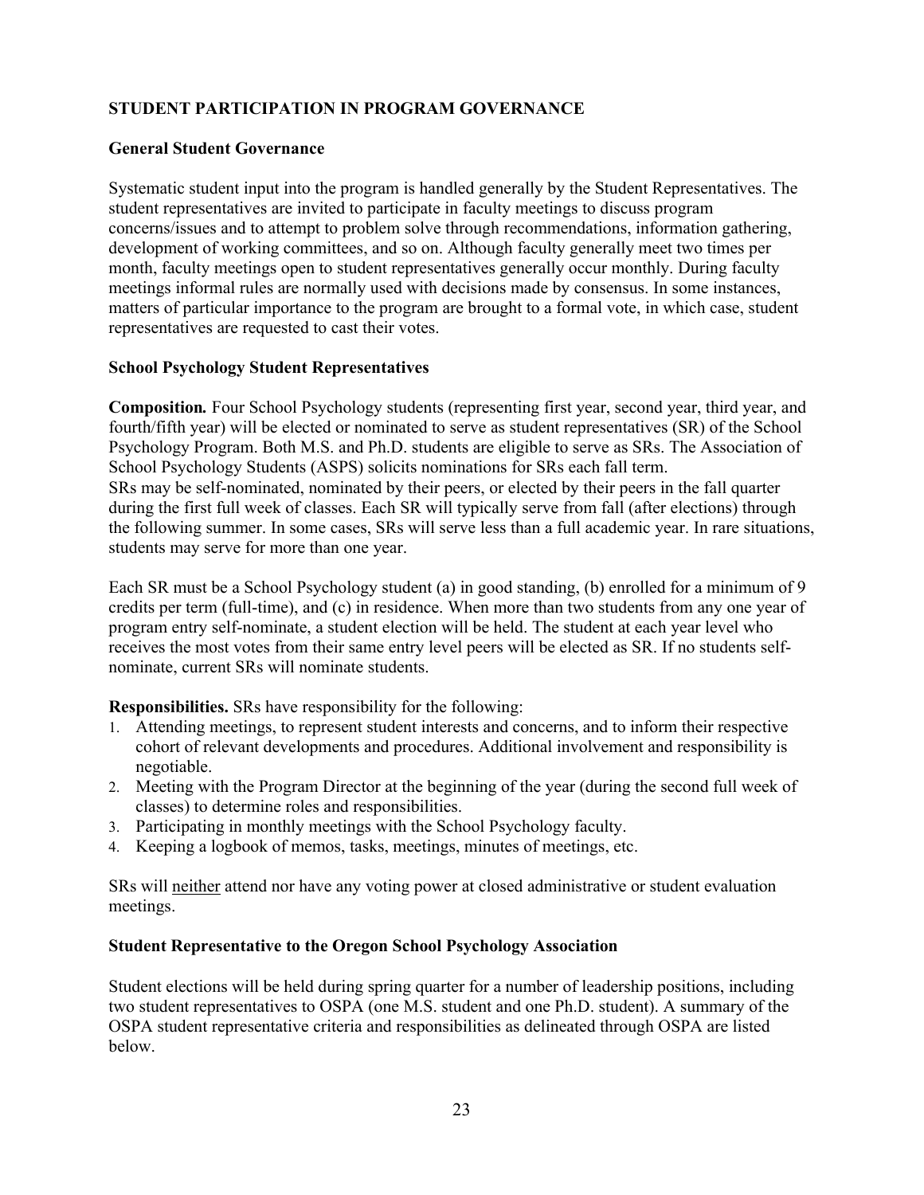## STUDENT PARTICIPATION IN PROGRAM GOVERNANCE

### General Student Governance

Systematic student input into the program is handled generally by the Student Representatives. The student representatives are invited to participate in faculty meetings to discuss program concerns/issues and to attempt to problem solve through recommendations, information gathering, development of working committees, and so on. Although faculty generally meet two times per month, faculty meetings open to student representatives generally occur monthly. During faculty meetings informal rules are normally used with decisions made by consensus. In some instances, matters of particular importance to the program are brought to a formal vote, in which case, student representatives are requested to cast their votes.

### School Psychology Student Representatives

**Composition.** Four School Psychology students (representing first year, second year, third year, and fourth/fifth year) will be elected or nominated to serve as student representatives (SR) of the School Psychology Program. Both M.S. and Ph.D. students are eligible to serve as SRs. The Association of School Psychology Students (ASPS) solicits nominations for SRs each fall term.
SRs may be self-nominated, nominated by their peers, or elected by their peers in the fall quarter during the first full week of classes. Each SR will typically serve from fall (after elections) through the following summer. In some cases, SRs will serve less than a full academic year. In rare situations, students may serve for more than one year.

Each SR must be a School Psychology student (a) in good standing, (b) enrolled for a minimum of 9 credits per term (full-time), and (c) in residence. When more than two students from any one year of program entry self-nominate, a student election will be held. The student at each year level who receives the most votes from their same entry level peers will be elected as SR. If no students self-nominate, current SRs will nominate students.

**Responsibilities.** SRs have responsibility for the following:

1. Attending meetings, to represent student interests and concerns, and to inform their respective cohort of relevant developments and procedures. Additional involvement and responsibility is negotiable.
2. Meeting with the Program Director at the beginning of the year (during the second full week of classes) to determine roles and responsibilities.
3. Participating in monthly meetings with the School Psychology faculty.
4. Keeping a logbook of memos, tasks, meetings, minutes of meetings, etc.

SRs will neither attend nor have any voting power at closed administrative or student evaluation meetings.

### Student Representative to the Oregon School Psychology Association

Student elections will be held during spring quarter for a number of leadership positions, including two student representatives to OSPA (one M.S. student and one Ph.D. student). A summary of the OSPA student representative criteria and responsibilities as delineated through OSPA are listed below.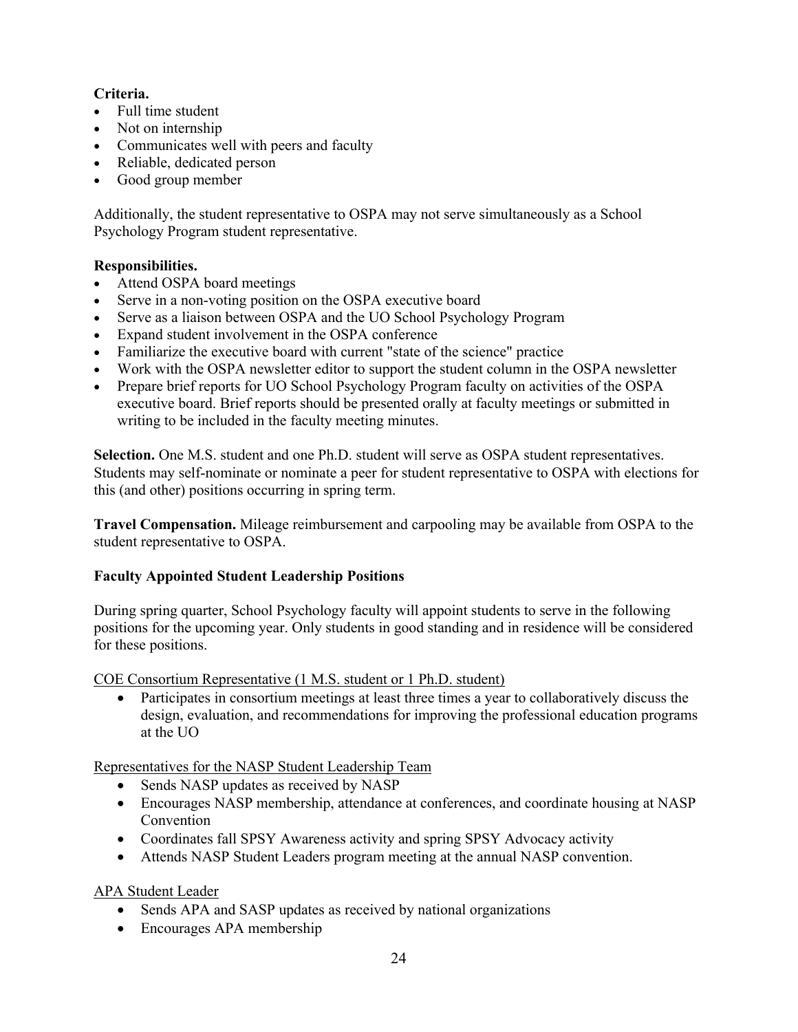**Criteria.**

- Full time student
- Not on internship
- Communicates well with peers and faculty
- Reliable, dedicated person
- Good group member

Additionally, the student representative to OSPA may not serve simultaneously as a School Psychology Program student representative.

**Responsibilities.**

- Attend OSPA board meetings
- Serve in a non-voting position on the OSPA executive board
- Serve as a liaison between OSPA and the UO School Psychology Program
- Expand student involvement in the OSPA conference
- Familiarize the executive board with current "state of the science" practice
- Work with the OSPA newsletter editor to support the student column in the OSPA newsletter
- Prepare brief reports for UO School Psychology Program faculty on activities of the OSPA executive board. Brief reports should be presented orally at faculty meetings or submitted in writing to be included in the faculty meeting minutes.

**Selection.** One M.S. student and one Ph.D. student will serve as OSPA student representatives. Students may self-nominate or nominate a peer for student representative to OSPA with elections for this (and other) positions occurring in spring term.

**Travel Compensation.** Mileage reimbursement and carpooling may be available from OSPA to the student representative to OSPA.

**Faculty Appointed Student Leadership Positions**

During spring quarter, School Psychology faculty will appoint students to serve in the following positions for the upcoming year. Only students in good standing and in residence will be considered for these positions.

<u>COE Consortium Representative (1 M.S. student or 1 Ph.D. student)</u>

- Participates in consortium meetings at least three times a year to collaboratively discuss the design, evaluation, and recommendations for improving the professional education programs at the UO

<u>Representatives for the NASP Student Leadership Team</u>

- Sends NASP updates as received by NASP
- Encourages NASP membership, attendance at conferences, and coordinate housing at NASP Convention
- Coordinates fall SPSY Awareness activity and spring SPSY Advocacy activity
- Attends NASP Student Leaders program meeting at the annual NASP convention.

<u>APA Student Leader</u>

- Sends APA and SASP updates as received by national organizations
- Encourages APA membership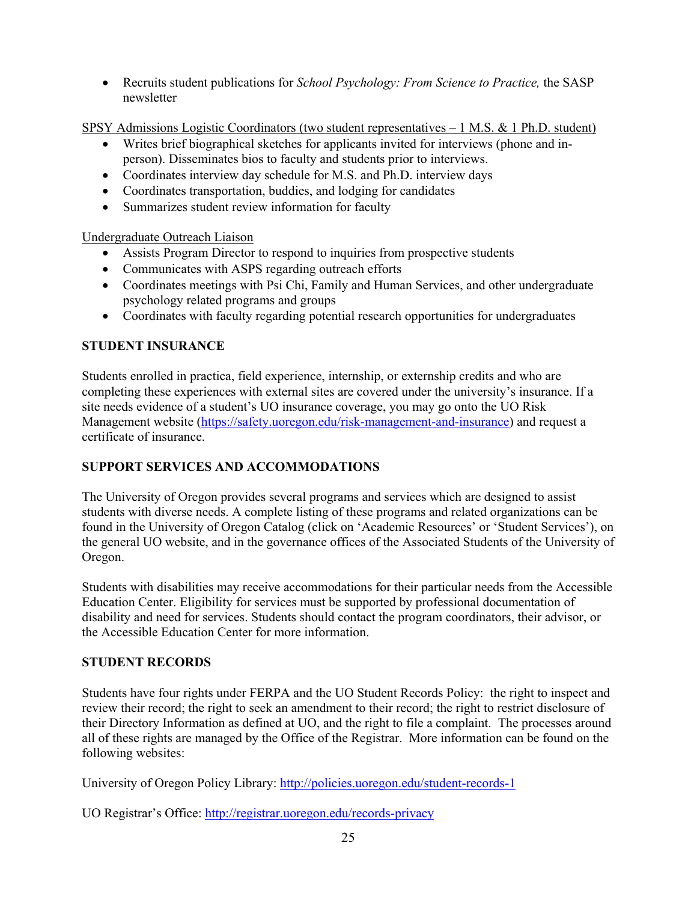- Recruits student publications for *School Psychology: From Science to Practice,* the SASP newsletter

SPSY Admissions Logistic Coordinators (two student representatives – 1 M.S. & 1 Ph.D. student)

- Writes brief biographical sketches for applicants invited for interviews (phone and in-person). Disseminates bios to faculty and students prior to interviews.
- Coordinates interview day schedule for M.S. and Ph.D. interview days
- Coordinates transportation, buddies, and lodging for candidates
- Summarizes student review information for faculty

Undergraduate Outreach Liaison

- Assists Program Director to respond to inquiries from prospective students
- Communicates with ASPS regarding outreach efforts
- Coordinates meetings with Psi Chi, Family and Human Services, and other undergraduate psychology related programs and groups
- Coordinates with faculty regarding potential research opportunities for undergraduates

## STUDENT INSURANCE

Students enrolled in practica, field experience, internship, or externship credits and who are completing these experiences with external sites are covered under the university's insurance. If a site needs evidence of a student's UO insurance coverage, you may go onto the UO Risk Management website (https://safety.uoregon.edu/risk-management-and-insurance) and request a certificate of insurance.

## SUPPORT SERVICES AND ACCOMMODATIONS

The University of Oregon provides several programs and services which are designed to assist students with diverse needs. A complete listing of these programs and related organizations can be found in the University of Oregon Catalog (click on 'Academic Resources' or 'Student Services'), on the general UO website, and in the governance offices of the Associated Students of the University of Oregon.

Students with disabilities may receive accommodations for their particular needs from the Accessible Education Center. Eligibility for services must be supported by professional documentation of disability and need for services. Students should contact the program coordinators, their advisor, or the Accessible Education Center for more information.

## STUDENT RECORDS

Students have four rights under FERPA and the UO Student Records Policy: the right to inspect and review their record; the right to seek an amendment to their record; the right to restrict disclosure of their Directory Information as defined at UO, and the right to file a complaint. The processes around all of these rights are managed by the Office of the Registrar. More information can be found on the following websites:

University of Oregon Policy Library: http://policies.uoregon.edu/student-records-1

UO Registrar's Office: http://registrar.uoregon.edu/records-privacy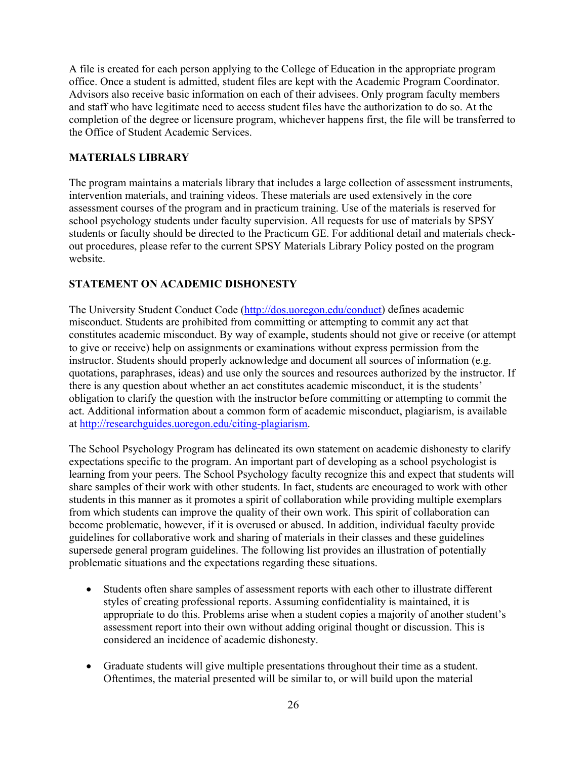A file is created for each person applying to the College of Education in the appropriate program office. Once a student is admitted, student files are kept with the Academic Program Coordinator. Advisors also receive basic information on each of their advisees. Only program faculty members and staff who have legitimate need to access student files have the authorization to do so. At the completion of the degree or licensure program, whichever happens first, the file will be transferred to the Office of Student Academic Services.

**MATERIALS LIBRARY**

The program maintains a materials library that includes a large collection of assessment instruments, intervention materials, and training videos. These materials are used extensively in the core assessment courses of the program and in practicum training. Use of the materials is reserved for school psychology students under faculty supervision. All requests for use of materials by SPSY students or faculty should be directed to the Practicum GE. For additional detail and materials check-out procedures, please refer to the current SPSY Materials Library Policy posted on the program website.

**STATEMENT ON ACADEMIC DISHONESTY**

The University Student Conduct Code (http://dos.uoregon.edu/conduct) defines academic misconduct. Students are prohibited from committing or attempting to commit any act that constitutes academic misconduct. By way of example, students should not give or receive (or attempt to give or receive) help on assignments or examinations without express permission from the instructor. Students should properly acknowledge and document all sources of information (e.g. quotations, paraphrases, ideas) and use only the sources and resources authorized by the instructor. If there is any question about whether an act constitutes academic misconduct, it is the students' obligation to clarify the question with the instructor before committing or attempting to commit the act. Additional information about a common form of academic misconduct, plagiarism, is available at http://researchguides.uoregon.edu/citing-plagiarism.

The School Psychology Program has delineated its own statement on academic dishonesty to clarify expectations specific to the program. An important part of developing as a school psychologist is learning from your peers. The School Psychology faculty recognize this and expect that students will share samples of their work with other students. In fact, students are encouraged to work with other students in this manner as it promotes a spirit of collaboration while providing multiple exemplars from which students can improve the quality of their own work. This spirit of collaboration can become problematic, however, if it is overused or abused. In addition, individual faculty provide guidelines for collaborative work and sharing of materials in their classes and these guidelines supersede general program guidelines. The following list provides an illustration of potentially problematic situations and the expectations regarding these situations.

- Students often share samples of assessment reports with each other to illustrate different styles of creating professional reports. Assuming confidentiality is maintained, it is appropriate to do this. Problems arise when a student copies a majority of another student's assessment report into their own without adding original thought or discussion. This is considered an incidence of academic dishonesty.

- Graduate students will give multiple presentations throughout their time as a student. Oftentimes, the material presented will be similar to, or will build upon the material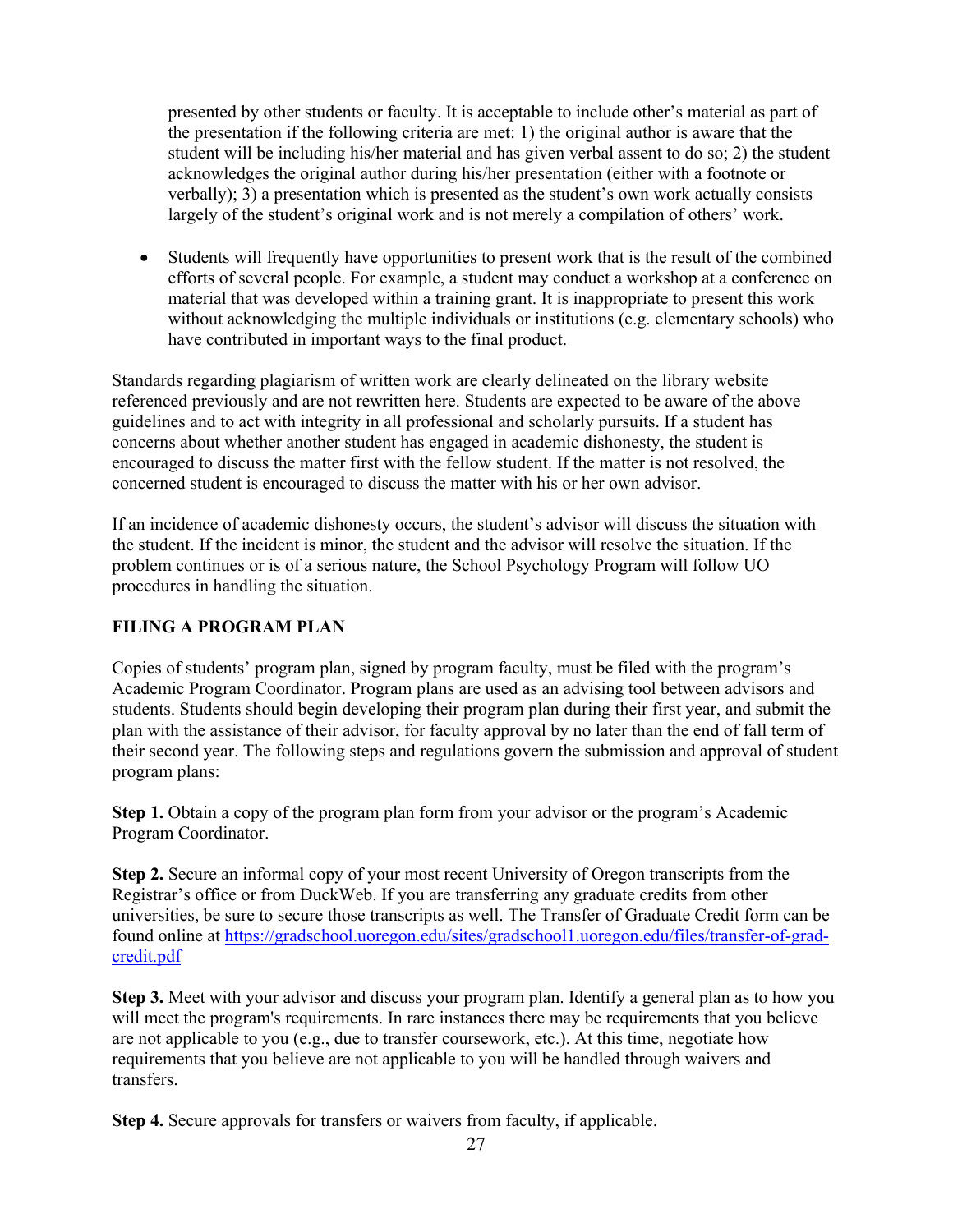presented by other students or faculty. It is acceptable to include other's material as part of the presentation if the following criteria are met: 1) the original author is aware that the student will be including his/her material and has given verbal assent to do so; 2) the student acknowledges the original author during his/her presentation (either with a footnote or verbally); 3) a presentation which is presented as the student's own work actually consists largely of the student's original work and is not merely a compilation of others' work.

- Students will frequently have opportunities to present work that is the result of the combined efforts of several people. For example, a student may conduct a workshop at a conference on material that was developed within a training grant. It is inappropriate to present this work without acknowledging the multiple individuals or institutions (e.g. elementary schools) who have contributed in important ways to the final product.

Standards regarding plagiarism of written work are clearly delineated on the library website referenced previously and are not rewritten here. Students are expected to be aware of the above guidelines and to act with integrity in all professional and scholarly pursuits. If a student has concerns about whether another student has engaged in academic dishonesty, the student is encouraged to discuss the matter first with the fellow student. If the matter is not resolved, the concerned student is encouraged to discuss the matter with his or her own advisor.

If an incidence of academic dishonesty occurs, the student's advisor will discuss the situation with the student. If the incident is minor, the student and the advisor will resolve the situation. If the problem continues or is of a serious nature, the School Psychology Program will follow UO procedures in handling the situation.

## FILING A PROGRAM PLAN

Copies of students' program plan, signed by program faculty, must be filed with the program's Academic Program Coordinator. Program plans are used as an advising tool between advisors and students. Students should begin developing their program plan during their first year, and submit the plan with the assistance of their advisor, for faculty approval by no later than the end of fall term of their second year. The following steps and regulations govern the submission and approval of student program plans:

**Step 1.** Obtain a copy of the program plan form from your advisor or the program's Academic Program Coordinator.

**Step 2.** Secure an informal copy of your most recent University of Oregon transcripts from the Registrar's office or from DuckWeb. If you are transferring any graduate credits from other universities, be sure to secure those transcripts as well. The Transfer of Graduate Credit form can be found online at [https://gradschool.uoregon.edu/sites/gradschool1.uoregon.edu/files/transfer-of-grad-credit.pdf](https://gradschool.uoregon.edu/sites/gradschool1.uoregon.edu/files/transfer-of-grad-credit.pdf)

**Step 3.** Meet with your advisor and discuss your program plan. Identify a general plan as to how you will meet the program's requirements. In rare instances there may be requirements that you believe are not applicable to you (e.g., due to transfer coursework, etc.). At this time, negotiate how requirements that you believe are not applicable to you will be handled through waivers and transfers.

**Step 4.** Secure approvals for transfers or waivers from faculty, if applicable.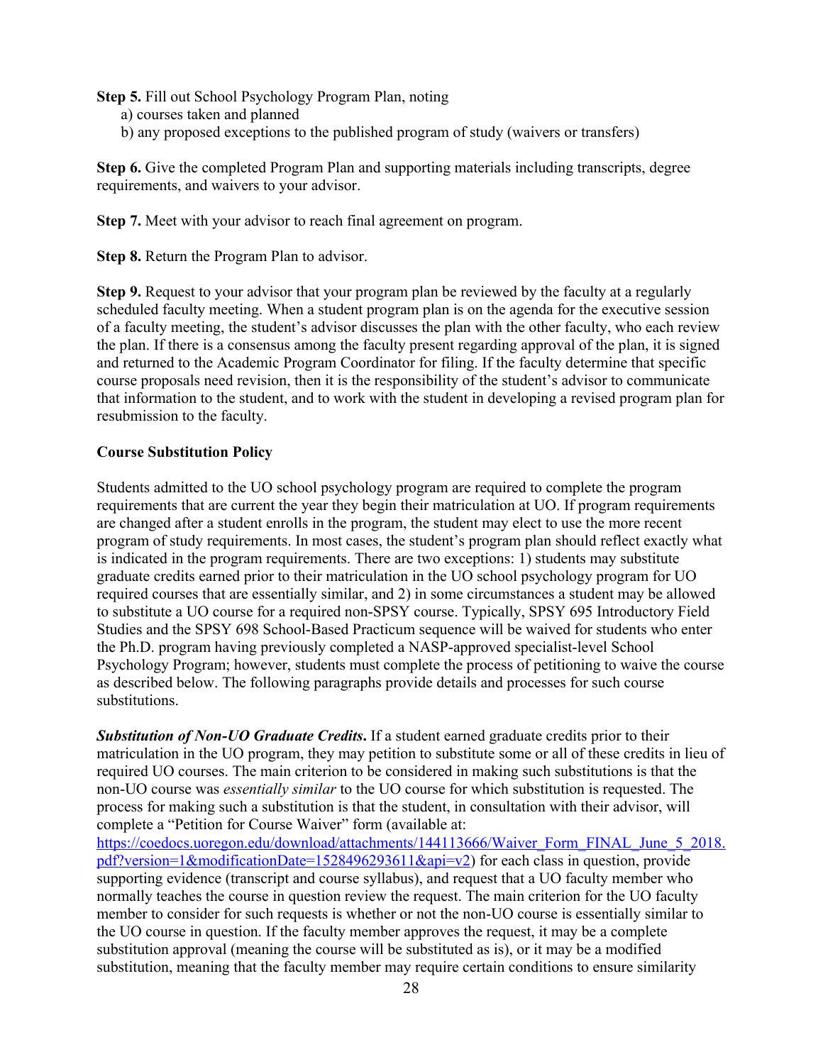**Step 5.** Fill out School Psychology Program Plan, noting

a) courses taken and planned
b) any proposed exceptions to the published program of study (waivers or transfers)

**Step 6.** Give the completed Program Plan and supporting materials including transcripts, degree requirements, and waivers to your advisor.

**Step 7.** Meet with your advisor to reach final agreement on program.

**Step 8.** Return the Program Plan to advisor.

**Step 9.** Request to your advisor that your program plan be reviewed by the faculty at a regularly scheduled faculty meeting. When a student program plan is on the agenda for the executive session of a faculty meeting, the student's advisor discusses the plan with the other faculty, who each review the plan. If there is a consensus among the faculty present regarding approval of the plan, it is signed and returned to the Academic Program Coordinator for filing. If the faculty determine that specific course proposals need revision, then it is the responsibility of the student's advisor to communicate that information to the student, and to work with the student in developing a revised program plan for resubmission to the faculty.

**Course Substitution Policy**

Students admitted to the UO school psychology program are required to complete the program requirements that are current the year they begin their matriculation at UO. If program requirements are changed after a student enrolls in the program, the student may elect to use the more recent program of study requirements. In most cases, the student's program plan should reflect exactly what is indicated in the program requirements. There are two exceptions: 1) students may substitute graduate credits earned prior to their matriculation in the UO school psychology program for UO required courses that are essentially similar, and 2) in some circumstances a student may be allowed to substitute a UO course for a required non-SPSY course. Typically, SPSY 695 Introductory Field Studies and the SPSY 698 School-Based Practicum sequence will be waived for students who enter the Ph.D. program having previously completed a NASP-approved specialist-level School Psychology Program; however, students must complete the process of petitioning to waive the course as described below. The following paragraphs provide details and processes for such course substitutions.

***Substitution of Non-UO Graduate Credits***. If a student earned graduate credits prior to their matriculation in the UO program, they may petition to substitute some or all of these credits in lieu of required UO courses. The main criterion to be considered in making such substitutions is that the non-UO course was *essentially similar* to the UO course for which substitution is requested. The process for making such a substitution is that the student, in consultation with their advisor, will complete a "Petition for Course Waiver" form (available at: https://coedocs.uoregon.edu/download/attachments/144113666/Waiver_Form_FINAL_June_5_2018.pdf?version=1&modificationDate=1528496293611&api=v2) for each class in question, provide supporting evidence (transcript and course syllabus), and request that a UO faculty member who normally teaches the course in question review the request. The main criterion for the UO faculty member to consider for such requests is whether or not the non-UO course is essentially similar to the UO course in question. If the faculty member approves the request, it may be a complete substitution approval (meaning the course will be substituted as is), or it may be a modified substitution, meaning that the faculty member may require certain conditions to ensure similarity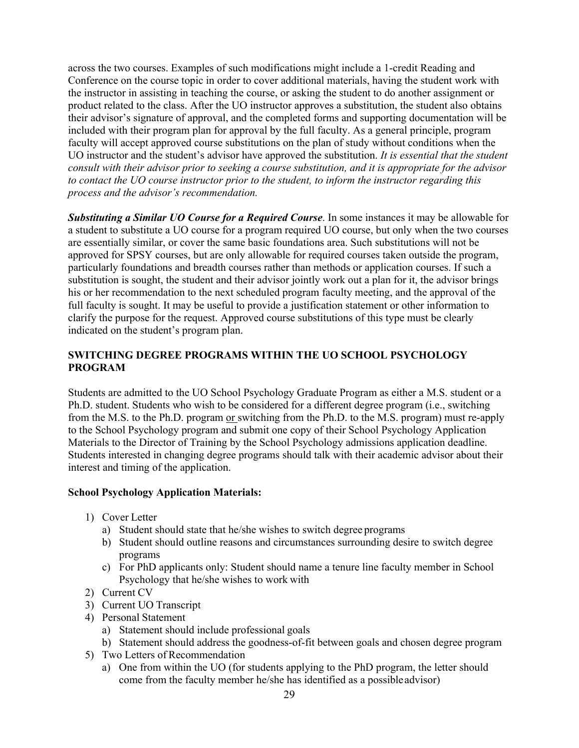across the two courses. Examples of such modifications might include a 1-credit Reading and Conference on the course topic in order to cover additional materials, having the student work with the instructor in assisting in teaching the course, or asking the student to do another assignment or product related to the class. After the UO instructor approves a substitution, the student also obtains their advisor's signature of approval, and the completed forms and supporting documentation will be included with their program plan for approval by the full faculty. As a general principle, program faculty will accept approved course substitutions on the plan of study without conditions when the UO instructor and the student's advisor have approved the substitution. *It is essential that the student consult with their advisor prior to seeking a course substitution, and it is appropriate for the advisor to contact the UO course instructor prior to the student, to inform the instructor regarding this process and the advisor's recommendation.*

***Substituting a Similar UO Course for a Required Course***. In some instances it may be allowable for a student to substitute a UO course for a program required UO course, but only when the two courses are essentially similar, or cover the same basic foundations area. Such substitutions will not be approved for SPSY courses, but are only allowable for required courses taken outside the program, particularly foundations and breadth courses rather than methods or application courses. If such a substitution is sought, the student and their advisor jointly work out a plan for it, the advisor brings his or her recommendation to the next scheduled program faculty meeting, and the approval of the full faculty is sought. It may be useful to provide a justification statement or other information to clarify the purpose for the request. Approved course substitutions of this type must be clearly indicated on the student's program plan.

## SWITCHING DEGREE PROGRAMS WITHIN THE UO SCHOOL PSYCHOLOGY PROGRAM

Students are admitted to the UO School Psychology Graduate Program as either a M.S. student or a Ph.D. student. Students who wish to be considered for a different degree program (i.e., switching from the M.S. to the Ph.D. program <u>or</u> switching from the Ph.D. to the M.S. program) must re-apply to the School Psychology program and submit one copy of their School Psychology Application Materials to the Director of Training by the School Psychology admissions application deadline. Students interested in changing degree programs should talk with their academic advisor about their interest and timing of the application.

**School Psychology Application Materials:**

1) Cover Letter
    a) Student should state that he/she wishes to switch degree programs
    b) Student should outline reasons and circumstances surrounding desire to switch degree programs
    c) For PhD applicants only: Student should name a tenure line faculty member in School Psychology that he/she wishes to work with
2) Current CV
3) Current UO Transcript
4) Personal Statement
    a) Statement should include professional goals
    b) Statement should address the goodness-of-fit between goals and chosen degree program
5) Two Letters of Recommendation
    a) One from within the UO (for students applying to the PhD program, the letter should come from the faculty member he/she has identified as a possible advisor)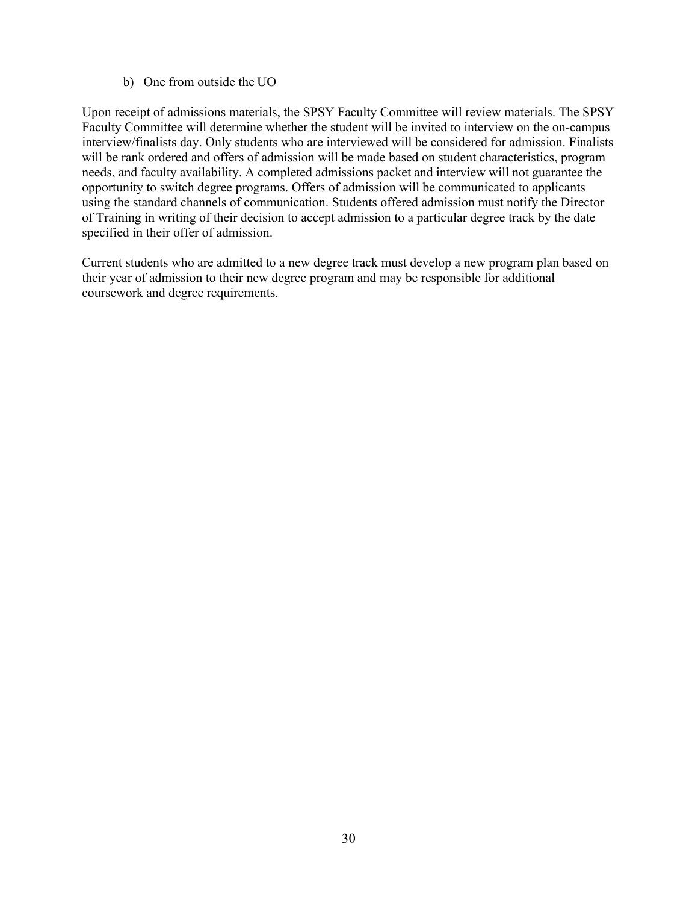b) One from outside the UO

Upon receipt of admissions materials, the SPSY Faculty Committee will review materials. The SPSY Faculty Committee will determine whether the student will be invited to interview on the on-campus interview/finalists day. Only students who are interviewed will be considered for admission. Finalists will be rank ordered and offers of admission will be made based on student characteristics, program needs, and faculty availability. A completed admissions packet and interview will not guarantee the opportunity to switch degree programs. Offers of admission will be communicated to applicants using the standard channels of communication. Students offered admission must notify the Director of Training in writing of their decision to accept admission to a particular degree track by the date specified in their offer of admission.

Current students who are admitted to a new degree track must develop a new program plan based on their year of admission to their new degree program and may be responsible for additional coursework and degree requirements.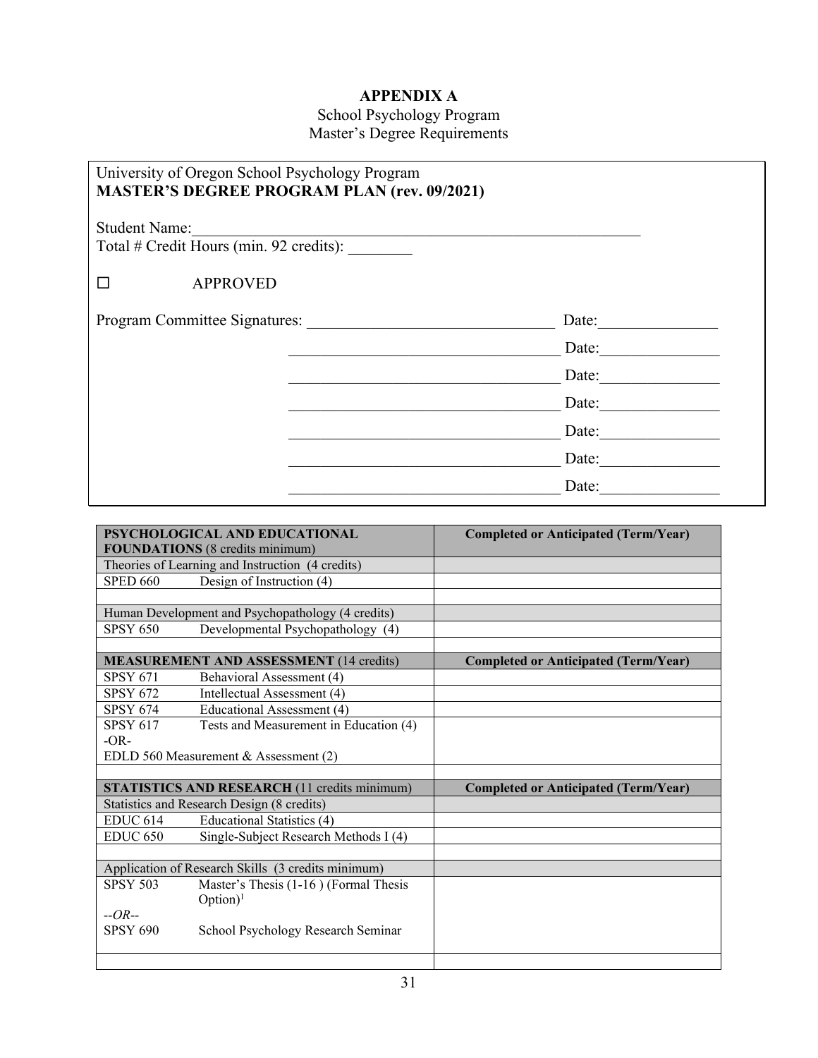# APPENDIX A

School Psychology Program
Master's Degree Requirements

University of Oregon School Psychology Program
**MASTER'S DEGREE PROGRAM PLAN (rev. 09/2021)**

Student Name:\_\_\_\_\_\_\_\_\_\_\_\_\_\_\_\_\_\_\_\_\_\_\_\_\_\_\_\_\_\_\_\_\_\_\_\_\_\_\_\_\_\_\_\_\_\_\_\_\_\_\_\_\_\_\_\_\_\_
Total # Credit Hours (min. 92 credits): \_\_\_\_\_\_\_\_

☐ APPROVED

Program Committee Signatures: \_\_\_\_\_\_\_\_\_\_\_\_\_\_\_\_\_\_\_\_\_\_\_\_\_\_\_\_\_\_\_\_ Date:\_\_\_\_\_\_\_\_\_\_\_\_\_\_\_

\_\_\_\_\_\_\_\_\_\_\_\_\_\_\_\_\_\_\_\_\_\_\_\_\_\_\_\_\_\_\_\_\_\_\_ Date:\_\_\_\_\_\_\_\_\_\_\_\_\_\_\_

\_\_\_\_\_\_\_\_\_\_\_\_\_\_\_\_\_\_\_\_\_\_\_\_\_\_\_\_\_\_\_\_\_\_\_ Date:\_\_\_\_\_\_\_\_\_\_\_\_\_\_\_

\_\_\_\_\_\_\_\_\_\_\_\_\_\_\_\_\_\_\_\_\_\_\_\_\_\_\_\_\_\_\_\_\_\_\_ Date:\_\_\_\_\_\_\_\_\_\_\_\_\_\_\_

\_\_\_\_\_\_\_\_\_\_\_\_\_\_\_\_\_\_\_\_\_\_\_\_\_\_\_\_\_\_\_\_\_\_\_ Date:\_\_\_\_\_\_\_\_\_\_\_\_\_\_\_

\_\_\_\_\_\_\_\_\_\_\_\_\_\_\_\_\_\_\_\_\_\_\_\_\_\_\_\_\_\_\_\_\_\_\_ Date:\_\_\_\_\_\_\_\_\_\_\_\_\_\_\_

\_\_\_\_\_\_\_\_\_\_\_\_\_\_\_\_\_\_\_\_\_\_\_\_\_\_\_\_\_\_\_\_\_\_\_ Date:\_\_\_\_\_\_\_\_\_\_\_\_\_\_\_

| **PSYCHOLOGICAL AND EDUCATIONAL FOUNDATIONS** (8 credits minimum) | **Completed or Anticipated (Term/Year)** |
|---|---|
| Theories of Learning and Instruction (4 credits) | |
| SPED 660 Design of Instruction (4) | |
| | |
| Human Development and Psychopathology (4 credits) | |
| SPSY 650 Developmental Psychopathology (4) | |
| | |
| **MEASUREMENT AND ASSESSMENT** (14 credits) | **Completed or Anticipated (Term/Year)** |
| SPSY 671 Behavioral Assessment (4) | |
| SPSY 672 Intellectual Assessment (4) | |
| SPSY 674 Educational Assessment (4) | |
| SPSY 617 Tests and Measurement in Education (4) -OR- EDLD 560 Measurement & Assessment (2) | |
| | |
| **STATISTICS AND RESEARCH** (11 credits minimum) | **Completed or Anticipated (Term/Year)** |
| Statistics and Research Design (8 credits) | |
| EDUC 614 Educational Statistics (4) | |
| EDUC 650 Single-Subject Research Methods I (4) | |
| | |
| Application of Research Skills (3 credits minimum) | |
| SPSY 503 Master's Thesis (1-16 ) (Formal Thesis Option)[1] *--OR--* SPSY 690 School Psychology Research Seminar | |
| | |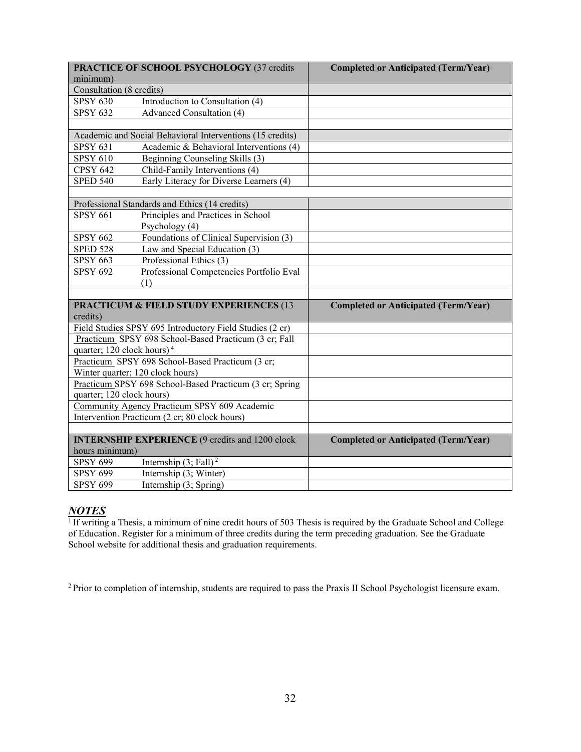| PRACTICE OF SCHOOL PSYCHOLOGY (37 credits minimum) | Completed or Anticipated (Term/Year) |
|---|---|
| Consultation (8 credits) | |
| SPSY 630 Introduction to Consultation (4) | |
| SPSY 632 Advanced Consultation (4) | |
| | |
| Academic and Social Behavioral Interventions (15 credits) | |
| SPSY 631 Academic & Behavioral Interventions (4) | |
| SPSY 610 Beginning Counseling Skills (3) | |
| CPSY 642 Child-Family Interventions (4) | |
| SPED 540 Early Literacy for Diverse Learners (4) | |
| | |
| Professional Standards and Ethics (14 credits) | |
| SPSY 661 Principles and Practices in School Psychology (4) | |
| SPSY 662 Foundations of Clinical Supervision (3) | |
| SPED 528 Law and Special Education (3) | |
| SPSY 663 Professional Ethics (3) | |
| SPSY 692 Professional Competencies Portfolio Eval (1) | |
| | |
| **PRACTICUM & FIELD STUDY EXPERIENCES** (13 credits) | **Completed or Anticipated (Term/Year)** |
| Field Studies SPSY 695 Introductory Field Studies (2 cr) | |
| Practicum SPSY 698 School-Based Practicum (3 cr; Fall quarter; 120 clock hours) [4] | |
| Practicum SPSY 698 School-Based Practicum (3 cr; Winter quarter; 120 clock hours) | |
| Practicum SPSY 698 School-Based Practicum (3 cr; Spring quarter; 120 clock hours) | |
| Community Agency Practicum SPSY 609 Academic Intervention Practicum (2 cr; 80 clock hours) | |
| | |
| **INTERNSHIP EXPERIENCE** (9 credits and 1200 clock hours minimum) | **Completed or Anticipated (Term/Year)** |
| SPSY 699 Internship (3; Fall) [2] | |
| SPSY 699 Internship (3; Winter) | |
| SPSY 699 Internship (3; Spring) | |

## ***NOTES***

[1] If writing a Thesis, a minimum of nine credit hours of 503 Thesis is required by the Graduate School and College of Education. Register for a minimum of three credits during the term preceding graduation. See the Graduate School website for additional thesis and graduation requirements.

[2] Prior to completion of internship, students are required to pass the Praxis II School Psychologist licensure exam.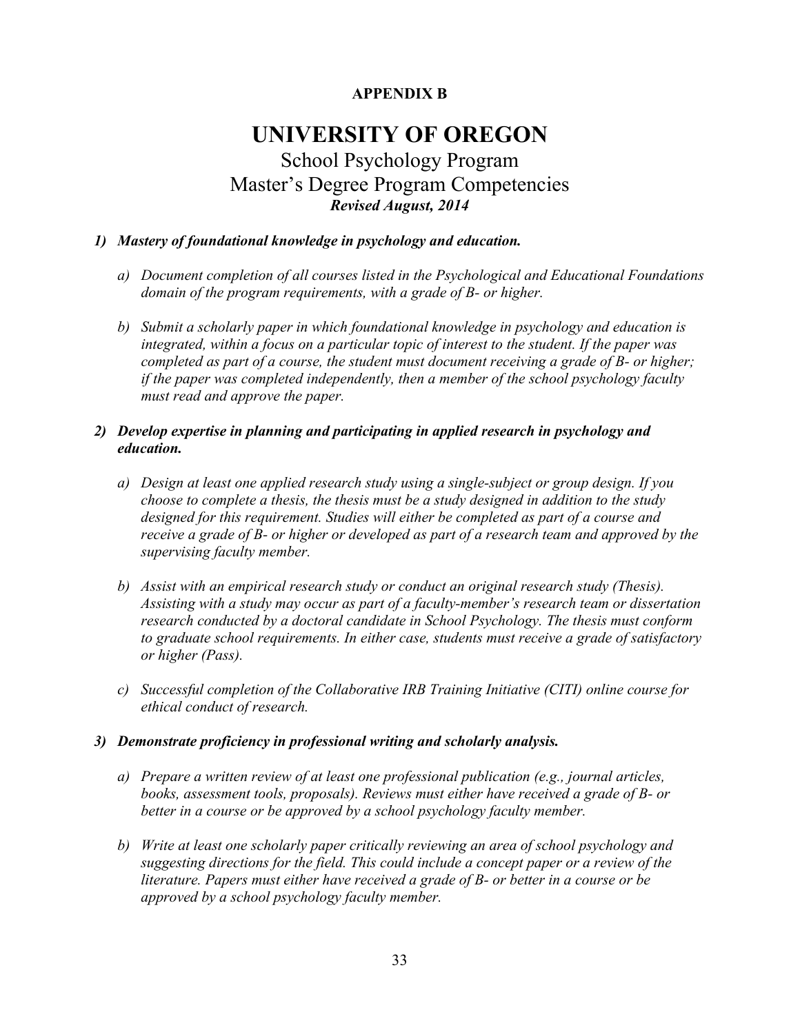**APPENDIX B**

# UNIVERSITY OF OREGON

## School Psychology Program
## Master's Degree Program Competencies

***Revised August, 2014***

1) ***Mastery of foundational knowledge in psychology and education.***

   a) *Document completion of all courses listed in the Psychological and Educational Foundations domain of the program requirements, with a grade of B- or higher.*

   b) *Submit a scholarly paper in which foundational knowledge in psychology and education is integrated, within a focus on a particular topic of interest to the student. If the paper was completed as part of a course, the student must document receiving a grade of B- or higher; if the paper was completed independently, then a member of the school psychology faculty must read and approve the paper.*

2) ***Develop expertise in planning and participating in applied research in psychology and education.***

   a) *Design at least one applied research study using a single-subject or group design. If you choose to complete a thesis, the thesis must be a study designed in addition to the study designed for this requirement. Studies will either be completed as part of a course and receive a grade of B- or higher or developed as part of a research team and approved by the supervising faculty member.*

   b) *Assist with an empirical research study or conduct an original research study (Thesis). Assisting with a study may occur as part of a faculty-member's research team or dissertation research conducted by a doctoral candidate in School Psychology. The thesis must conform to graduate school requirements. In either case, students must receive a grade of satisfactory or higher (Pass).*

   c) *Successful completion of the Collaborative IRB Training Initiative (CITI) online course for ethical conduct of research.*

3) ***Demonstrate proficiency in professional writing and scholarly analysis.***

   a) *Prepare a written review of at least one professional publication (e.g., journal articles, books, assessment tools, proposals). Reviews must either have received a grade of B- or better in a course or be approved by a school psychology faculty member.*

   b) *Write at least one scholarly paper critically reviewing an area of school psychology and suggesting directions for the field. This could include a concept paper or a review of the literature. Papers must either have received a grade of B- or better in a course or be approved by a school psychology faculty member.*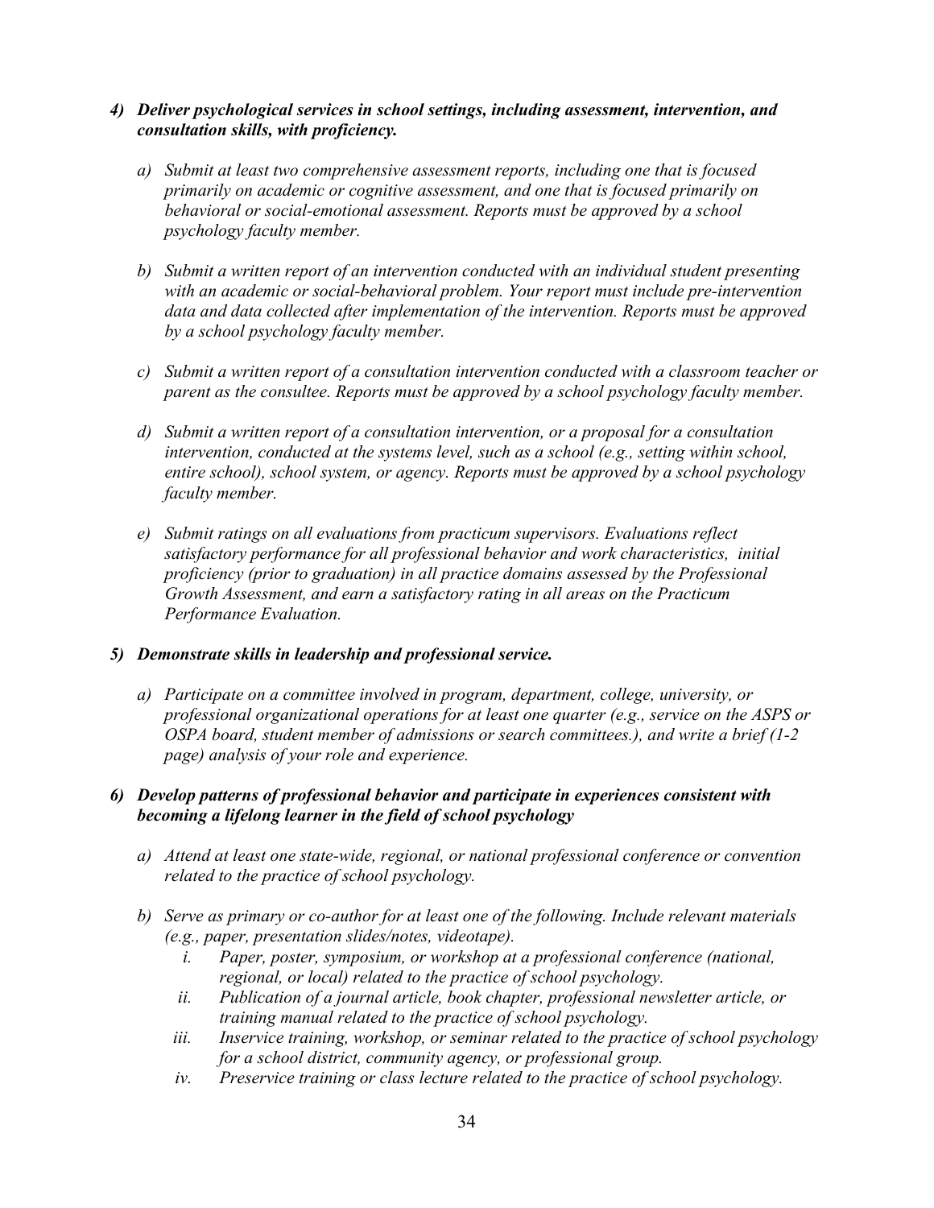4) ***Deliver psychological services in school settings, including assessment, intervention, and consultation skills, with proficiency.***

   a) *Submit at least two comprehensive assessment reports, including one that is focused primarily on academic or cognitive assessment, and one that is focused primarily on behavioral or social-emotional assessment. Reports must be approved by a school psychology faculty member.*

   b) *Submit a written report of an intervention conducted with an individual student presenting with an academic or social-behavioral problem. Your report must include pre-intervention data and data collected after implementation of the intervention. Reports must be approved by a school psychology faculty member.*

   c) *Submit a written report of a consultation intervention conducted with a classroom teacher or parent as the consultee. Reports must be approved by a school psychology faculty member.*

   d) *Submit a written report of a consultation intervention, or a proposal for a consultation intervention, conducted at the systems level, such as a school (e.g., setting within school, entire school), school system, or agency. Reports must be approved by a school psychology faculty member.*

   e) *Submit ratings on all evaluations from practicum supervisors. Evaluations reflect satisfactory performance for all professional behavior and work characteristics, initial proficiency (prior to graduation) in all practice domains assessed by the Professional Growth Assessment, and earn a satisfactory rating in all areas on the Practicum Performance Evaluation.*

5) ***Demonstrate skills in leadership and professional service.***

   a) *Participate on a committee involved in program, department, college, university, or professional organizational operations for at least one quarter (e.g., service on the ASPS or OSPA board, student member of admissions or search committees.), and write a brief (1-2 page) analysis of your role and experience.*

6) ***Develop patterns of professional behavior and participate in experiences consistent with becoming a lifelong learner in the field of school psychology***

   a) *Attend at least one state-wide, regional, or national professional conference or convention related to the practice of school psychology.*

   b) *Serve as primary or co-author for at least one of the following. Include relevant materials (e.g., paper, presentation slides/notes, videotape).*
      i. *Paper, poster, symposium, or workshop at a professional conference (national, regional, or local) related to the practice of school psychology.*
      ii. *Publication of a journal article, book chapter, professional newsletter article, or training manual related to the practice of school psychology.*
      iii. *Inservice training, workshop, or seminar related to the practice of school psychology for a school district, community agency, or professional group.*
      iv. *Preservice training or class lecture related to the practice of school psychology.*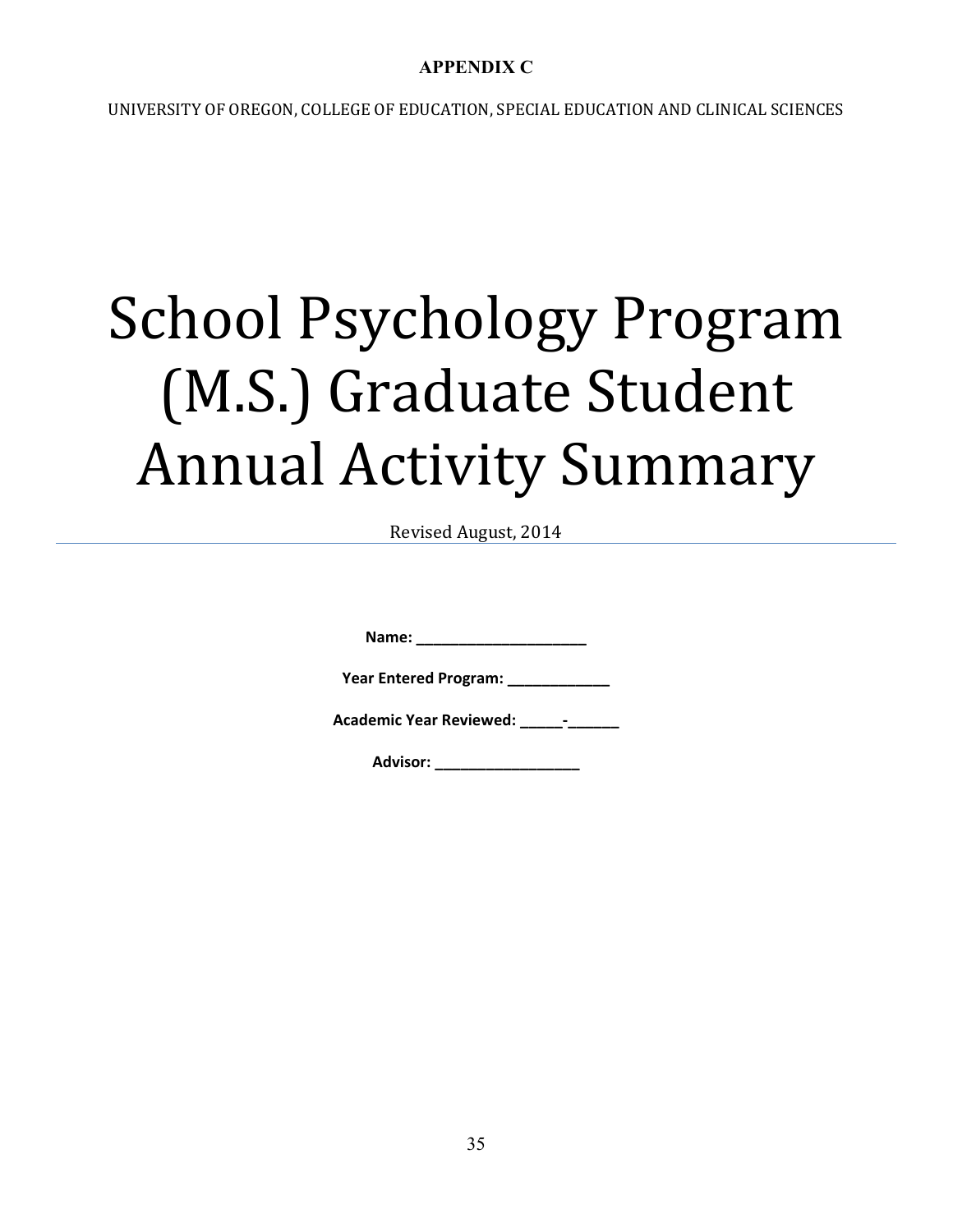**APPENDIX C**

UNIVERSITY OF OREGON, COLLEGE OF EDUCATION, SPECIAL EDUCATION AND CLINICAL SCIENCES

# School Psychology Program (M.S.) Graduate Student Annual Activity Summary

Revised August, 2014

**Name: ______________________**

**Year Entered Program: _____________**

**Academic Year Reviewed: ______-_______**

**Advisor: ___________________**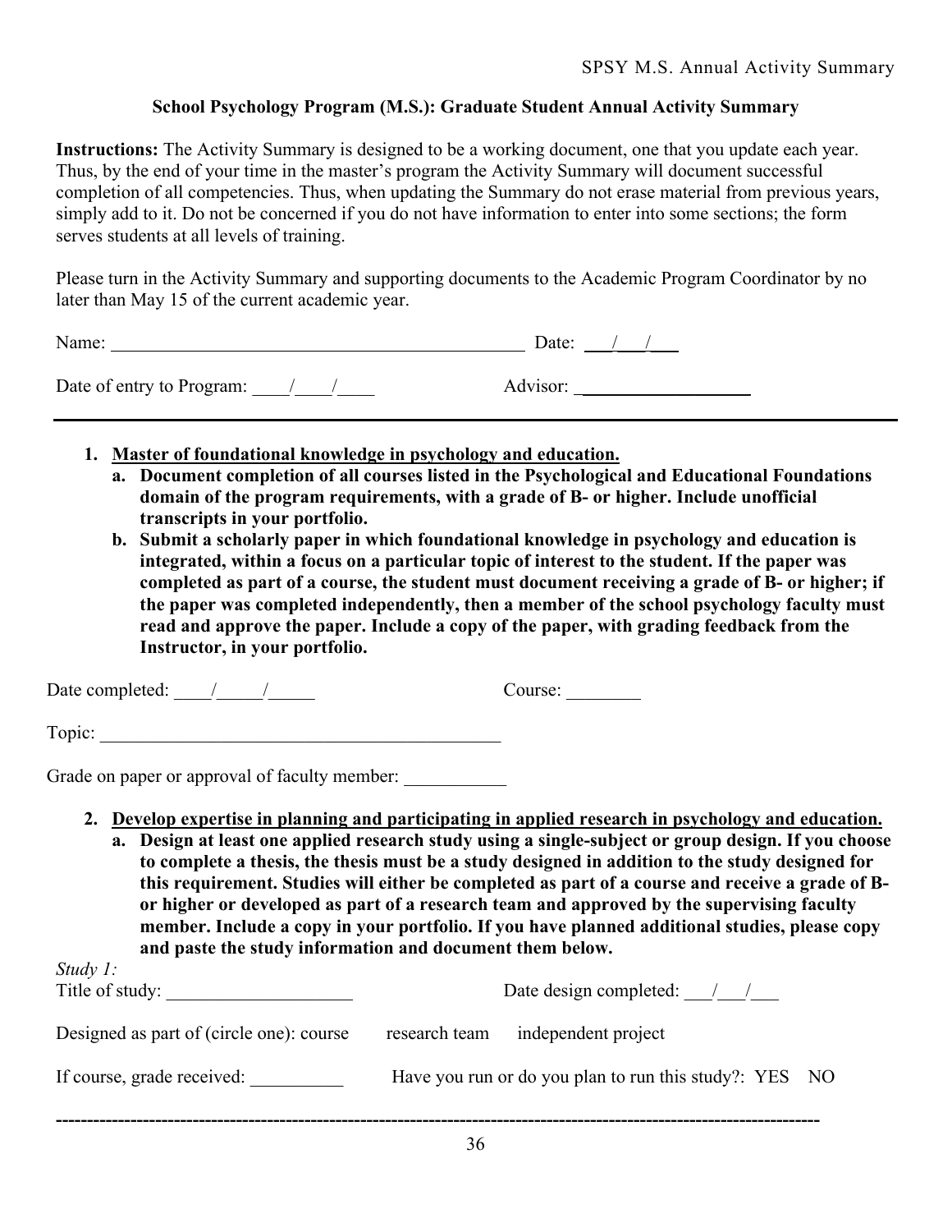## School Psychology Program (M.S.): Graduate Student Annual Activity Summary

**Instructions:** The Activity Summary is designed to be a working document, one that you update each year. Thus, by the end of your time in the master's program the Activity Summary will document successful completion of all competencies. Thus, when updating the Summary do not erase material from previous years, simply add to it. Do not be concerned if you do not have information to enter into some sections; the form serves students at all levels of training.

Please turn in the Activity Summary and supporting documents to the Academic Program Coordinator by no later than May 15 of the current academic year.

Name: ______________________________________________ Date: ___/___/___

Date of entry to Program: ____/____/____ Advisor: ___________________

---

1. **Master of foundational knowledge in psychology and education.**
   a. **Document completion of all courses listed in the Psychological and Educational Foundations domain of the program requirements, with a grade of B- or higher. Include unofficial transcripts in your portfolio.**
   b. **Submit a scholarly paper in which foundational knowledge in psychology and education is integrated, within a focus on a particular topic of interest to the student. If the paper was completed as part of a course, the student must document receiving a grade of B- or higher; if the paper was completed independently, then a member of the school psychology faculty must read and approve the paper. Include a copy of the paper, with grading feedback from the Instructor, in your portfolio.**

Date completed: ____/_____/_____ Course: ________

Topic: ____________________________________________

Grade on paper or approval of faculty member: ___________

2. **Develop expertise in planning and participating in applied research in psychology and education.**
   a. **Design at least one applied research study using a single-subject or group design. If you choose to complete a thesis, the thesis must be a study designed in addition to the study designed for this requirement. Studies will either be completed as part of a course and receive a grade of B- or higher or developed as part of a research team and approved by the supervising faculty member. Include a copy in your portfolio. If you have planned additional studies, please copy and paste the study information and document them below.**

*Study 1:*

Title of study: ____________________ Date design completed: ___/___/___

Designed as part of (circle one): course research team independent project

If course, grade received: __________ Have you run or do you plan to run this study?: YES NO

---------------------------------------------------------------------------------------------------------------------------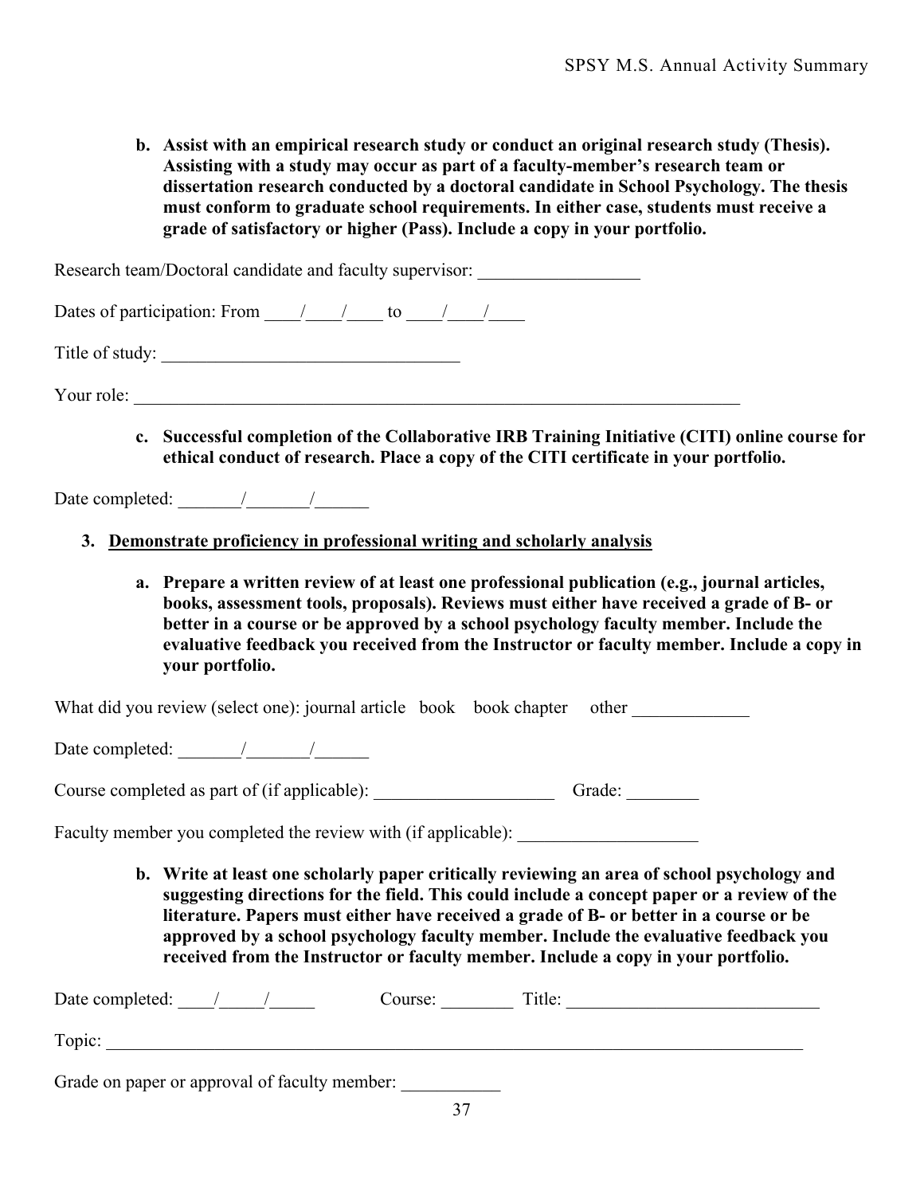**b. Assist with an empirical research study or conduct an original research study (Thesis). Assisting with a study may occur as part of a faculty-member's research team or dissertation research conducted by a doctoral candidate in School Psychology. The thesis must conform to graduate school requirements. In either case, students must receive a grade of satisfactory or higher (Pass). Include a copy in your portfolio.**

Research team/Doctoral candidate and faculty supervisor: __________________

Dates of participation: From ____/____/____ to ____/____/____

Title of study: _________________________________

Your role: ________________________________________________________________________

**c. Successful completion of the Collaborative IRB Training Initiative (CITI) online course for ethical conduct of research. Place a copy of the CITI certificate in your portfolio.**

Date completed: _______/_______/______

3. <u>**Demonstrate proficiency in professional writing and scholarly analysis**</u>

**a. Prepare a written review of at least one professional publication (e.g., journal articles, books, assessment tools, proposals). Reviews must either have received a grade of B- or better in a course or be approved by a school psychology faculty member. Include the evaluative feedback you received from the Instructor or faculty member. Include a copy in your portfolio.**

What did you review (select one): journal article book book chapter other _____________

Date completed: _______/_______/______

Course completed as part of (if applicable): ____________________ Grade: ________

Faculty member you completed the review with (if applicable): ____________________

**b. Write at least one scholarly paper critically reviewing an area of school psychology and suggesting directions for the field. This could include a concept paper or a review of the literature. Papers must either have received a grade of B- or better in a course or be approved by a school psychology faculty member. Include the evaluative feedback you received from the Instructor or faculty member. Include a copy in your portfolio.**

Date completed: ____/_____/_____ Course: ________ Title: ____________________________

Topic: ________________________________________________________________________________

Grade on paper or approval of faculty member: ___________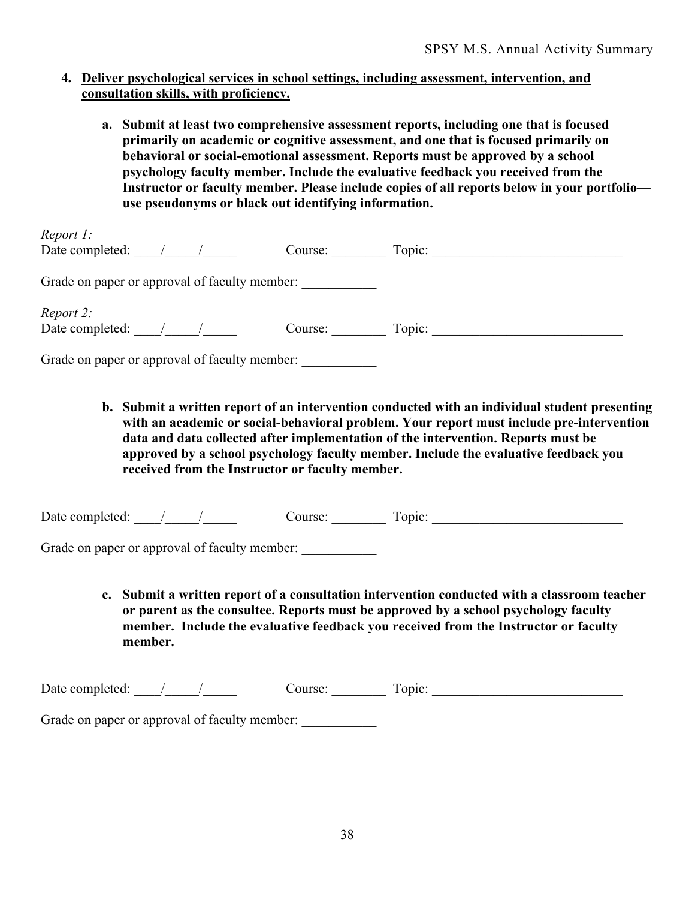4. **<u>Deliver psychological services in school settings, including assessment, intervention, and consultation skills, with proficiency.</u>**

   a. **Submit at least two comprehensive assessment reports, including one that is focused primarily on academic or cognitive assessment, and one that is focused primarily on behavioral or social-emotional assessment. Reports must be approved by a school psychology faculty member. Include the evaluative feedback you received from the Instructor or faculty member. Please include copies of all reports below in your portfolio—use pseudonyms or black out identifying information.**

*Report 1:*
Date completed: ____/_____/_____ Course: ________ Topic: ____________________________

Grade on paper or approval of faculty member: ___________

*Report 2:*
Date completed: ____/_____/_____ Course: ________ Topic: ____________________________

Grade on paper or approval of faculty member: ___________

   b. **Submit a written report of an intervention conducted with an individual student presenting with an academic or social-behavioral problem. Your report must include pre-intervention data and data collected after implementation of the intervention. Reports must be approved by a school psychology faculty member. Include the evaluative feedback you received from the Instructor or faculty member.**

Date completed: ____/_____/_____ Course: ________ Topic: ____________________________

Grade on paper or approval of faculty member: ___________

   c. **Submit a written report of a consultation intervention conducted with a classroom teacher or parent as the consultee. Reports must be approved by a school psychology faculty member. Include the evaluative feedback you received from the Instructor or faculty member.**

Date completed: ____/_____/_____ Course: ________ Topic: ____________________________

Grade on paper or approval of faculty member: ___________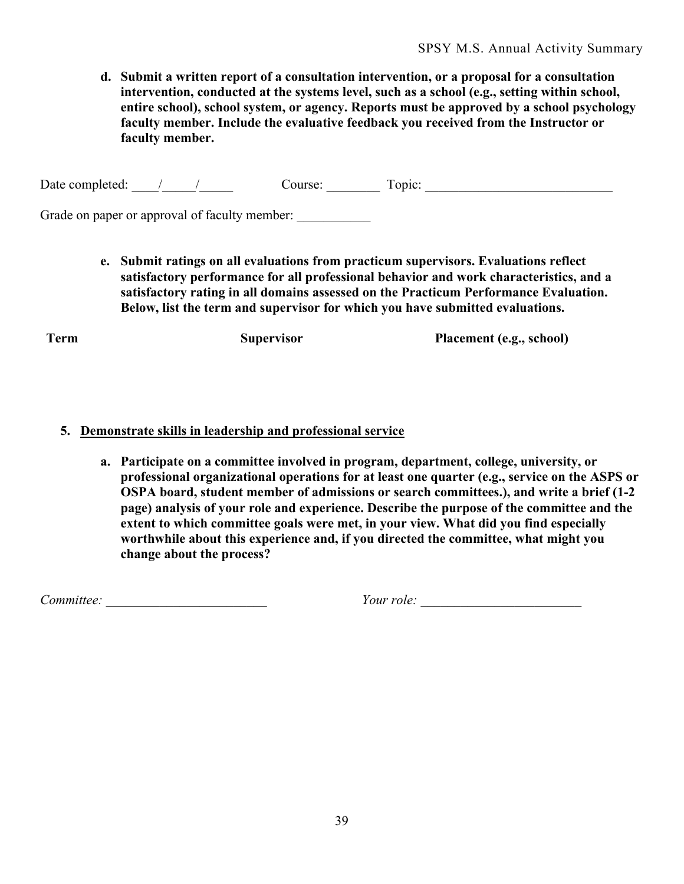**d. Submit a written report of a consultation intervention, or a proposal for a consultation intervention, conducted at the systems level, such as a school (e.g., setting within school, entire school), school system, or agency. Reports must be approved by a school psychology faculty member. Include the evaluative feedback you received from the Instructor or faculty member.**

Date completed: ____/_____/_____ Course: ________ Topic: ____________________________

Grade on paper or approval of faculty member: ___________

**e. Submit ratings on all evaluations from practicum supervisors. Evaluations reflect satisfactory performance for all professional behavior and work characteristics, and a satisfactory rating in all domains assessed on the Practicum Performance Evaluation. Below, list the term and supervisor for which you have submitted evaluations.**

| Term | Supervisor | Placement (e.g., school) |
| --- | --- | --- |
| | | |

**5. <u>Demonstrate skills in leadership and professional service</u>**

**a. Participate on a committee involved in program, department, college, university, or professional organizational operations for at least one quarter (e.g., service on the ASPS or OSPA board, student member of admissions or search committees.), and write a brief (1-2 page) analysis of your role and experience. Describe the purpose of the committee and the extent to which committee goals were met, in your view. What did you find especially worthwhile about this experience and, if you directed the committee, what might you change about the process?**

*Committee:* ________________________ *Your role:* ________________________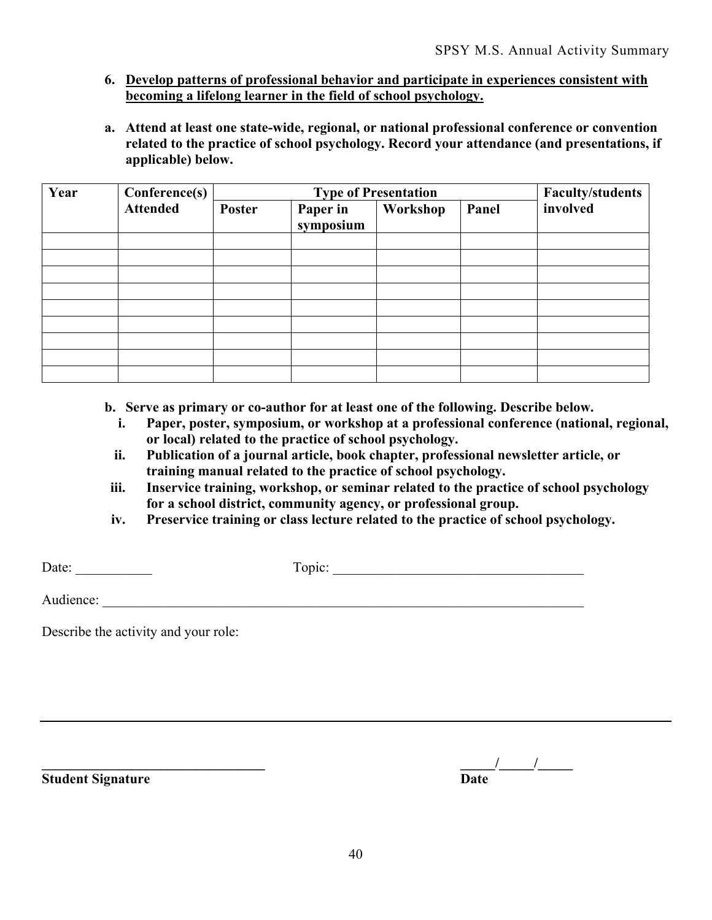6. **Develop patterns of professional behavior and participate in experiences consistent with becoming a lifelong learner in the field of school psychology.**

a. **Attend at least one state-wide, regional, or national professional conference or convention related to the practice of school psychology. Record your attendance (and presentations, if applicable) below.**

| Year | Conference(s) Attended | Type of Presentation | | | | Faculty/students involved |
|---|---|---|---|---|---|---|
| | | Poster | Paper in symposium | Workshop | Panel | |
| | | | | | | |
| | | | | | | |
| | | | | | | |
| | | | | | | |
| | | | | | | |
| | | | | | | |
| | | | | | | |
| | | | | | | |
| | | | | | | |

b. **Serve as primary or co-author for at least one of the following. Describe below.**
   i. **Paper, poster, symposium, or workshop at a professional conference (national, regional, or local) related to the practice of school psychology.**
   ii. **Publication of a journal article, book chapter, professional newsletter article, or training manual related to the practice of school psychology.**
   iii. **Inservice training, workshop, or seminar related to the practice of school psychology for a school district, community agency, or professional group.**
   iv. **Preservice training or class lecture related to the practice of school psychology.**

Date: ___________ Topic: ____________________________________

Audience: ______________________________________________________________________

Describe the activity and your role:

---

________________________________ _____/_____/_____

**Student Signature** **Date**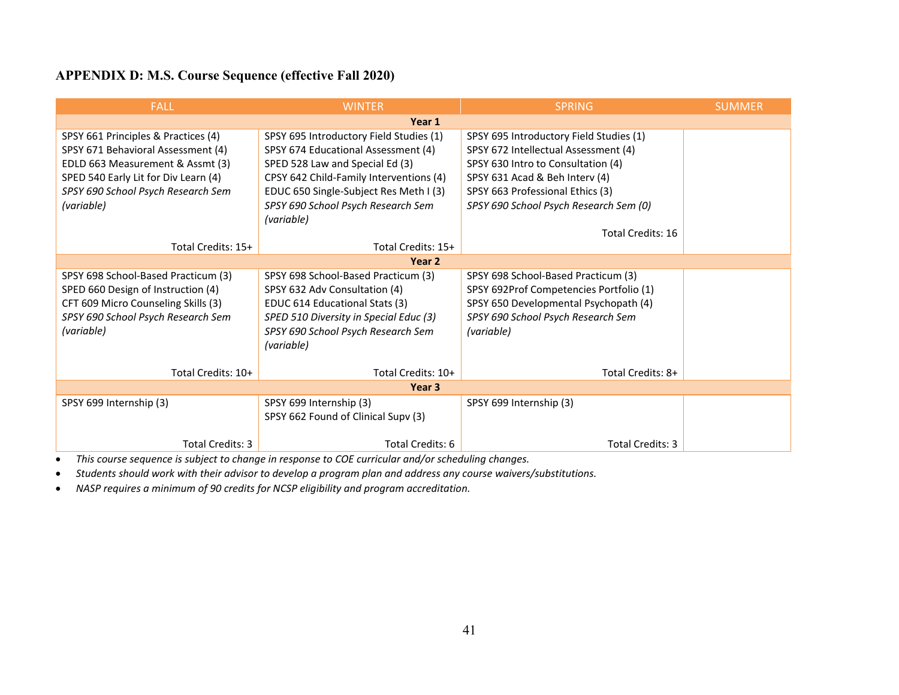## APPENDIX D: M.S. Course Sequence (effective Fall 2020)

| FALL | WINTER | SPRING | SUMMER |
|---|---|---|---|
| **Year 1** | | | |
| SPSY 661 Principles & Practices (4)<br>SPSY 671 Behavioral Assessment (4)<br>EDLD 663 Measurement & Assmt (3)<br>SPED 540 Early Lit for Div Learn (4)<br>*SPSY 690 School Psych Research Sem (variable)*<br>Total Credits: 15+ | SPSY 695 Introductory Field Studies (1)<br>SPSY 674 Educational Assessment (4)<br>SPED 528 Law and Special Ed (3)<br>CPSY 642 Child-Family Interventions (4)<br>EDUC 650 Single-Subject Res Meth I (3)<br>*SPSY 690 School Psych Research Sem (variable)*<br>Total Credits: 15+ | SPSY 695 Introductory Field Studies (1)<br>SPSY 672 Intellectual Assessment (4)<br>SPSY 630 Intro to Consultation (4)<br>SPSY 631 Acad & Beh Interv (4)<br>SPSY 663 Professional Ethics (3)<br>*SPSY 690 School Psych Research Sem (0)*<br>Total Credits: 16 | |
| **Year 2** | | | |
| SPSY 698 School-Based Practicum (3)<br>SPED 660 Design of Instruction (4)<br>CFT 609 Micro Counseling Skills (3)<br>*SPSY 690 School Psych Research Sem (variable)*<br>Total Credits: 10+ | SPSY 698 School-Based Practicum (3)<br>SPSY 632 Adv Consultation (4)<br>EDUC 614 Educational Stats (3)<br>*SPED 510 Diversity in Special Educ (3)*<br>*SPSY 690 School Psych Research Sem (variable)*<br>Total Credits: 10+ | SPSY 698 School-Based Practicum (3)<br>SPSY 692Prof Competencies Portfolio (1)<br>SPSY 650 Developmental Psychopath (4)<br>*SPSY 690 School Psych Research Sem (variable)*<br>Total Credits: 8+ | |
| **Year 3** | | | |
| SPSY 699 Internship (3)<br>Total Credits: 3 | SPSY 699 Internship (3)<br>SPSY 662 Found of Clinical Supv (3)<br>Total Credits: 6 | SPSY 699 Internship (3)<br>Total Credits: 3 | |

- *This course sequence is subject to change in response to COE curricular and/or scheduling changes.*
- *Students should work with their advisor to develop a program plan and address any course waivers/substitutions.*
- *NASP requires a minimum of 90 credits for NCSP eligibility and program accreditation.*